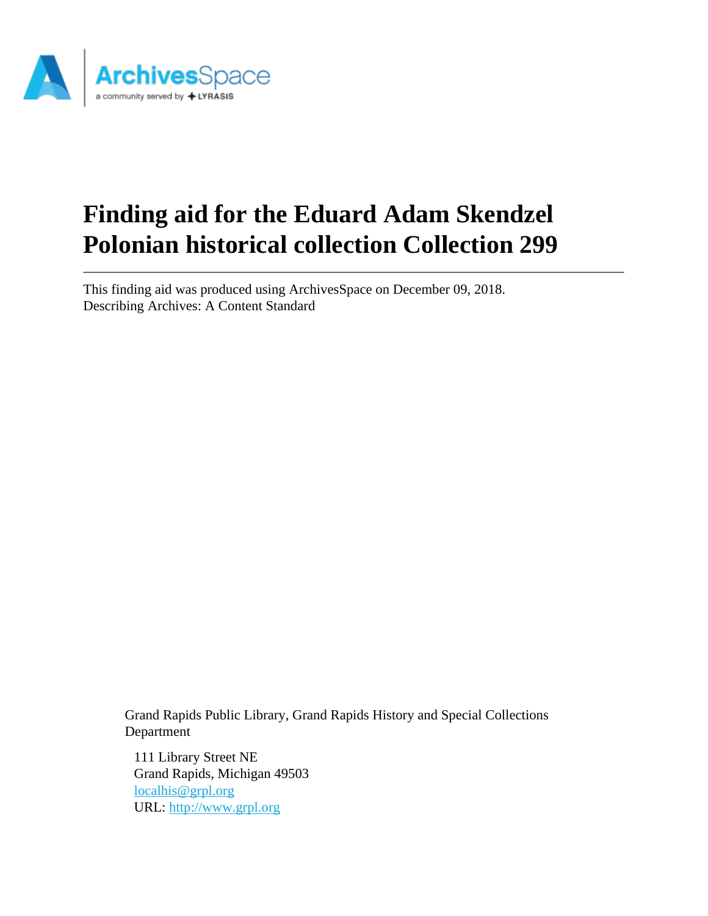# Finding aid for the Eduard Adam Skendzel Polonian historical collection Collection 299

This finding aid was produced using ArchivesSpace on December 09, 2018.
Describing Archives: A Content Standard

Grand Rapids Public Library, Grand Rapids History and Special Collections Department

111 Library Street NE
Grand Rapids, Michigan 49503
localhis@grpl.org
URL: http://www.grpl.org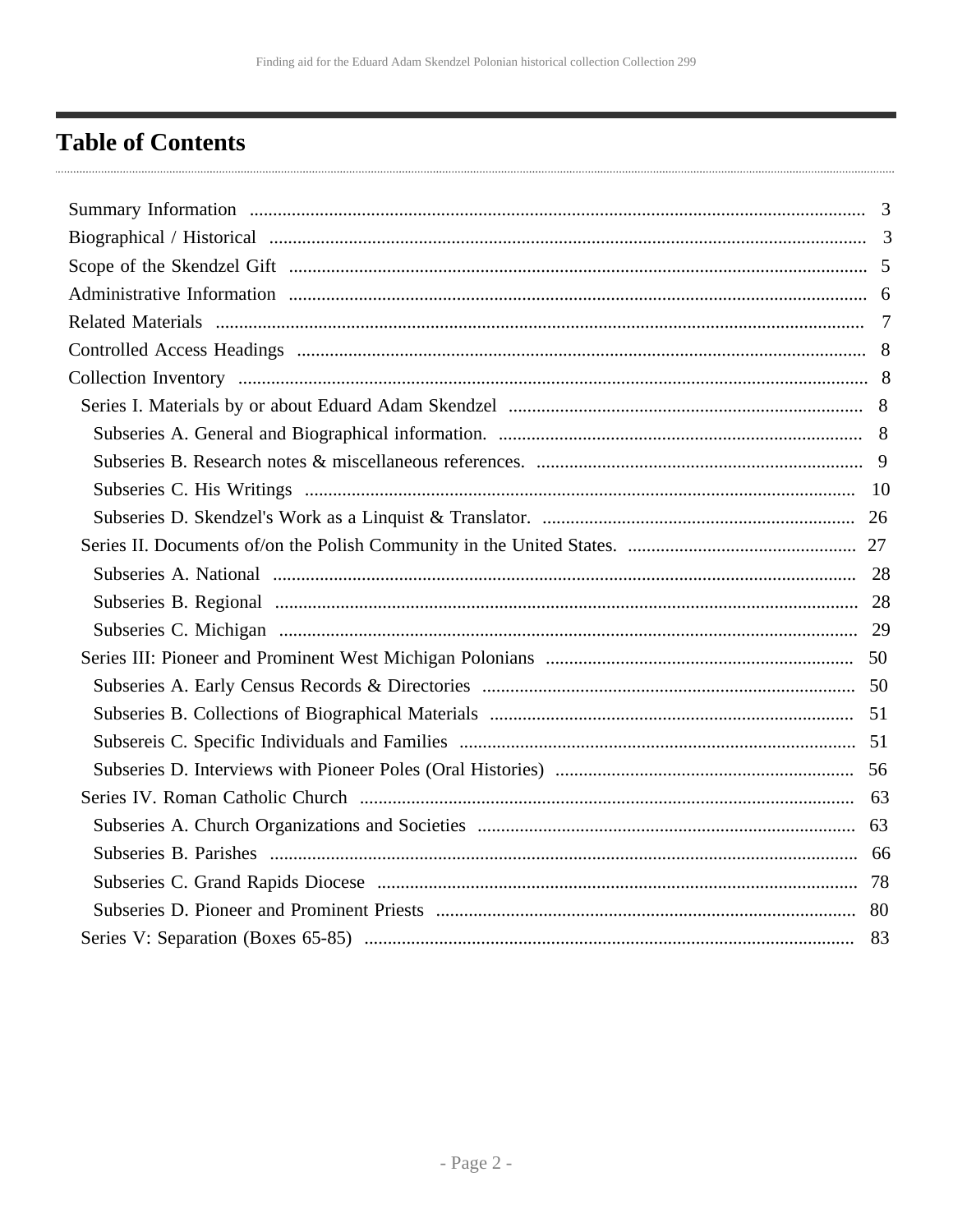# Table of Contents

- Summary Information ... 3
- Biographical / Historical ... 3
- Scope of the Skendzel Gift ... 5
- Administrative Information ... 6
- Related Materials ... 7
- Controlled Access Headings ... 8
- Collection Inventory ... 8
  - Series I. Materials by or about Eduard Adam Skendzel ... 8
    - Subseries A. General and Biographical information. ... 8
    - Subseries B. Research notes & miscellaneous references. ... 9
    - Subseries C. His Writings ... 10
    - Subseries D. Skendzel's Work as a Linquist & Translator. ... 26
  - Series II. Documents of/on the Polish Community in the United States. ... 27
    - Subseries A. National ... 28
    - Subseries B. Regional ... 28
    - Subseries C. Michigan ... 29
  - Series III: Pioneer and Prominent West Michigan Polonians ... 50
    - Subseries A. Early Census Records & Directories ... 50
    - Subseries B. Collections of Biographical Materials ... 51
    - Subsereis C. Specific Individuals and Families ... 51
    - Subseries D. Interviews with Pioneer Poles (Oral Histories) ... 56
  - Series IV. Roman Catholic Church ... 63
    - Subseries A. Church Organizations and Societies ... 63
    - Subseries B. Parishes ... 66
    - Subseries C. Grand Rapids Diocese ... 78
    - Subseries D. Pioneer and Prominent Priests ... 80
  - Series V: Separation (Boxes 65-85) ... 83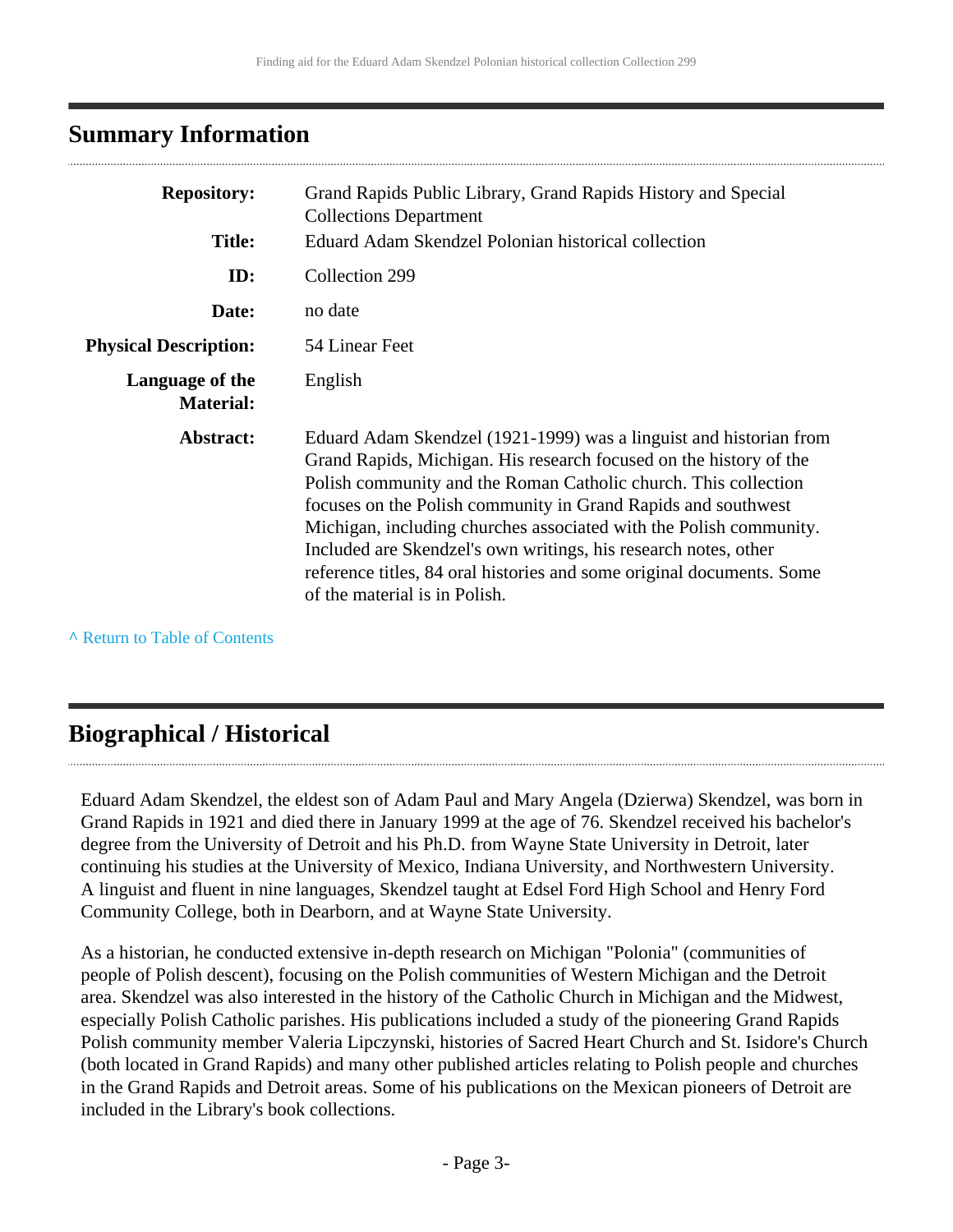## Summary Information

| | |
|---|---|
| **Repository:** | Grand Rapids Public Library, Grand Rapids History and Special Collections Department |
| **Title:** | Eduard Adam Skendzel Polonian historical collection |
| **ID:** | Collection 299 |
| **Date:** | no date |
| **Physical Description:** | 54 Linear Feet |
| **Language of the Material:** | English |
| **Abstract:** | Eduard Adam Skendzel (1921-1999) was a linguist and historian from Grand Rapids, Michigan. His research focused on the history of the Polish community and the Roman Catholic church. This collection focuses on the Polish community in Grand Rapids and southwest Michigan, including churches associated with the Polish community. Included are Skendzel's own writings, his research notes, other reference titles, 84 oral histories and some original documents. Some of the material is in Polish. |

^ Return to Table of Contents

## Biographical / Historical

Eduard Adam Skendzel, the eldest son of Adam Paul and Mary Angela (Dzierwa) Skendzel, was born in Grand Rapids in 1921 and died there in January 1999 at the age of 76. Skendzel received his bachelor's degree from the University of Detroit and his Ph.D. from Wayne State University in Detroit, later continuing his studies at the University of Mexico, Indiana University, and Northwestern University. A linguist and fluent in nine languages, Skendzel taught at Edsel Ford High School and Henry Ford Community College, both in Dearborn, and at Wayne State University.

As a historian, he conducted extensive in-depth research on Michigan "Polonia" (communities of people of Polish descent), focusing on the Polish communities of Western Michigan and the Detroit area. Skendzel was also interested in the history of the Catholic Church in Michigan and the Midwest, especially Polish Catholic parishes. His publications included a study of the pioneering Grand Rapids Polish community member Valeria Lipczynski, histories of Sacred Heart Church and St. Isidore's Church (both located in Grand Rapids) and many other published articles relating to Polish people and churches in the Grand Rapids and Detroit areas. Some of his publications on the Mexican pioneers of Detroit are included in the Library's book collections.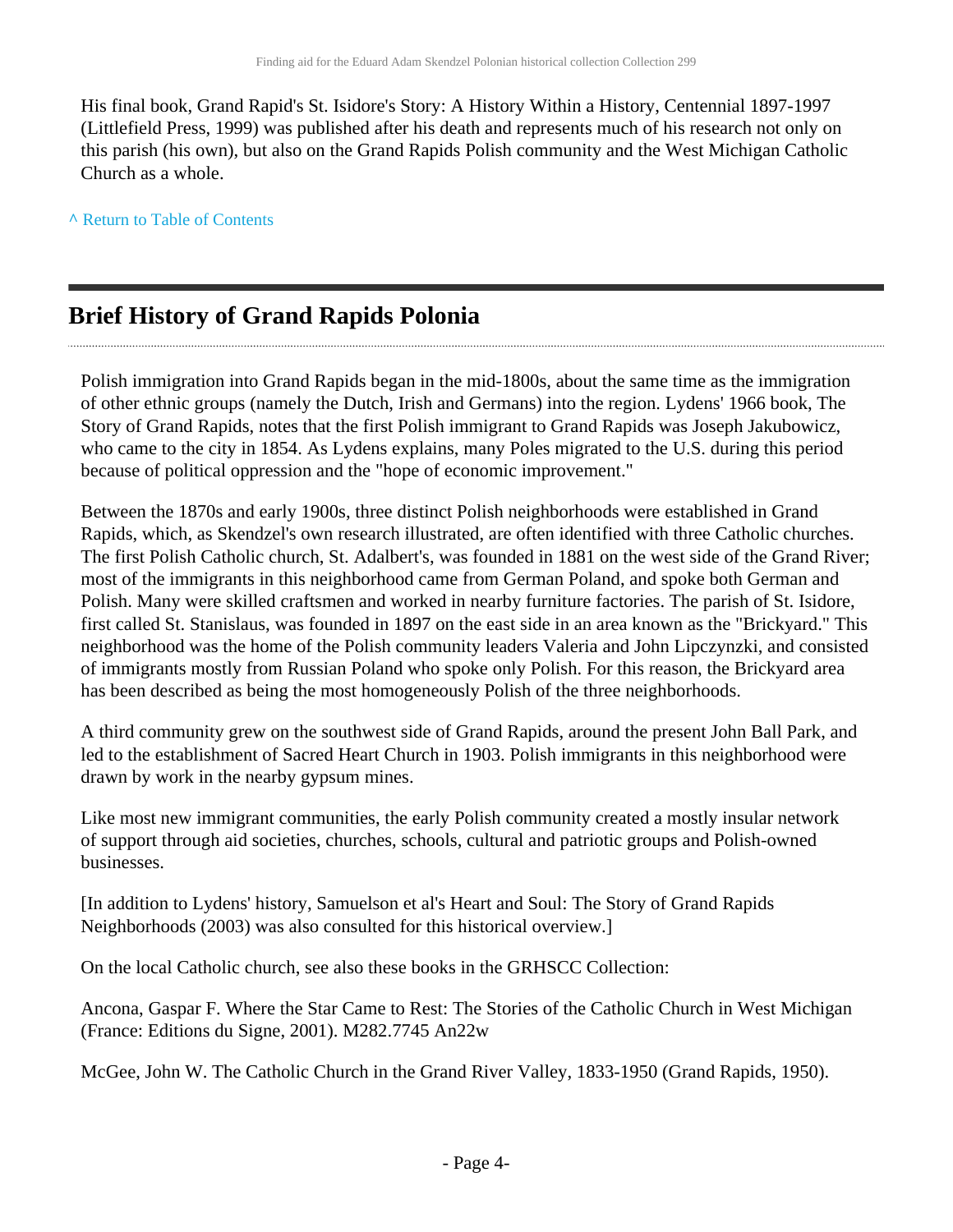His final book, Grand Rapid's St. Isidore's Story: A History Within a History, Centennial 1897-1997 (Littlefield Press, 1999) was published after his death and represents much of his research not only on this parish (his own), but also on the Grand Rapids Polish community and the West Michigan Catholic Church as a whole.

^ Return to Table of Contents

## Brief History of Grand Rapids Polonia

Polish immigration into Grand Rapids began in the mid-1800s, about the same time as the immigration of other ethnic groups (namely the Dutch, Irish and Germans) into the region. Lydens' 1966 book, The Story of Grand Rapids, notes that the first Polish immigrant to Grand Rapids was Joseph Jakubowicz, who came to the city in 1854. As Lydens explains, many Poles migrated to the U.S. during this period because of political oppression and the "hope of economic improvement."

Between the 1870s and early 1900s, three distinct Polish neighborhoods were established in Grand Rapids, which, as Skendzel's own research illustrated, are often identified with three Catholic churches. The first Polish Catholic church, St. Adalbert's, was founded in 1881 on the west side of the Grand River; most of the immigrants in this neighborhood came from German Poland, and spoke both German and Polish. Many were skilled craftsmen and worked in nearby furniture factories. The parish of St. Isidore, first called St. Stanislaus, was founded in 1897 on the east side in an area known as the "Brickyard." This neighborhood was the home of the Polish community leaders Valeria and John Lipczynzki, and consisted of immigrants mostly from Russian Poland who spoke only Polish. For this reason, the Brickyard area has been described as being the most homogeneously Polish of the three neighborhoods.

A third community grew on the southwest side of Grand Rapids, around the present John Ball Park, and led to the establishment of Sacred Heart Church in 1903. Polish immigrants in this neighborhood were drawn by work in the nearby gypsum mines.

Like most new immigrant communities, the early Polish community created a mostly insular network of support through aid societies, churches, schools, cultural and patriotic groups and Polish-owned businesses.

[In addition to Lydens' history, Samuelson et al's Heart and Soul: The Story of Grand Rapids Neighborhoods (2003) was also consulted for this historical overview.]

On the local Catholic church, see also these books in the GRHSCC Collection:

Ancona, Gaspar F. Where the Star Came to Rest: The Stories of the Catholic Church in West Michigan (France: Editions du Signe, 2001). M282.7745 An22w

McGee, John W. The Catholic Church in the Grand River Valley, 1833-1950 (Grand Rapids, 1950).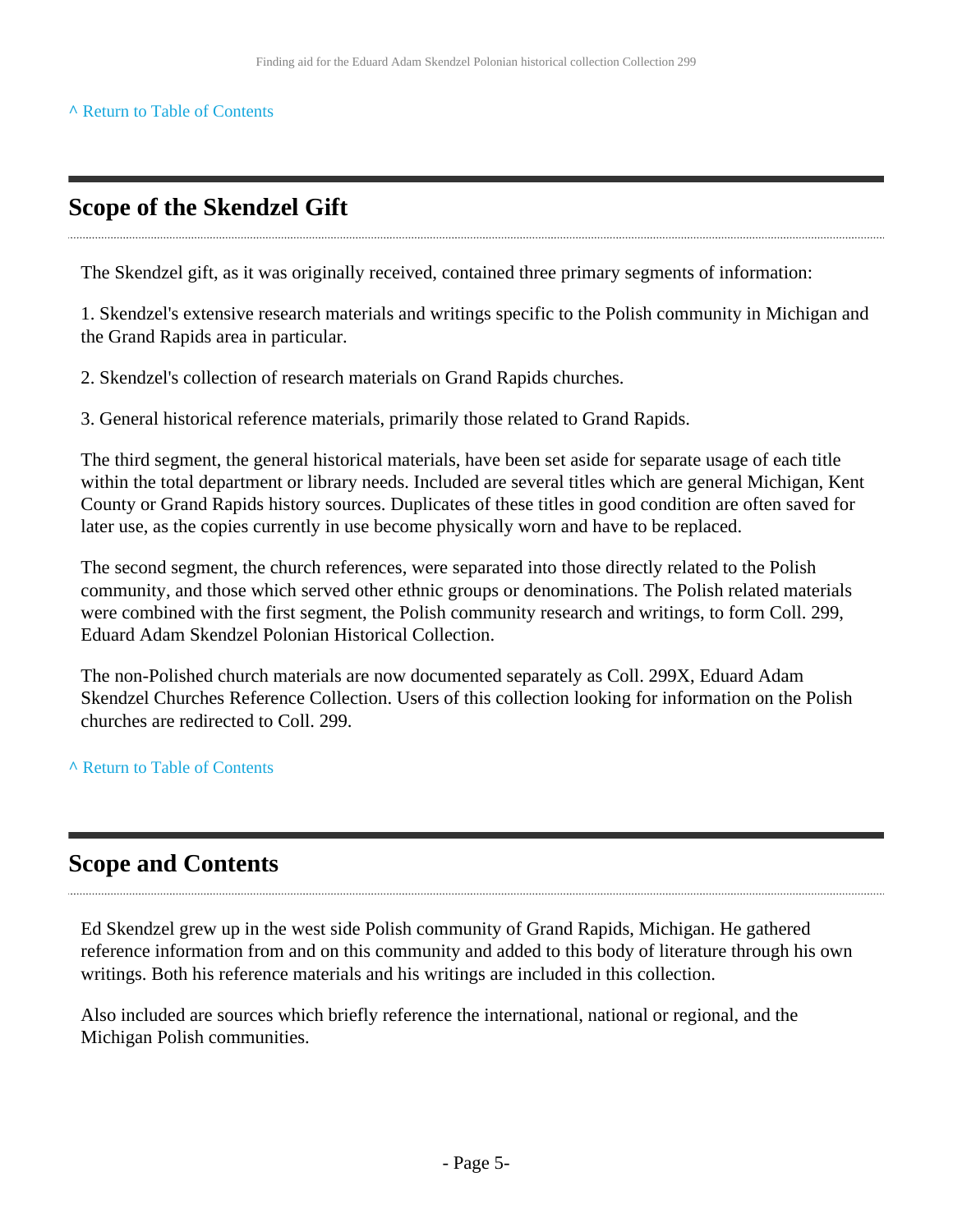^ Return to Table of Contents

## Scope of the Skendzel Gift

The Skendzel gift, as it was originally received, contained three primary segments of information:

1. Skendzel's extensive research materials and writings specific to the Polish community in Michigan and the Grand Rapids area in particular.

2. Skendzel's collection of research materials on Grand Rapids churches.

3. General historical reference materials, primarily those related to Grand Rapids.

The third segment, the general historical materials, have been set aside for separate usage of each title within the total department or library needs. Included are several titles which are general Michigan, Kent County or Grand Rapids history sources. Duplicates of these titles in good condition are often saved for later use, as the copies currently in use become physically worn and have to be replaced.

The second segment, the church references, were separated into those directly related to the Polish community, and those which served other ethnic groups or denominations. The Polish related materials were combined with the first segment, the Polish community research and writings, to form Coll. 299, Eduard Adam Skendzel Polonian Historical Collection.

The non-Polished church materials are now documented separately as Coll. 299X, Eduard Adam Skendzel Churches Reference Collection. Users of this collection looking for information on the Polish churches are redirected to Coll. 299.

^ Return to Table of Contents

## Scope and Contents

Ed Skendzel grew up in the west side Polish community of Grand Rapids, Michigan. He gathered reference information from and on this community and added to this body of literature through his own writings. Both his reference materials and his writings are included in this collection.

Also included are sources which briefly reference the international, national or regional, and the Michigan Polish communities.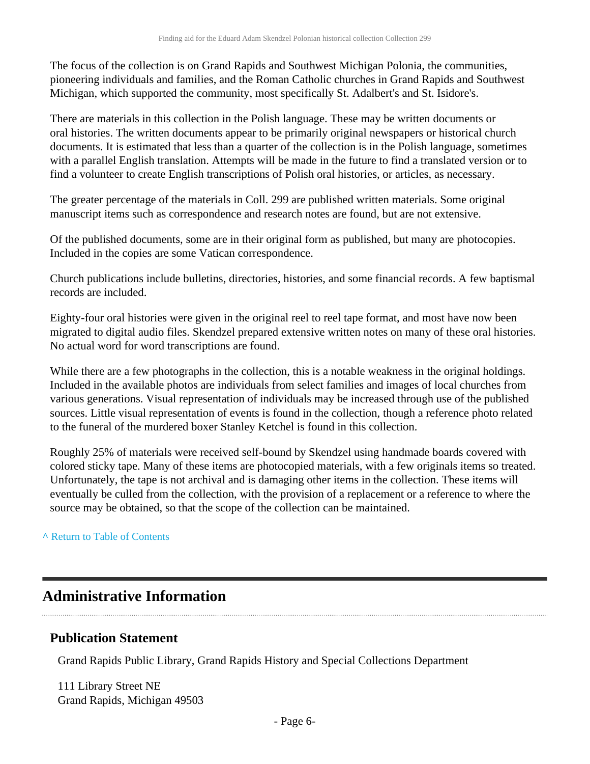The focus of the collection is on Grand Rapids and Southwest Michigan Polonia, the communities, pioneering individuals and families, and the Roman Catholic churches in Grand Rapids and Southwest Michigan, which supported the community, most specifically St. Adalbert's and St. Isidore's.

There are materials in this collection in the Polish language. These may be written documents or oral histories. The written documents appear to be primarily original newspapers or historical church documents. It is estimated that less than a quarter of the collection is in the Polish language, sometimes with a parallel English translation. Attempts will be made in the future to find a translated version or to find a volunteer to create English transcriptions of Polish oral histories, or articles, as necessary.

The greater percentage of the materials in Coll. 299 are published written materials. Some original manuscript items such as correspondence and research notes are found, but are not extensive.

Of the published documents, some are in their original form as published, but many are photocopies. Included in the copies are some Vatican correspondence.

Church publications include bulletins, directories, histories, and some financial records. A few baptismal records are included.

Eighty-four oral histories were given in the original reel to reel tape format, and most have now been migrated to digital audio files. Skendzel prepared extensive written notes on many of these oral histories. No actual word for word transcriptions are found.

While there are a few photographs in the collection, this is a notable weakness in the original holdings. Included in the available photos are individuals from select families and images of local churches from various generations. Visual representation of individuals may be increased through use of the published sources. Little visual representation of events is found in the collection, though a reference photo related to the funeral of the murdered boxer Stanley Ketchel is found in this collection.

Roughly 25% of materials were received self-bound by Skendzel using handmade boards covered with colored sticky tape. Many of these items are photocopied materials, with a few originals items so treated. Unfortunately, the tape is not archival and is damaging other items in the collection. These items will eventually be culled from the collection, with the provision of a replacement or a reference to where the source may be obtained, so that the scope of the collection can be maintained.

^ Return to Table of Contents

## Administrative Information

### Publication Statement

Grand Rapids Public Library, Grand Rapids History and Special Collections Department

111 Library Street NE
Grand Rapids, Michigan 49503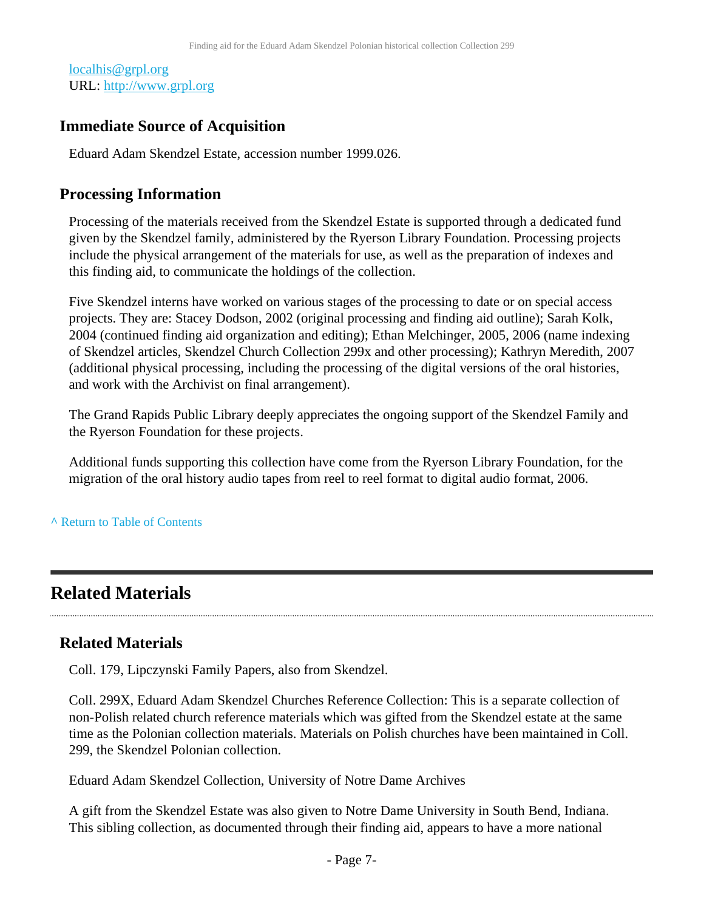localhis@grpl.org
URL: http://www.grpl.org

### Immediate Source of Acquisition

Eduard Adam Skendzel Estate, accession number 1999.026.

### Processing Information

Processing of the materials received from the Skendzel Estate is supported through a dedicated fund given by the Skendzel family, administered by the Ryerson Library Foundation. Processing projects include the physical arrangement of the materials for use, as well as the preparation of indexes and this finding aid, to communicate the holdings of the collection.

Five Skendzel interns have worked on various stages of the processing to date or on special access projects. They are: Stacey Dodson, 2002 (original processing and finding aid outline); Sarah Kolk, 2004 (continued finding aid organization and editing); Ethan Melchinger, 2005, 2006 (name indexing of Skendzel articles, Skendzel Church Collection 299x and other processing); Kathryn Meredith, 2007 (additional physical processing, including the processing of the digital versions of the oral histories, and work with the Archivist on final arrangement).

The Grand Rapids Public Library deeply appreciates the ongoing support of the Skendzel Family and the Ryerson Foundation for these projects.

Additional funds supporting this collection have come from the Ryerson Library Foundation, for the migration of the oral history audio tapes from reel to reel format to digital audio format, 2006.

^ Return to Table of Contents

## Related Materials

### Related Materials

Coll. 179, Lipczynski Family Papers, also from Skendzel.

Coll. 299X, Eduard Adam Skendzel Churches Reference Collection: This is a separate collection of non-Polish related church reference materials which was gifted from the Skendzel estate at the same time as the Polonian collection materials. Materials on Polish churches have been maintained in Coll. 299, the Skendzel Polonian collection.

Eduard Adam Skendzel Collection, University of Notre Dame Archives

A gift from the Skendzel Estate was also given to Notre Dame University in South Bend, Indiana. This sibling collection, as documented through their finding aid, appears to have a more national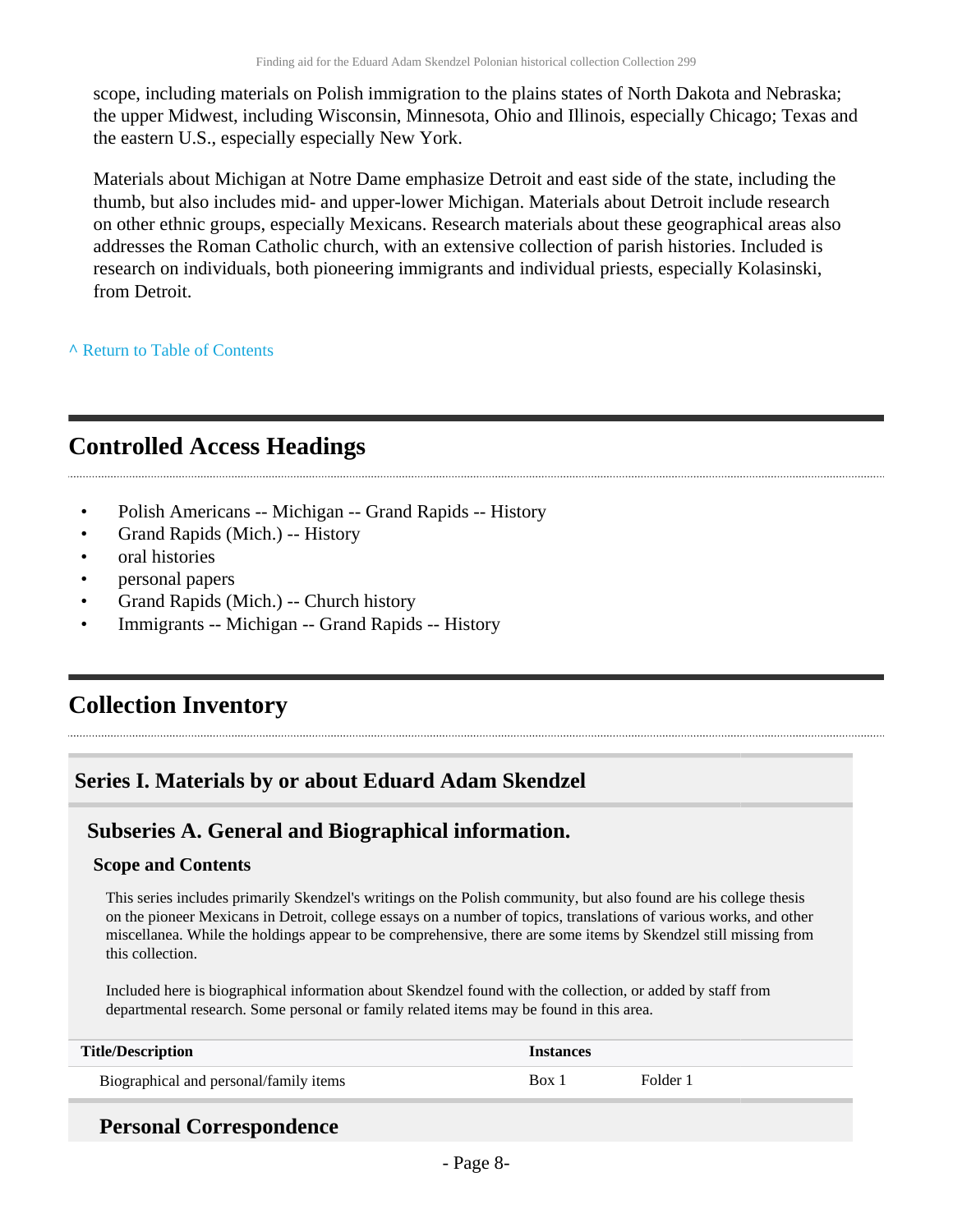scope, including materials on Polish immigration to the plains states of North Dakota and Nebraska; the upper Midwest, including Wisconsin, Minnesota, Ohio and Illinois, especially Chicago; Texas and the eastern U.S., especially especially New York.

Materials about Michigan at Notre Dame emphasize Detroit and east side of the state, including the thumb, but also includes mid- and upper-lower Michigan. Materials about Detroit include research on other ethnic groups, especially Mexicans. Research materials about these geographical areas also addresses the Roman Catholic church, with an extensive collection of parish histories. Included is research on individuals, both pioneering immigrants and individual priests, especially Kolasinski, from Detroit.

^ Return to Table of Contents

## Controlled Access Headings

- Polish Americans -- Michigan -- Grand Rapids -- History
- Grand Rapids (Mich.) -- History
- oral histories
- personal papers
- Grand Rapids (Mich.) -- Church history
- Immigrants -- Michigan -- Grand Rapids -- History

## Collection Inventory

### Series I. Materials by or about Eduard Adam Skendzel

#### Subseries A. General and Biographical information.

**Scope and Contents**

This series includes primarily Skendzel's writings on the Polish community, but also found are his college thesis on the pioneer Mexicans in Detroit, college essays on a number of topics, translations of various works, and other miscellanea. While the holdings appear to be comprehensive, there are some items by Skendzel still missing from this collection.

Included here is biographical information about Skendzel found with the collection, or added by staff from departmental research. Some personal or family related items may be found in this area.

| Title/Description | Instances | |
|---|---|---|
| Biographical and personal/family items | Box 1 | Folder 1 |

#### Personal Correspondence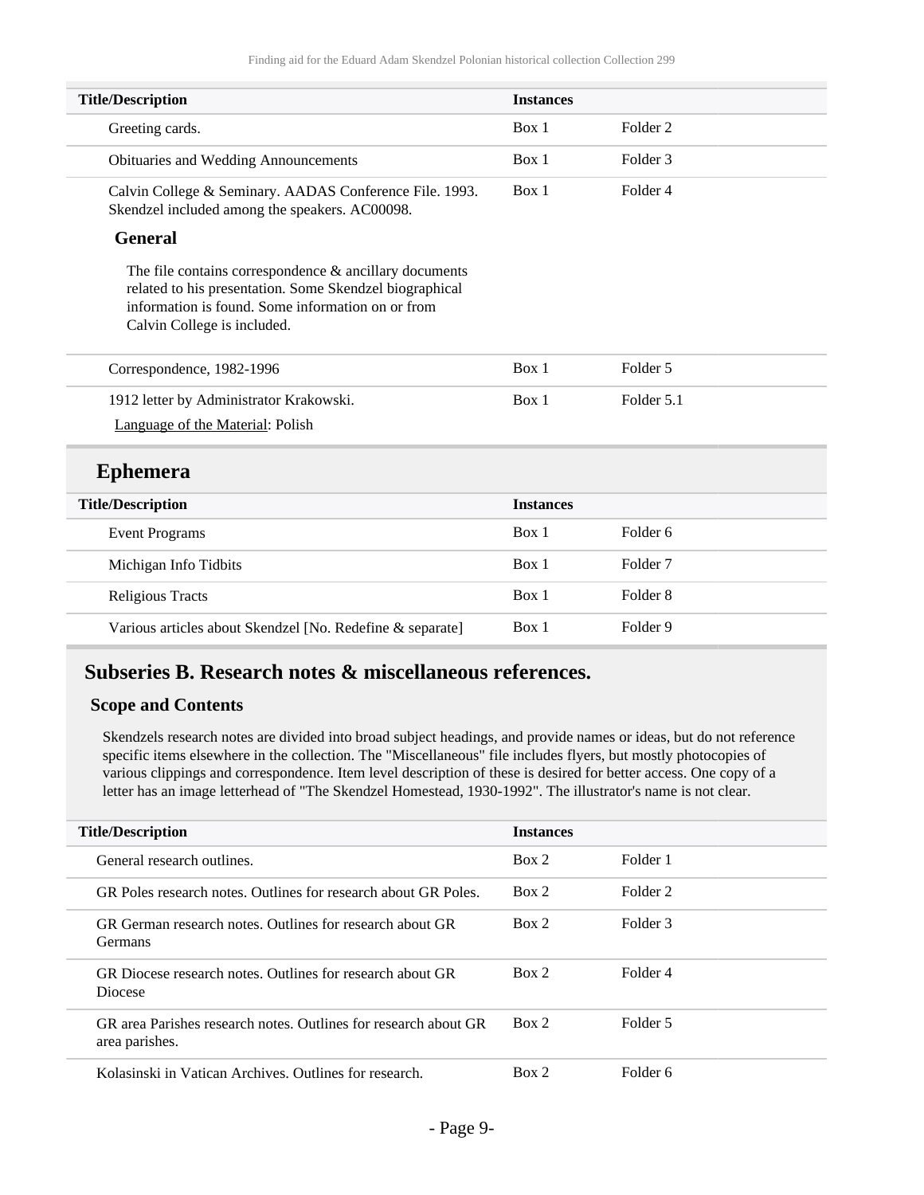| Title/Description | Instances | |
|---|---|---|
| Greeting cards. | Box 1 | Folder 2 |
| Obituaries and Wedding Announcements | Box 1 | Folder 3 |
| Calvin College & Seminary. AADAS Conference File. 1993. Skendzel included among the speakers. AC00098.<br><br>**General**<br><br>The file contains correspondence & ancillary documents related to his presentation. Some Skendzel biographical information is found. Some information on or from Calvin College is included. | Box 1 | Folder 4 |
| Correspondence, 1982-1996 | Box 1 | Folder 5 |
| 1912 letter by Administrator Krakowski.<br>Language of the Material: Polish | Box 1 | Folder 5.1 |

## Ephemera

| Title/Description | Instances | |
|---|---|---|
| Event Programs | Box 1 | Folder 6 |
| Michigan Info Tidbits | Box 1 | Folder 7 |
| Religious Tracts | Box 1 | Folder 8 |
| Various articles about Skendzel [No. Redefine & separate] | Box 1 | Folder 9 |

## Subseries B. Research notes & miscellaneous references.

### Scope and Contents

Skendzels research notes are divided into broad subject headings, and provide names or ideas, but do not reference specific items elsewhere in the collection. The "Miscellaneous" file includes flyers, but mostly photocopies of various clippings and correspondence. Item level description of these is desired for better access. One copy of a letter has an image letterhead of "The Skendzel Homestead, 1930-1992". The illustrator's name is not clear.

| Title/Description | Instances | |
|---|---|---|
| General research outlines. | Box 2 | Folder 1 |
| GR Poles research notes. Outlines for research about GR Poles. | Box 2 | Folder 2 |
| GR German research notes. Outlines for research about GR Germans | Box 2 | Folder 3 |
| GR Diocese research notes. Outlines for research about GR Diocese | Box 2 | Folder 4 |
| GR area Parishes research notes. Outlines for research about GR area parishes. | Box 2 | Folder 5 |
| Kolasinski in Vatican Archives. Outlines for research. | Box 2 | Folder 6 |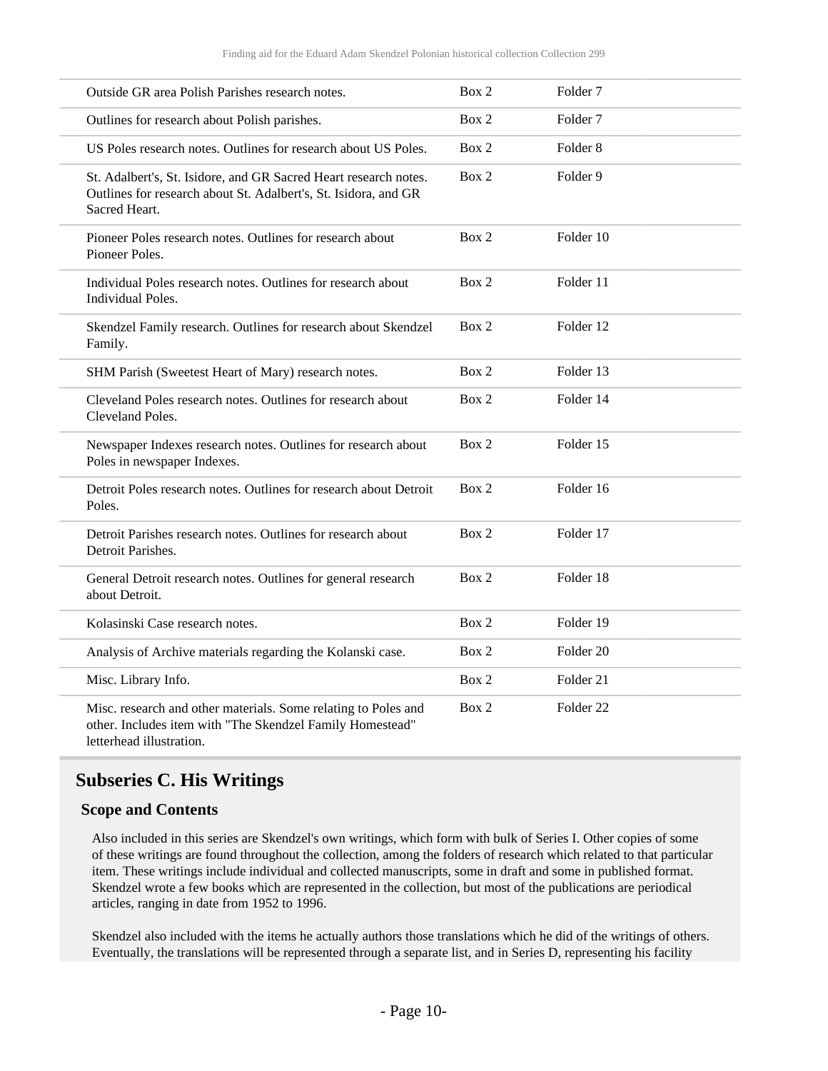| | | |
|---|---|---|
| Outside GR area Polish Parishes research notes. | Box 2 | Folder 7 |
| Outlines for research about Polish parishes. | Box 2 | Folder 7 |
| US Poles research notes. Outlines for research about US Poles. | Box 2 | Folder 8 |
| St. Adalbert's, St. Isidore, and GR Sacred Heart research notes. Outlines for research about St. Adalbert's, St. Isidora, and GR Sacred Heart. | Box 2 | Folder 9 |
| Pioneer Poles research notes. Outlines for research about Pioneer Poles. | Box 2 | Folder 10 |
| Individual Poles research notes. Outlines for research about Individual Poles. | Box 2 | Folder 11 |
| Skendzel Family research. Outlines for research about Skendzel Family. | Box 2 | Folder 12 |
| SHM Parish (Sweetest Heart of Mary) research notes. | Box 2 | Folder 13 |
| Cleveland Poles research notes. Outlines for research about Cleveland Poles. | Box 2 | Folder 14 |
| Newspaper Indexes research notes. Outlines for research about Poles in newspaper Indexes. | Box 2 | Folder 15 |
| Detroit Poles research notes. Outlines for research about Detroit Poles. | Box 2 | Folder 16 |
| Detroit Parishes research notes. Outlines for research about Detroit Parishes. | Box 2 | Folder 17 |
| General Detroit research notes. Outlines for general research about Detroit. | Box 2 | Folder 18 |
| Kolasinski Case research notes. | Box 2 | Folder 19 |
| Analysis of Archive materials regarding the Kolanski case. | Box 2 | Folder 20 |
| Misc. Library Info. | Box 2 | Folder 21 |
| Misc. research and other materials. Some relating to Poles and other. Includes item with "The Skendzel Family Homestead" letterhead illustration. | Box 2 | Folder 22 |

## Subseries C. His Writings

### Scope and Contents

Also included in this series are Skendzel's own writings, which form with bulk of Series I. Other copies of some of these writings are found throughout the collection, among the folders of research which related to that particular item. These writings include individual and collected manuscripts, some in draft and some in published format. Skendzel wrote a few books which are represented in the collection, but most of the publications are periodical articles, ranging in date from 1952 to 1996.

Skendzel also included with the items he actually authors those translations which he did of the writings of others. Eventually, the translations will be represented through a separate list, and in Series D, representing his facility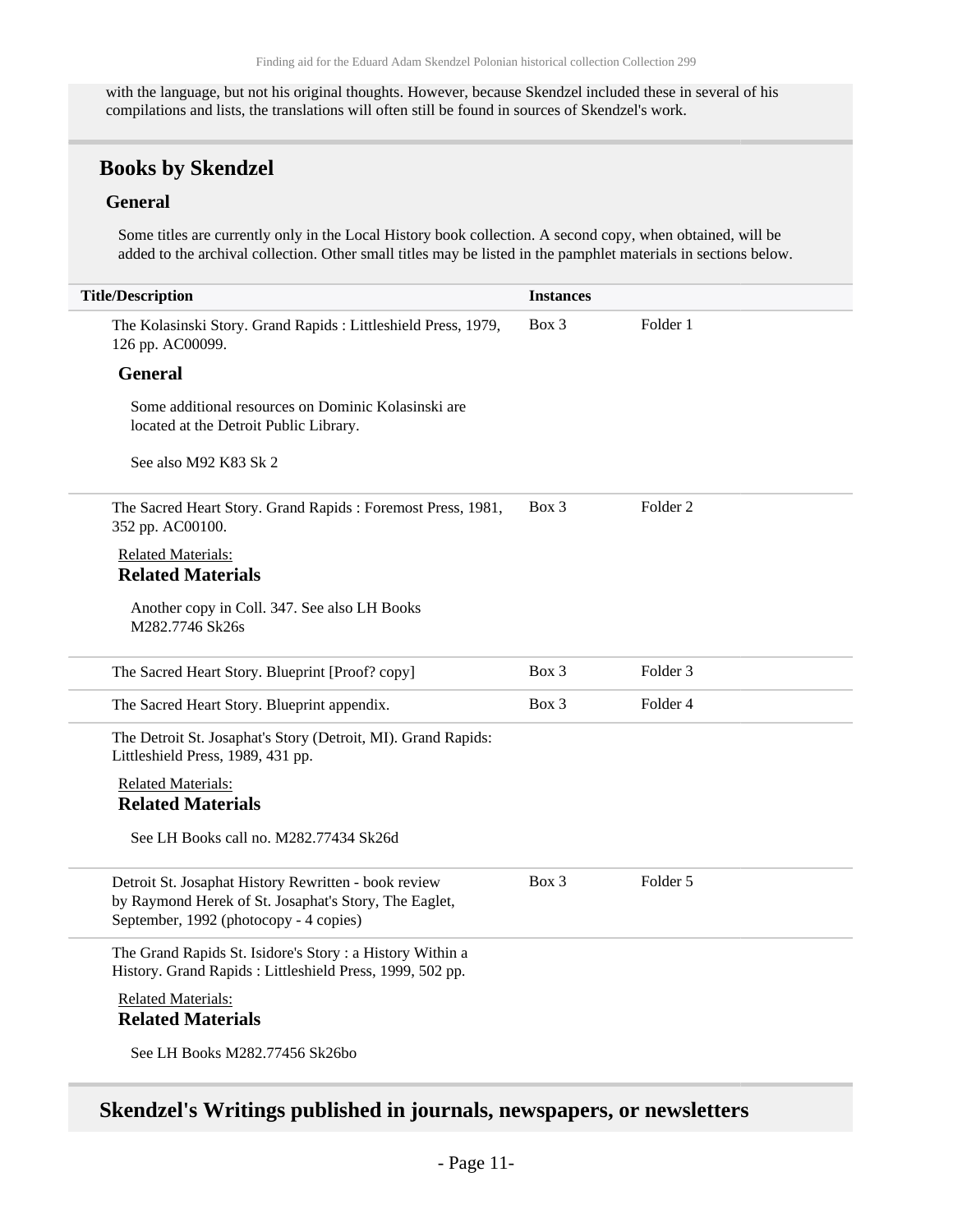with the language, but not his original thoughts. However, because Skendzel included these in several of his compilations and lists, the translations will often still be found in sources of Skendzel's work.

## Books by Skendzel

### General

Some titles are currently only in the Local History book collection. A second copy, when obtained, will be added to the archival collection. Other small titles may be listed in the pamphlet materials in sections below.

| Title/Description | Instances | |
|---|---|---|
| The Kolasinski Story. Grand Rapids : Littleshield Press, 1979, 126 pp. AC00099. | Box 3 | Folder 1 |

**General**

Some additional resources on Dominic Kolasinski are located at the Detroit Public Library.

See also M92 K83 Sk 2

| Title/Description | Instances | |
|---|---|---|
| The Sacred Heart Story. Grand Rapids : Foremost Press, 1981, 352 pp. AC00100. | Box 3 | Folder 2 |

Related Materials:

**Related Materials**

Another copy in Coll. 347. See also LH Books M282.7746 Sk26s

| Title/Description | Instances | |
|---|---|---|
| The Sacred Heart Story. Blueprint [Proof? copy] | Box 3 | Folder 3 |
| The Sacred Heart Story. Blueprint appendix. | Box 3 | Folder 4 |
| The Detroit St. Josaphat's Story (Detroit, MI). Grand Rapids: Littleshield Press, 1989, 431 pp. | | |

Related Materials:

**Related Materials**

See LH Books call no. M282.77434 Sk26d

| Title/Description | Instances | |
|---|---|---|
| Detroit St. Josaphat History Rewritten - book review by Raymond Herek of St. Josaphat's Story, The Eaglet, September, 1992 (photocopy - 4 copies) | Box 3 | Folder 5 |
| The Grand Rapids St. Isidore's Story : a History Within a History. Grand Rapids : Littleshield Press, 1999, 502 pp. | | |

Related Materials:

**Related Materials**

See LH Books M282.77456 Sk26bo

## Skendzel's Writings published in journals, newspapers, or newsletters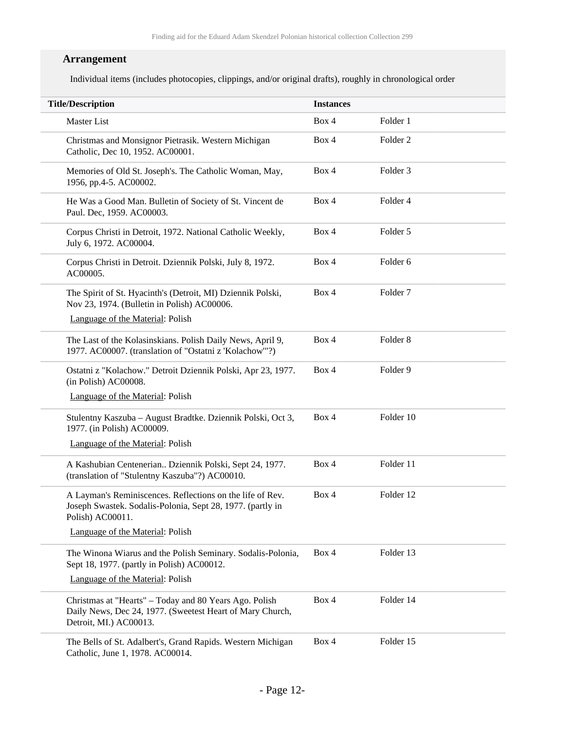## Arrangement

Individual items (includes photocopies, clippings, and/or original drafts), roughly in chronological order

| Title/Description | Instances | |
|---|---|---|
| Master List | Box 4 | Folder 1 |
| Christmas and Monsignor Pietrasik. Western Michigan Catholic, Dec 10, 1952. AC00001. | Box 4 | Folder 2 |
| Memories of Old St. Joseph's. The Catholic Woman, May, 1956, pp.4-5. AC00002. | Box 4 | Folder 3 |
| He Was a Good Man. Bulletin of Society of St. Vincent de Paul. Dec, 1959. AC00003. | Box 4 | Folder 4 |
| Corpus Christi in Detroit, 1972. National Catholic Weekly, July 6, 1972. AC00004. | Box 4 | Folder 5 |
| Corpus Christi in Detroit. Dziennik Polski, July 8, 1972. AC00005. | Box 4 | Folder 6 |
| The Spirit of St. Hyacinth's (Detroit, MI) Dziennik Polski, Nov 23, 1974. (Bulletin in Polish) AC00006. Language of the Material: Polish | Box 4 | Folder 7 |
| The Last of the Kolasinskians. Polish Daily News, April 9, 1977. AC00007. (translation of "Ostatni z 'Kolachow'"?) | Box 4 | Folder 8 |
| Ostatni z "Kolachow." Detroit Dziennik Polski, Apr 23, 1977. (in Polish) AC00008. Language of the Material: Polish | Box 4 | Folder 9 |
| Stulentny Kaszuba – August Bradtke. Dziennik Polski, Oct 3, 1977. (in Polish) AC00009. Language of the Material: Polish | Box 4 | Folder 10 |
| A Kashubian Centenerian.. Dziennik Polski, Sept 24, 1977. (translation of "Stulentny Kaszuba"?) AC00010. | Box 4 | Folder 11 |
| A Layman's Reminiscences. Reflections on the life of Rev. Joseph Swastek. Sodalis-Polonia, Sept 28, 1977. (partly in Polish) AC00011. Language of the Material: Polish | Box 4 | Folder 12 |
| The Winona Wiarus and the Polish Seminary. Sodalis-Polonia, Sept 18, 1977. (partly in Polish) AC00012. Language of the Material: Polish | Box 4 | Folder 13 |
| Christmas at "Hearts" – Today and 80 Years Ago. Polish Daily News, Dec 24, 1977. (Sweetest Heart of Mary Church, Detroit, MI.) AC00013. | Box 4 | Folder 14 |
| The Bells of St. Adalbert's, Grand Rapids. Western Michigan Catholic, June 1, 1978. AC00014. | Box 4 | Folder 15 |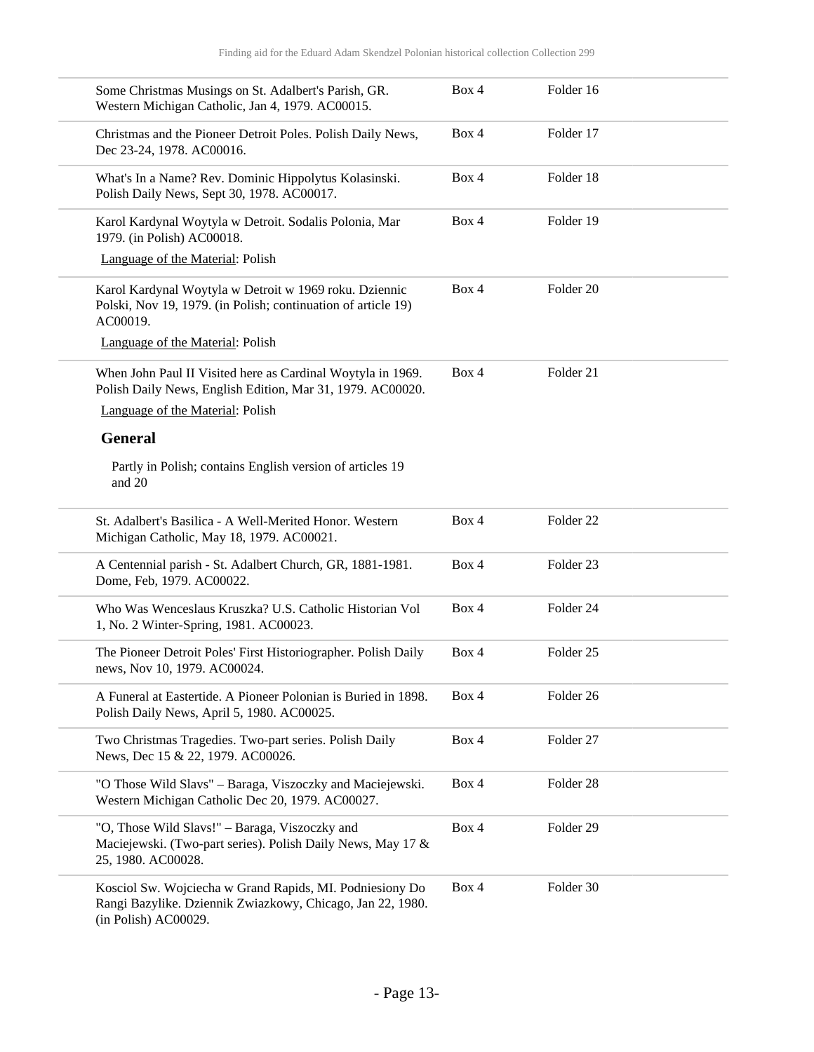| | | |
|---|---|---|
| Some Christmas Musings on St. Adalbert's Parish, GR. Western Michigan Catholic, Jan 4, 1979. AC00015. | Box 4 | Folder 16 |
| Christmas and the Pioneer Detroit Poles. Polish Daily News, Dec 23-24, 1978. AC00016. | Box 4 | Folder 17 |
| What's In a Name? Rev. Dominic Hippolytus Kolasinski. Polish Daily News, Sept 30, 1978. AC00017. | Box 4 | Folder 18 |
| Karol Kardynal Woytyla w Detroit. Sodalis Polonia, Mar 1979. (in Polish) AC00018.<br>Language of the Material: Polish | Box 4 | Folder 19 |
| Karol Kardynal Woytyla w Detroit w 1969 roku. Dziennic Polski, Nov 19, 1979. (in Polish; continuation of article 19) AC00019.<br>Language of the Material: Polish | Box 4 | Folder 20 |
| When John Paul II Visited here as Cardinal Woytyla in 1969. Polish Daily News, English Edition, Mar 31, 1979. AC00020.<br>Language of the Material: Polish<br>**General**<br>Partly in Polish; contains English version of articles 19 and 20 | Box 4 | Folder 21 |
| St. Adalbert's Basilica - A Well-Merited Honor. Western Michigan Catholic, May 18, 1979. AC00021. | Box 4 | Folder 22 |
| A Centennial parish - St. Adalbert Church, GR, 1881-1981. Dome, Feb, 1979. AC00022. | Box 4 | Folder 23 |
| Who Was Wenceslaus Kruszka? U.S. Catholic Historian Vol 1, No. 2 Winter-Spring, 1981. AC00023. | Box 4 | Folder 24 |
| The Pioneer Detroit Poles' First Historiographer. Polish Daily news, Nov 10, 1979. AC00024. | Box 4 | Folder 25 |
| A Funeral at Eastertide. A Pioneer Polonian is Buried in 1898. Polish Daily News, April 5, 1980. AC00025. | Box 4 | Folder 26 |
| Two Christmas Tragedies. Two-part series. Polish Daily News, Dec 15 & 22, 1979. AC00026. | Box 4 | Folder 27 |
| "O Those Wild Slavs" – Baraga, Viszoczky and Maciejewski. Western Michigan Catholic Dec 20, 1979. AC00027. | Box 4 | Folder 28 |
| "O, Those Wild Slavs!" – Baraga, Viszoczky and Maciejewski. (Two-part series). Polish Daily News, May 17 & 25, 1980. AC00028. | Box 4 | Folder 29 |
| Kosciol Sw. Wojciecha w Grand Rapids, MI. Podniesiony Do Rangi Bazylike. Dziennik Zwiazkowy, Chicago, Jan 22, 1980. (in Polish) AC00029. | Box 4 | Folder 30 |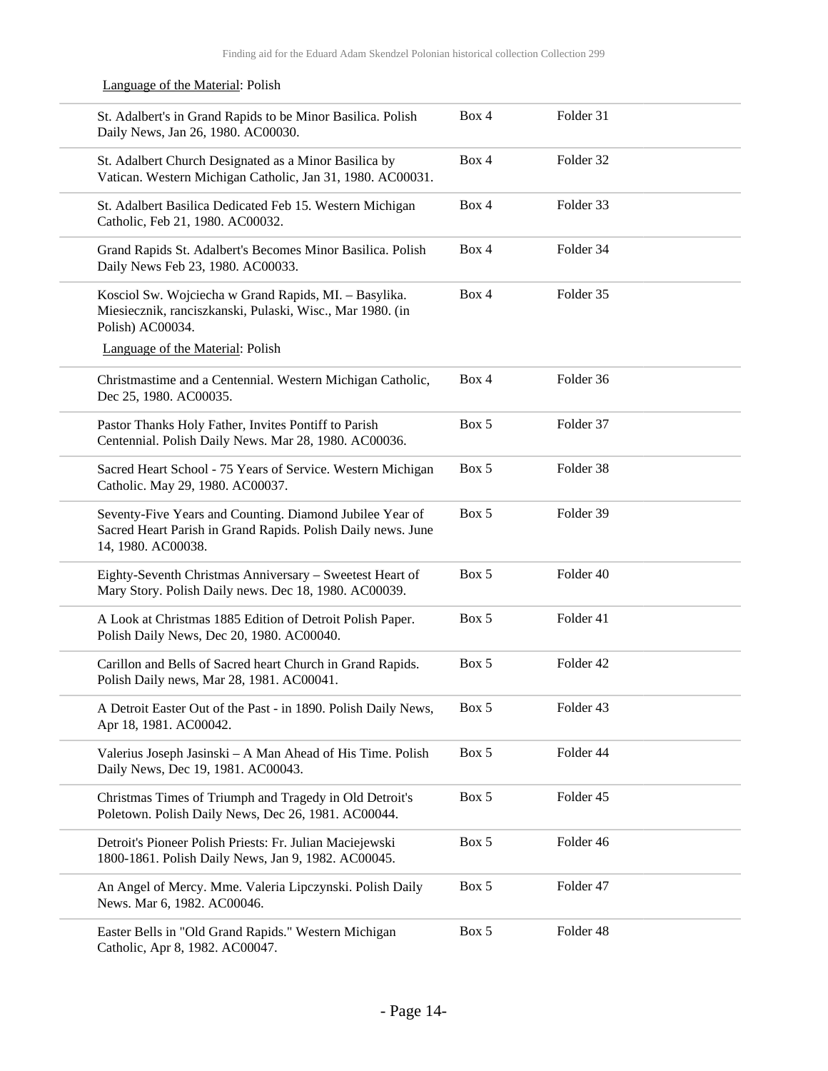Language of the Material: Polish

| Title | Box | Folder |
|---|---|---|
| St. Adalbert's in Grand Rapids to be Minor Basilica. Polish Daily News, Jan 26, 1980. AC00030. | Box 4 | Folder 31 |
| St. Adalbert Church Designated as a Minor Basilica by Vatican. Western Michigan Catholic, Jan 31, 1980. AC00031. | Box 4 | Folder 32 |
| St. Adalbert Basilica Dedicated Feb 15. Western Michigan Catholic, Feb 21, 1980. AC00032. | Box 4 | Folder 33 |
| Grand Rapids St. Adalbert's Becomes Minor Basilica. Polish Daily News Feb 23, 1980. AC00033. | Box 4 | Folder 34 |
| Kosciol Sw. Wojciecha w Grand Rapids, MI. – Basylika. Miesiecznik, ranciszkanski, Pulaski, Wisc., Mar 1980. (in Polish) AC00034. Language of the Material: Polish | Box 4 | Folder 35 |
| Christmastime and a Centennial. Western Michigan Catholic, Dec 25, 1980. AC00035. | Box 4 | Folder 36 |
| Pastor Thanks Holy Father, Invites Pontiff to Parish Centennial. Polish Daily News. Mar 28, 1980. AC00036. | Box 5 | Folder 37 |
| Sacred Heart School - 75 Years of Service. Western Michigan Catholic. May 29, 1980. AC00037. | Box 5 | Folder 38 |
| Seventy-Five Years and Counting. Diamond Jubilee Year of Sacred Heart Parish in Grand Rapids. Polish Daily news. June 14, 1980. AC00038. | Box 5 | Folder 39 |
| Eighty-Seventh Christmas Anniversary – Sweetest Heart of Mary Story. Polish Daily news. Dec 18, 1980. AC00039. | Box 5 | Folder 40 |
| A Look at Christmas 1885 Edition of Detroit Polish Paper. Polish Daily News, Dec 20, 1980. AC00040. | Box 5 | Folder 41 |
| Carillon and Bells of Sacred heart Church in Grand Rapids. Polish Daily news, Mar 28, 1981. AC00041. | Box 5 | Folder 42 |
| A Detroit Easter Out of the Past - in 1890. Polish Daily News, Apr 18, 1981. AC00042. | Box 5 | Folder 43 |
| Valerius Joseph Jasinski – A Man Ahead of His Time. Polish Daily News, Dec 19, 1981. AC00043. | Box 5 | Folder 44 |
| Christmas Times of Triumph and Tragedy in Old Detroit's Poletown. Polish Daily News, Dec 26, 1981. AC00044. | Box 5 | Folder 45 |
| Detroit's Pioneer Polish Priests: Fr. Julian Maciejewski 1800-1861. Polish Daily News, Jan 9, 1982. AC00045. | Box 5 | Folder 46 |
| An Angel of Mercy. Mme. Valeria Lipczynski. Polish Daily News. Mar 6, 1982. AC00046. | Box 5 | Folder 47 |
| Easter Bells in "Old Grand Rapids." Western Michigan Catholic, Apr 8, 1982. AC00047. | Box 5 | Folder 48 |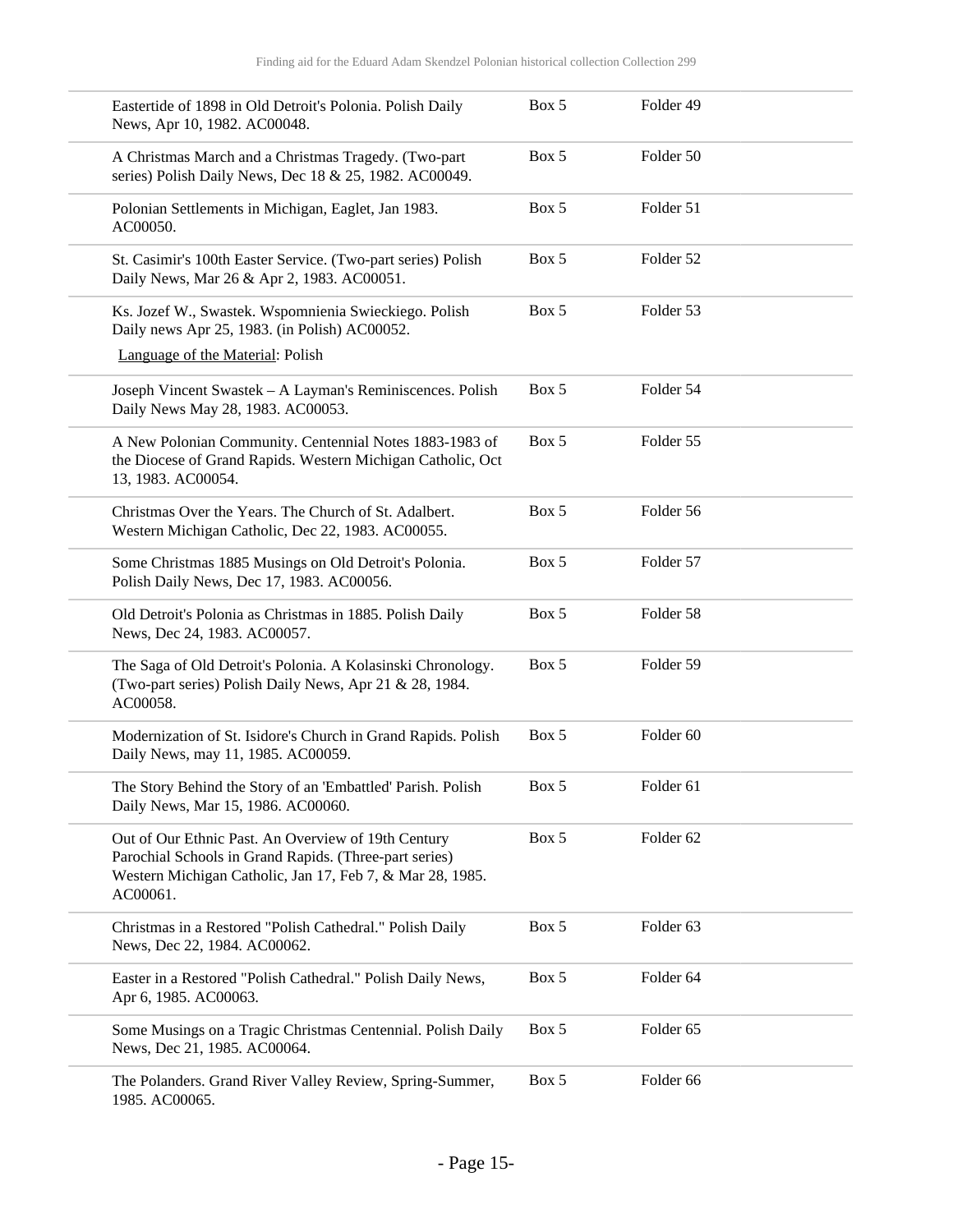| | | |
|---|---|---|
| Eastertide of 1898 in Old Detroit's Polonia. Polish Daily News, Apr 10, 1982. AC00048. | Box 5 | Folder 49 |
| A Christmas March and a Christmas Tragedy. (Two-part series) Polish Daily News, Dec 18 & 25, 1982. AC00049. | Box 5 | Folder 50 |
| Polonian Settlements in Michigan, Eaglet, Jan 1983. AC00050. | Box 5 | Folder 51 |
| St. Casimir's 100th Easter Service. (Two-part series) Polish Daily News, Mar 26 & Apr 2, 1983. AC00051. | Box 5 | Folder 52 |
| Ks. Jozef W., Swastek. Wspomnienia Swieckiego. Polish Daily news Apr 25, 1983. (in Polish) AC00052.<br>Language of the Material: Polish | Box 5 | Folder 53 |
| Joseph Vincent Swastek – A Layman's Reminiscences. Polish Daily News May 28, 1983. AC00053. | Box 5 | Folder 54 |
| A New Polonian Community. Centennial Notes 1883-1983 of the Diocese of Grand Rapids. Western Michigan Catholic, Oct 13, 1983. AC00054. | Box 5 | Folder 55 |
| Christmas Over the Years. The Church of St. Adalbert. Western Michigan Catholic, Dec 22, 1983. AC00055. | Box 5 | Folder 56 |
| Some Christmas 1885 Musings on Old Detroit's Polonia. Polish Daily News, Dec 17, 1983. AC00056. | Box 5 | Folder 57 |
| Old Detroit's Polonia as Christmas in 1885. Polish Daily News, Dec 24, 1983. AC00057. | Box 5 | Folder 58 |
| The Saga of Old Detroit's Polonia. A Kolasinski Chronology. (Two-part series) Polish Daily News, Apr 21 & 28, 1984. AC00058. | Box 5 | Folder 59 |
| Modernization of St. Isidore's Church in Grand Rapids. Polish Daily News, may 11, 1985. AC00059. | Box 5 | Folder 60 |
| The Story Behind the Story of an 'Embattled' Parish. Polish Daily News, Mar 15, 1986. AC00060. | Box 5 | Folder 61 |
| Out of Our Ethnic Past. An Overview of 19th Century Parochial Schools in Grand Rapids. (Three-part series) Western Michigan Catholic, Jan 17, Feb 7, & Mar 28, 1985. AC00061. | Box 5 | Folder 62 |
| Christmas in a Restored "Polish Cathedral." Polish Daily News, Dec 22, 1984. AC00062. | Box 5 | Folder 63 |
| Easter in a Restored "Polish Cathedral." Polish Daily News, Apr 6, 1985. AC00063. | Box 5 | Folder 64 |
| Some Musings on a Tragic Christmas Centennial. Polish Daily News, Dec 21, 1985. AC00064. | Box 5 | Folder 65 |
| The Polanders. Grand River Valley Review, Spring-Summer, 1985. AC00065. | Box 5 | Folder 66 |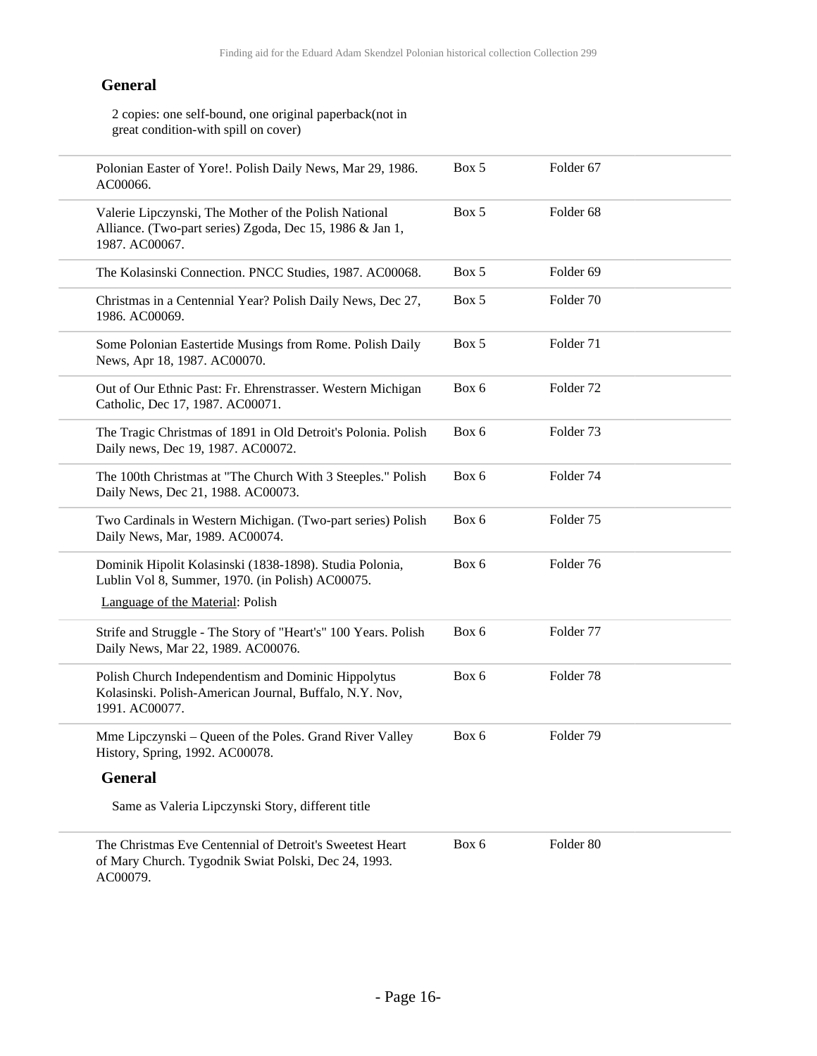### General

2 copies: one self-bound, one original paperback(not in great condition-with spill on cover)

| | | |
|---|---|---|
| Polonian Easter of Yore!. Polish Daily News, Mar 29, 1986. AC00066. | Box 5 | Folder 67 |
| Valerie Lipczynski, The Mother of the Polish National Alliance. (Two-part series) Zgoda, Dec 15, 1986 & Jan 1, 1987. AC00067. | Box 5 | Folder 68 |
| The Kolasinski Connection. PNCC Studies, 1987. AC00068. | Box 5 | Folder 69 |
| Christmas in a Centennial Year? Polish Daily News, Dec 27, 1986. AC00069. | Box 5 | Folder 70 |
| Some Polonian Eastertide Musings from Rome. Polish Daily News, Apr 18, 1987. AC00070. | Box 5 | Folder 71 |
| Out of Our Ethnic Past: Fr. Ehrenstrasser. Western Michigan Catholic, Dec 17, 1987. AC00071. | Box 6 | Folder 72 |
| The Tragic Christmas of 1891 in Old Detroit's Polonia. Polish Daily news, Dec 19, 1987. AC00072. | Box 6 | Folder 73 |
| The 100th Christmas at "The Church With 3 Steeples." Polish Daily News, Dec 21, 1988. AC00073. | Box 6 | Folder 74 |
| Two Cardinals in Western Michigan. (Two-part series) Polish Daily News, Mar, 1989. AC00074. | Box 6 | Folder 75 |
| Dominik Hipolit Kolasinski (1838-1898). Studia Polonia, Lublin Vol 8, Summer, 1970. (in Polish) AC00075. Language of the Material: Polish | Box 6 | Folder 76 |
| Strife and Struggle - The Story of "Heart's" 100 Years. Polish Daily News, Mar 22, 1989. AC00076. | Box 6 | Folder 77 |
| Polish Church Independentism and Dominic Hippolytus Kolasinski. Polish-American Journal, Buffalo, N.Y. Nov, 1991. AC00077. | Box 6 | Folder 78 |
| Mme Lipczynski – Queen of the Poles. Grand River Valley History, Spring, 1992. AC00078. | Box 6 | Folder 79 |

### General

Same as Valeria Lipczynski Story, different title

| | | |
|---|---|---|
| The Christmas Eve Centennial of Detroit's Sweetest Heart of Mary Church. Tygodnik Swiat Polski, Dec 24, 1993. AC00079. | Box 6 | Folder 80 |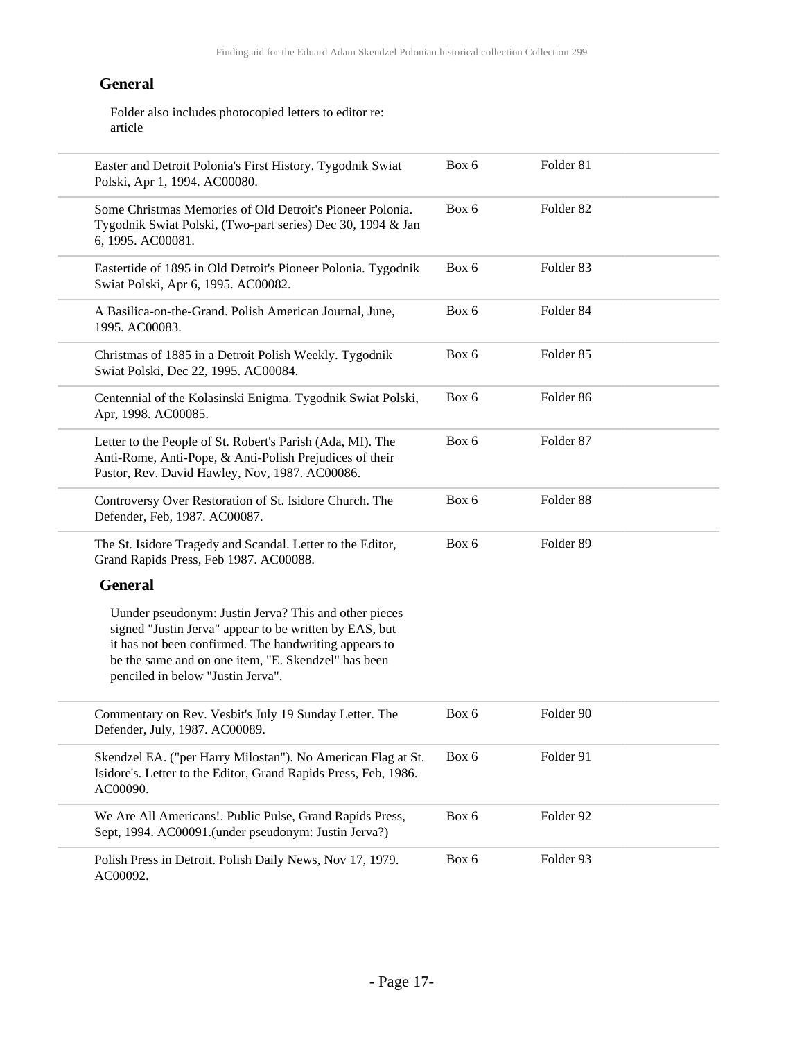### General

Folder also includes photocopied letters to editor re: article

| | | |
|---|---|---|
| Easter and Detroit Polonia's First History. Tygodnik Swiat Polski, Apr 1, 1994. AC00080. | Box 6 | Folder 81 |
| Some Christmas Memories of Old Detroit's Pioneer Polonia. Tygodnik Swiat Polski, (Two-part series) Dec 30, 1994 & Jan 6, 1995. AC00081. | Box 6 | Folder 82 |
| Eastertide of 1895 in Old Detroit's Pioneer Polonia. Tygodnik Swiat Polski, Apr 6, 1995. AC00082. | Box 6 | Folder 83 |
| A Basilica-on-the-Grand. Polish American Journal, June, 1995. AC00083. | Box 6 | Folder 84 |
| Christmas of 1885 in a Detroit Polish Weekly. Tygodnik Swiat Polski, Dec 22, 1995. AC00084. | Box 6 | Folder 85 |
| Centennial of the Kolasinski Enigma. Tygodnik Swiat Polski, Apr, 1998. AC00085. | Box 6 | Folder 86 |
| Letter to the People of St. Robert's Parish (Ada, MI). The Anti-Rome, Anti-Pope, & Anti-Polish Prejudices of their Pastor, Rev. David Hawley, Nov, 1987. AC00086. | Box 6 | Folder 87 |
| Controversy Over Restoration of St. Isidore Church. The Defender, Feb, 1987. AC00087. | Box 6 | Folder 88 |
| The St. Isidore Tragedy and Scandal. Letter to the Editor, Grand Rapids Press, Feb 1987. AC00088. | Box 6 | Folder 89 |

### General

Uunder pseudonym: Justin Jerva? This and other pieces signed "Justin Jerva" appear to be written by EAS, but it has not been confirmed. The handwriting appears to be the same and on one item, "E. Skendzel" has been penciled in below "Justin Jerva".

| | | |
|---|---|---|
| Commentary on Rev. Vesbit's July 19 Sunday Letter. The Defender, July, 1987. AC00089. | Box 6 | Folder 90 |
| Skendzel EA. ("per Harry Milostan"). No American Flag at St. Isidore's. Letter to the Editor, Grand Rapids Press, Feb, 1986. AC00090. | Box 6 | Folder 91 |
| We Are All Americans!. Public Pulse, Grand Rapids Press, Sept, 1994. AC00091.(under pseudonym: Justin Jerva?) | Box 6 | Folder 92 |
| Polish Press in Detroit. Polish Daily News, Nov 17, 1979. AC00092. | Box 6 | Folder 93 |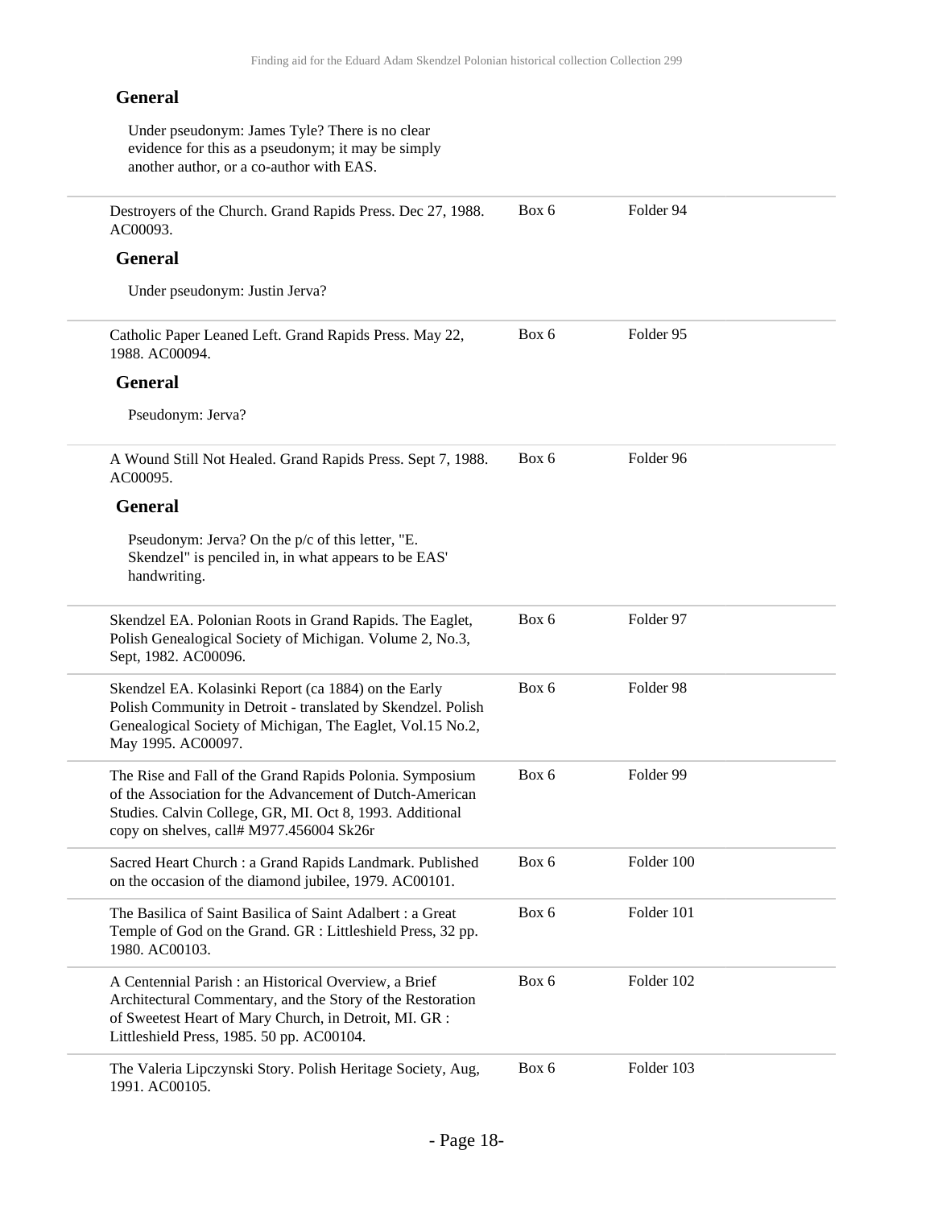#### General

Under pseudonym: James Tyle? There is no clear evidence for this as a pseudonym; it may be simply another author, or a co-author with EAS.

| | | |
|---|---|---|
| Destroyers of the Church. Grand Rapids Press. Dec 27, 1988. AC00093. | Box 6 | Folder 94 |

#### General

Under pseudonym: Justin Jerva?

| | | |
|---|---|---|
| Catholic Paper Leaned Left. Grand Rapids Press. May 22, 1988. AC00094. | Box 6 | Folder 95 |

#### General

Pseudonym: Jerva?

| | | |
|---|---|---|
| A Wound Still Not Healed. Grand Rapids Press. Sept 7, 1988. AC00095. | Box 6 | Folder 96 |

#### General

Pseudonym: Jerva? On the p/c of this letter, "E. Skendzel" is penciled in, in what appears to be EAS' handwriting.

| | | |
|---|---|---|
| Skendzel EA. Polonian Roots in Grand Rapids. The Eaglet, Polish Genealogical Society of Michigan. Volume 2, No.3, Sept, 1982. AC00096. | Box 6 | Folder 97 |
| Skendzel EA. Kolasinki Report (ca 1884) on the Early Polish Community in Detroit - translated by Skendzel. Polish Genealogical Society of Michigan, The Eaglet, Vol.15 No.2, May 1995. AC00097. | Box 6 | Folder 98 |
| The Rise and Fall of the Grand Rapids Polonia. Symposium of the Association for the Advancement of Dutch-American Studies. Calvin College, GR, MI. Oct 8, 1993. Additional copy on shelves, call# M977.456004 Sk26r | Box 6 | Folder 99 |
| Sacred Heart Church : a Grand Rapids Landmark. Published on the occasion of the diamond jubilee, 1979. AC00101. | Box 6 | Folder 100 |
| The Basilica of Saint Basilica of Saint Adalbert : a Great Temple of God on the Grand. GR : Littleshield Press, 32 pp. 1980. AC00103. | Box 6 | Folder 101 |
| A Centennial Parish : an Historical Overview, a Brief Architectural Commentary, and the Story of the Restoration of Sweetest Heart of Mary Church, in Detroit, MI. GR : Littleshield Press, 1985. 50 pp. AC00104. | Box 6 | Folder 102 |
| The Valeria Lipczynski Story. Polish Heritage Society, Aug, 1991. AC00105. | Box 6 | Folder 103 |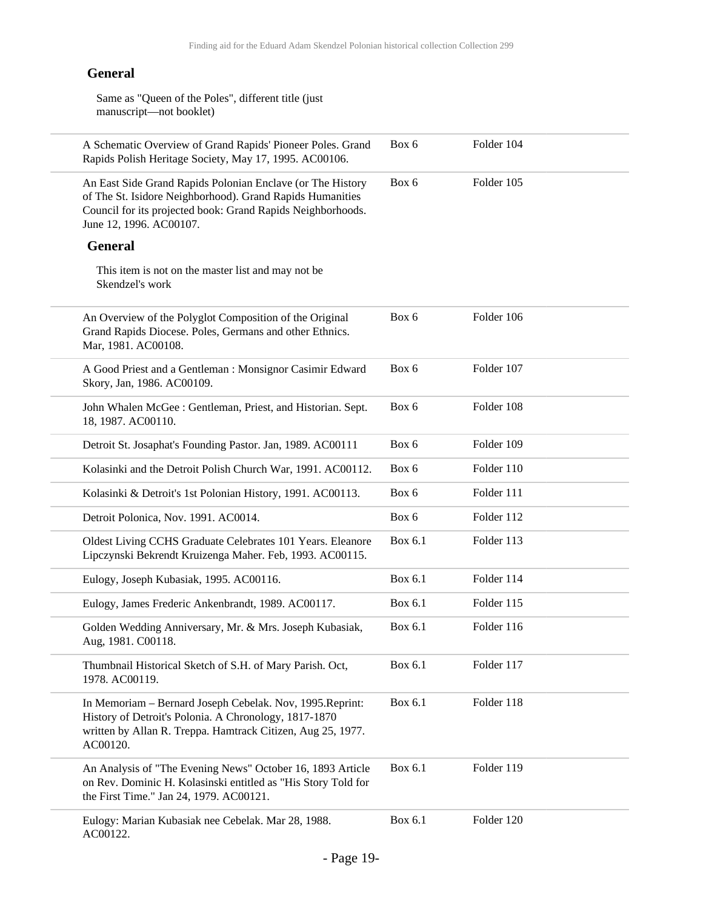### General

Same as "Queen of the Poles", different title (just manuscript—not booklet)

| | | |
|---|---|---|
| A Schematic Overview of Grand Rapids' Pioneer Poles. Grand Rapids Polish Heritage Society, May 17, 1995. AC00106. | Box 6 | Folder 104 |
| An East Side Grand Rapids Polonian Enclave (or The History of The St. Isidore Neighborhood). Grand Rapids Humanities Council for its projected book: Grand Rapids Neighborhoods. June 12, 1996. AC00107. | Box 6 | Folder 105 |

### General

This item is not on the master list and may not be Skendzel's work

| | | |
|---|---|---|
| An Overview of the Polyglot Composition of the Original Grand Rapids Diocese. Poles, Germans and other Ethnics. Mar, 1981. AC00108. | Box 6 | Folder 106 |
| A Good Priest and a Gentleman : Monsignor Casimir Edward Skory, Jan, 1986. AC00109. | Box 6 | Folder 107 |
| John Whalen McGee : Gentleman, Priest, and Historian. Sept. 18, 1987. AC00110. | Box 6 | Folder 108 |
| Detroit St. Josaphat's Founding Pastor. Jan, 1989. AC00111 | Box 6 | Folder 109 |
| Kolasinki and the Detroit Polish Church War, 1991. AC00112. | Box 6 | Folder 110 |
| Kolasinki & Detroit's 1st Polonian History, 1991. AC00113. | Box 6 | Folder 111 |
| Detroit Polonica, Nov. 1991. AC0014. | Box 6 | Folder 112 |
| Oldest Living CCHS Graduate Celebrates 101 Years. Eleanore Lipczynski Bekrendt Kruizenga Maher. Feb, 1993. AC00115. | Box 6.1 | Folder 113 |
| Eulogy, Joseph Kubasiak, 1995. AC00116. | Box 6.1 | Folder 114 |
| Eulogy, James Frederic Ankenbrandt, 1989. AC00117. | Box 6.1 | Folder 115 |
| Golden Wedding Anniversary, Mr. & Mrs. Joseph Kubasiak, Aug, 1981. C00118. | Box 6.1 | Folder 116 |
| Thumbnail Historical Sketch of S.H. of Mary Parish. Oct, 1978. AC00119. | Box 6.1 | Folder 117 |
| In Memoriam – Bernard Joseph Cebelak. Nov, 1995.Reprint: History of Detroit's Polonia. A Chronology, 1817-1870 written by Allan R. Treppa. Hamtrack Citizen, Aug 25, 1977. AC00120. | Box 6.1 | Folder 118 |
| An Analysis of "The Evening News" October 16, 1893 Article on Rev. Dominic H. Kolasinski entitled as "His Story Told for the First Time." Jan 24, 1979. AC00121. | Box 6.1 | Folder 119 |
| Eulogy: Marian Kubasiak nee Cebelak. Mar 28, 1988. AC00122. | Box 6.1 | Folder 120 |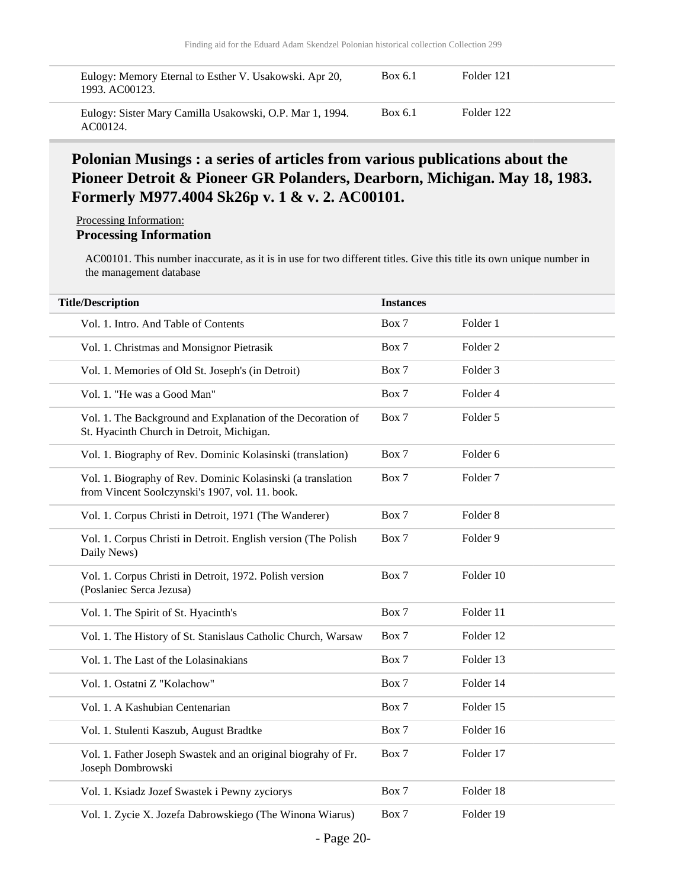| | | |
|---|---|---|
| Eulogy: Memory Eternal to Esther V. Usakowski. Apr 20, 1993. AC00123. | Box 6.1 | Folder 121 |
| Eulogy: Sister Mary Camilla Usakowski, O.P. Mar 1, 1994. AC00124. | Box 6.1 | Folder 122 |

## Polonian Musings : a series of articles from various publications about the Pioneer Detroit & Pioneer GR Polanders, Dearborn, Michigan. May 18, 1983. Formerly M977.4004 Sk26p v. 1 & v. 2. AC00101.

Processing Information:

**Processing Information**

AC00101. This number inaccurate, as it is in use for two different titles. Give this title its own unique number in the management database

| Title/Description | Instances | |
|---|---|---|
| Vol. 1. Intro. And Table of Contents | Box 7 | Folder 1 |
| Vol. 1. Christmas and Monsignor Pietrasik | Box 7 | Folder 2 |
| Vol. 1. Memories of Old St. Joseph's (in Detroit) | Box 7 | Folder 3 |
| Vol. 1. "He was a Good Man" | Box 7 | Folder 4 |
| Vol. 1. The Background and Explanation of the Decoration of St. Hyacinth Church in Detroit, Michigan. | Box 7 | Folder 5 |
| Vol. 1. Biography of Rev. Dominic Kolasinski (translation) | Box 7 | Folder 6 |
| Vol. 1. Biography of Rev. Dominic Kolasinski (a translation from Vincent Soolczynski's 1907, vol. 11. book. | Box 7 | Folder 7 |
| Vol. 1. Corpus Christi in Detroit, 1971 (The Wanderer) | Box 7 | Folder 8 |
| Vol. 1. Corpus Christi in Detroit. English version (The Polish Daily News) | Box 7 | Folder 9 |
| Vol. 1. Corpus Christi in Detroit, 1972. Polish version (Poslaniec Serca Jezusa) | Box 7 | Folder 10 |
| Vol. 1. The Spirit of St. Hyacinth's | Box 7 | Folder 11 |
| Vol. 1. The History of St. Stanislaus Catholic Church, Warsaw | Box 7 | Folder 12 |
| Vol. 1. The Last of the Lolasinakians | Box 7 | Folder 13 |
| Vol. 1. Ostatni Z "Kolachow" | Box 7 | Folder 14 |
| Vol. 1. A Kashubian Centenarian | Box 7 | Folder 15 |
| Vol. 1. Stulenti Kaszub, August Bradtke | Box 7 | Folder 16 |
| Vol. 1. Father Joseph Swastek and an original biograhy of Fr. Joseph Dombrowski | Box 7 | Folder 17 |
| Vol. 1. Ksiadz Jozef Swastek i Pewny zyciorys | Box 7 | Folder 18 |
| Vol. 1. Zycie X. Jozefa Dabrowskiego (The Winona Wiarus) | Box 7 | Folder 19 |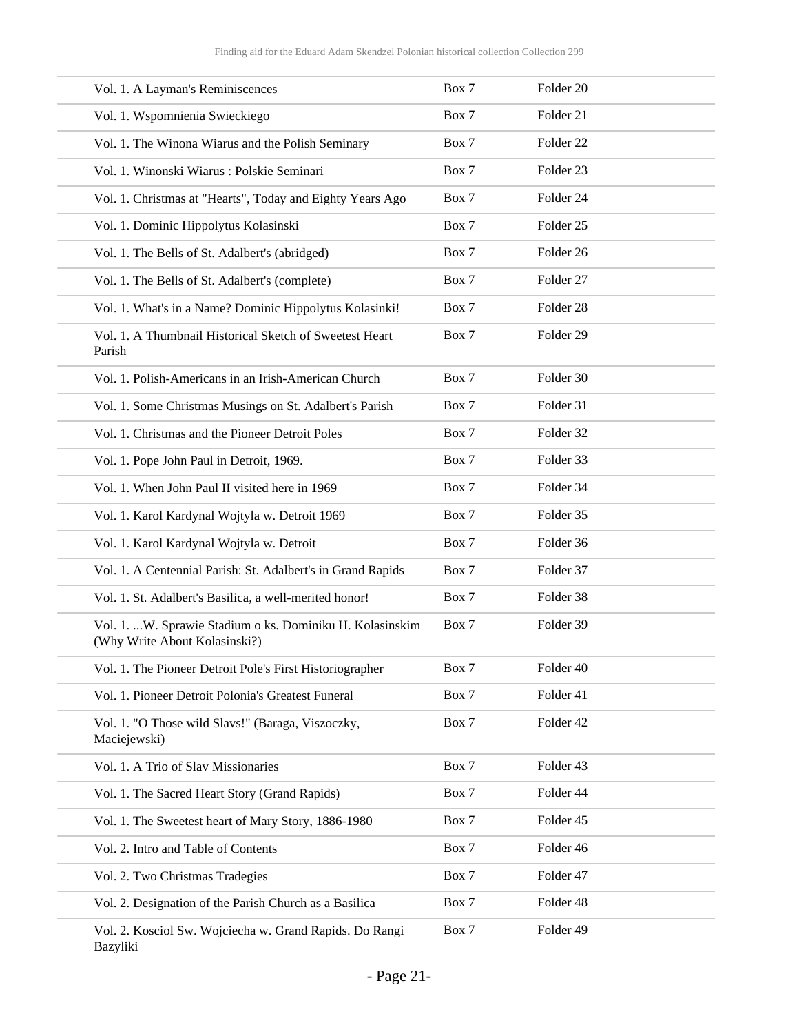| | | |
|---|---|---|
| Vol. 1. A Layman's Reminiscences | Box 7 | Folder 20 |
| Vol. 1. Wspomnienia Swieckiego | Box 7 | Folder 21 |
| Vol. 1. The Winona Wiarus and the Polish Seminary | Box 7 | Folder 22 |
| Vol. 1. Winonski Wiarus : Polskie Seminari | Box 7 | Folder 23 |
| Vol. 1. Christmas at "Hearts", Today and Eighty Years Ago | Box 7 | Folder 24 |
| Vol. 1. Dominic Hippolytus Kolasinski | Box 7 | Folder 25 |
| Vol. 1. The Bells of St. Adalbert's (abridged) | Box 7 | Folder 26 |
| Vol. 1. The Bells of St. Adalbert's (complete) | Box 7 | Folder 27 |
| Vol. 1. What's in a Name? Dominic Hippolytus Kolasinki! | Box 7 | Folder 28 |
| Vol. 1. A Thumbnail Historical Sketch of Sweetest Heart Parish | Box 7 | Folder 29 |
| Vol. 1. Polish-Americans in an Irish-American Church | Box 7 | Folder 30 |
| Vol. 1. Some Christmas Musings on St. Adalbert's Parish | Box 7 | Folder 31 |
| Vol. 1. Christmas and the Pioneer Detroit Poles | Box 7 | Folder 32 |
| Vol. 1. Pope John Paul in Detroit, 1969. | Box 7 | Folder 33 |
| Vol. 1. When John Paul II visited here in 1969 | Box 7 | Folder 34 |
| Vol. 1. Karol Kardynal Wojtyla w. Detroit 1969 | Box 7 | Folder 35 |
| Vol. 1. Karol Kardynal Wojtyla w. Detroit | Box 7 | Folder 36 |
| Vol. 1. A Centennial Parish: St. Adalbert's in Grand Rapids | Box 7 | Folder 37 |
| Vol. 1. St. Adalbert's Basilica, a well-merited honor! | Box 7 | Folder 38 |
| Vol. 1. ...W. Sprawie Stadium o ks. Dominiku H. Kolasinskim (Why Write About Kolasinski?) | Box 7 | Folder 39 |
| Vol. 1. The Pioneer Detroit Pole's First Historiographer | Box 7 | Folder 40 |
| Vol. 1. Pioneer Detroit Polonia's Greatest Funeral | Box 7 | Folder 41 |
| Vol. 1. "O Those wild Slavs!" (Baraga, Viszoczky, Maciejewski) | Box 7 | Folder 42 |
| Vol. 1. A Trio of Slav Missionaries | Box 7 | Folder 43 |
| Vol. 1. The Sacred Heart Story (Grand Rapids) | Box 7 | Folder 44 |
| Vol. 1. The Sweetest heart of Mary Story, 1886-1980 | Box 7 | Folder 45 |
| Vol. 2. Intro and Table of Contents | Box 7 | Folder 46 |
| Vol. 2. Two Christmas Tradegies | Box 7 | Folder 47 |
| Vol. 2. Designation of the Parish Church as a Basilica | Box 7 | Folder 48 |
| Vol. 2. Kosciol Sw. Wojciecha w. Grand Rapids. Do Rangi Bazyliki | Box 7 | Folder 49 |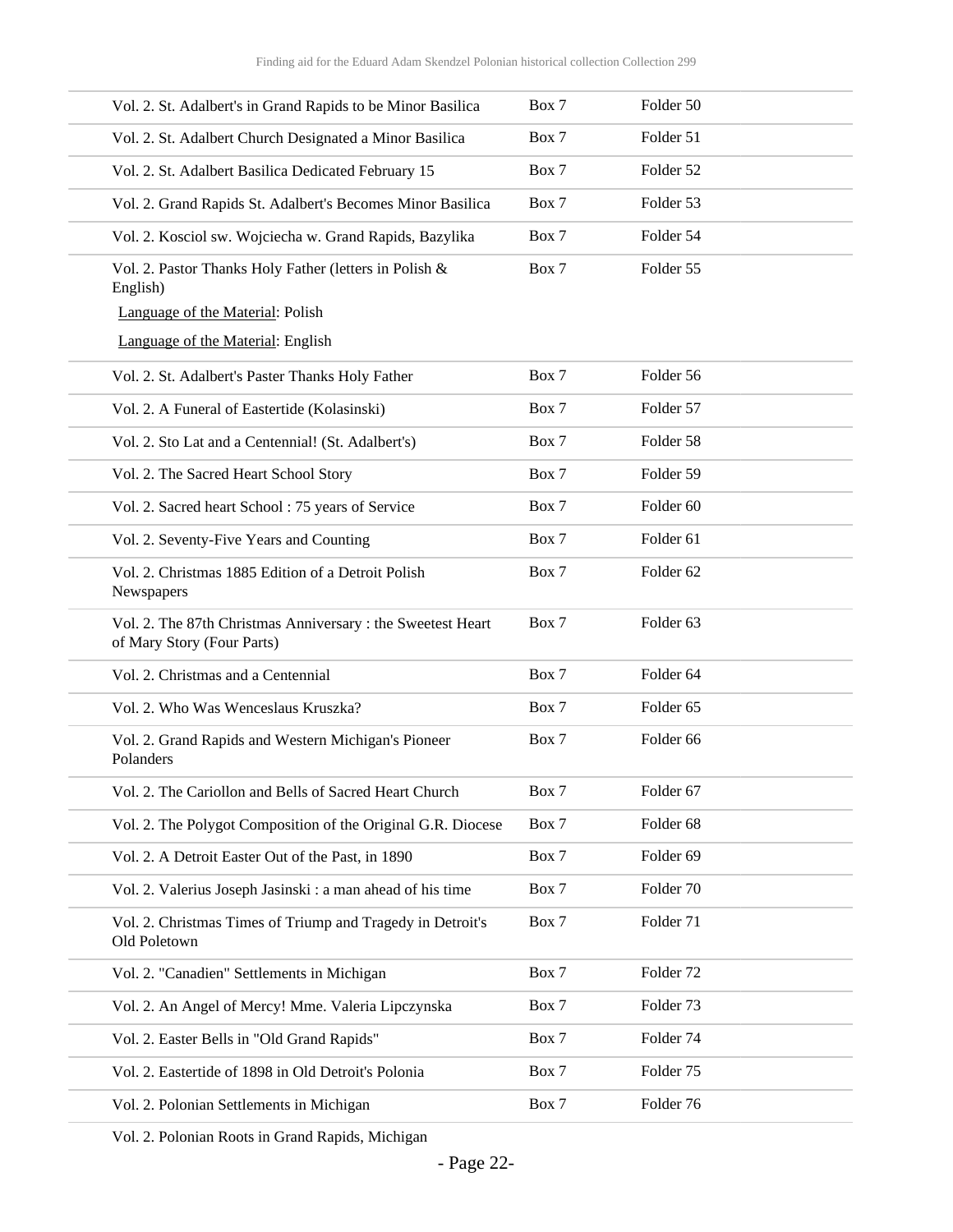| | | |
|---|---|---|
| Vol. 2. St. Adalbert's in Grand Rapids to be Minor Basilica | Box 7 | Folder 50 |
| Vol. 2. St. Adalbert Church Designated a Minor Basilica | Box 7 | Folder 51 |
| Vol. 2. St. Adalbert Basilica Dedicated February 15 | Box 7 | Folder 52 |
| Vol. 2. Grand Rapids St. Adalbert's Becomes Minor Basilica | Box 7 | Folder 53 |
| Vol. 2. Kosciol sw. Wojciecha w. Grand Rapids, Bazylika | Box 7 | Folder 54 |
| Vol. 2. Pastor Thanks Holy Father (letters in Polish & English)<br>Language of the Material: Polish<br>Language of the Material: English | Box 7 | Folder 55 |
| Vol. 2. St. Adalbert's Paster Thanks Holy Father | Box 7 | Folder 56 |
| Vol. 2. A Funeral of Eastertide (Kolasinski) | Box 7 | Folder 57 |
| Vol. 2. Sto Lat and a Centennial! (St. Adalbert's) | Box 7 | Folder 58 |
| Vol. 2. The Sacred Heart School Story | Box 7 | Folder 59 |
| Vol. 2. Sacred heart School : 75 years of Service | Box 7 | Folder 60 |
| Vol. 2. Seventy-Five Years and Counting | Box 7 | Folder 61 |
| Vol. 2. Christmas 1885 Edition of a Detroit Polish Newspapers | Box 7 | Folder 62 |
| Vol. 2. The 87th Christmas Anniversary : the Sweetest Heart of Mary Story (Four Parts) | Box 7 | Folder 63 |
| Vol. 2. Christmas and a Centennial | Box 7 | Folder 64 |
| Vol. 2. Who Was Wenceslaus Kruszka? | Box 7 | Folder 65 |
| Vol. 2. Grand Rapids and Western Michigan's Pioneer Polanders | Box 7 | Folder 66 |
| Vol. 2. The Cariollon and Bells of Sacred Heart Church | Box 7 | Folder 67 |
| Vol. 2. The Polygot Composition of the Original G.R. Diocese | Box 7 | Folder 68 |
| Vol. 2. A Detroit Easter Out of the Past, in 1890 | Box 7 | Folder 69 |
| Vol. 2. Valerius Joseph Jasinski : a man ahead of his time | Box 7 | Folder 70 |
| Vol. 2. Christmas Times of Triump and Tragedy in Detroit's Old Poletown | Box 7 | Folder 71 |
| Vol. 2. "Canadien" Settlements in Michigan | Box 7 | Folder 72 |
| Vol. 2. An Angel of Mercy! Mme. Valeria Lipczynska | Box 7 | Folder 73 |
| Vol. 2. Easter Bells in "Old Grand Rapids" | Box 7 | Folder 74 |
| Vol. 2. Eastertide of 1898 in Old Detroit's Polonia | Box 7 | Folder 75 |
| Vol. 2. Polonian Settlements in Michigan | Box 7 | Folder 76 |
| Vol. 2. Polonian Roots in Grand Rapids, Michigan | | |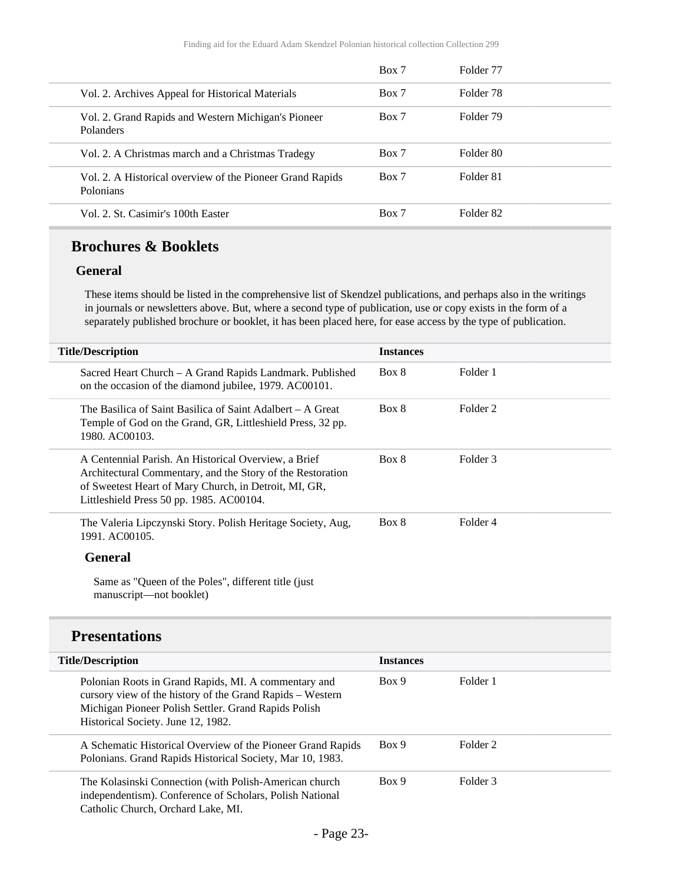| | | |
|---|---|---|
| | Box 7 | Folder 77 |
| Vol. 2. Archives Appeal for Historical Materials | Box 7 | Folder 78 |
| Vol. 2. Grand Rapids and Western Michigan's Pioneer Polanders | Box 7 | Folder 79 |
| Vol. 2. A Christmas march and a Christmas Tradegy | Box 7 | Folder 80 |
| Vol. 2. A Historical overview of the Pioneer Grand Rapids Polonians | Box 7 | Folder 81 |
| Vol. 2. St. Casimir's 100th Easter | Box 7 | Folder 82 |

## Brochures & Booklets

### General

These items should be listed in the comprehensive list of Skendzel publications, and perhaps also in the writings in journals or newsletters above. But, where a second type of publication, use or copy exists in the form of a separately published brochure or booklet, it has been placed here, for ease access by the type of publication.

| Title/Description | Instances | |
|---|---|---|
| Sacred Heart Church – A Grand Rapids Landmark. Published on the occasion of the diamond jubilee, 1979. AC00101. | Box 8 | Folder 1 |
| The Basilica of Saint Basilica of Saint Adalbert – A Great Temple of God on the Grand, GR, Littleshield Press, 32 pp. 1980. AC00103. | Box 8 | Folder 2 |
| A Centennial Parish. An Historical Overview, a Brief Architectural Commentary, and the Story of the Restoration of Sweetest Heart of Mary Church, in Detroit, MI, GR, Littleshield Press 50 pp. 1985. AC00104. | Box 8 | Folder 3 |
| The Valeria Lipczynski Story. Polish Heritage Society, Aug, 1991. AC00105. | Box 8 | Folder 4 |

#### General

Same as "Queen of the Poles", different title (just manuscript—not booklet)

## Presentations

| Title/Description | Instances | |
|---|---|---|
| Polonian Roots in Grand Rapids, MI. A commentary and cursory view of the history of the Grand Rapids – Western Michigan Pioneer Polish Settler. Grand Rapids Polish Historical Society. June 12, 1982. | Box 9 | Folder 1 |
| A Schematic Historical Overview of the Pioneer Grand Rapids Polonians. Grand Rapids Historical Society, Mar 10, 1983. | Box 9 | Folder 2 |
| The Kolasinski Connection (with Polish-American church independentism). Conference of Scholars, Polish National Catholic Church, Orchard Lake, MI. | Box 9 | Folder 3 |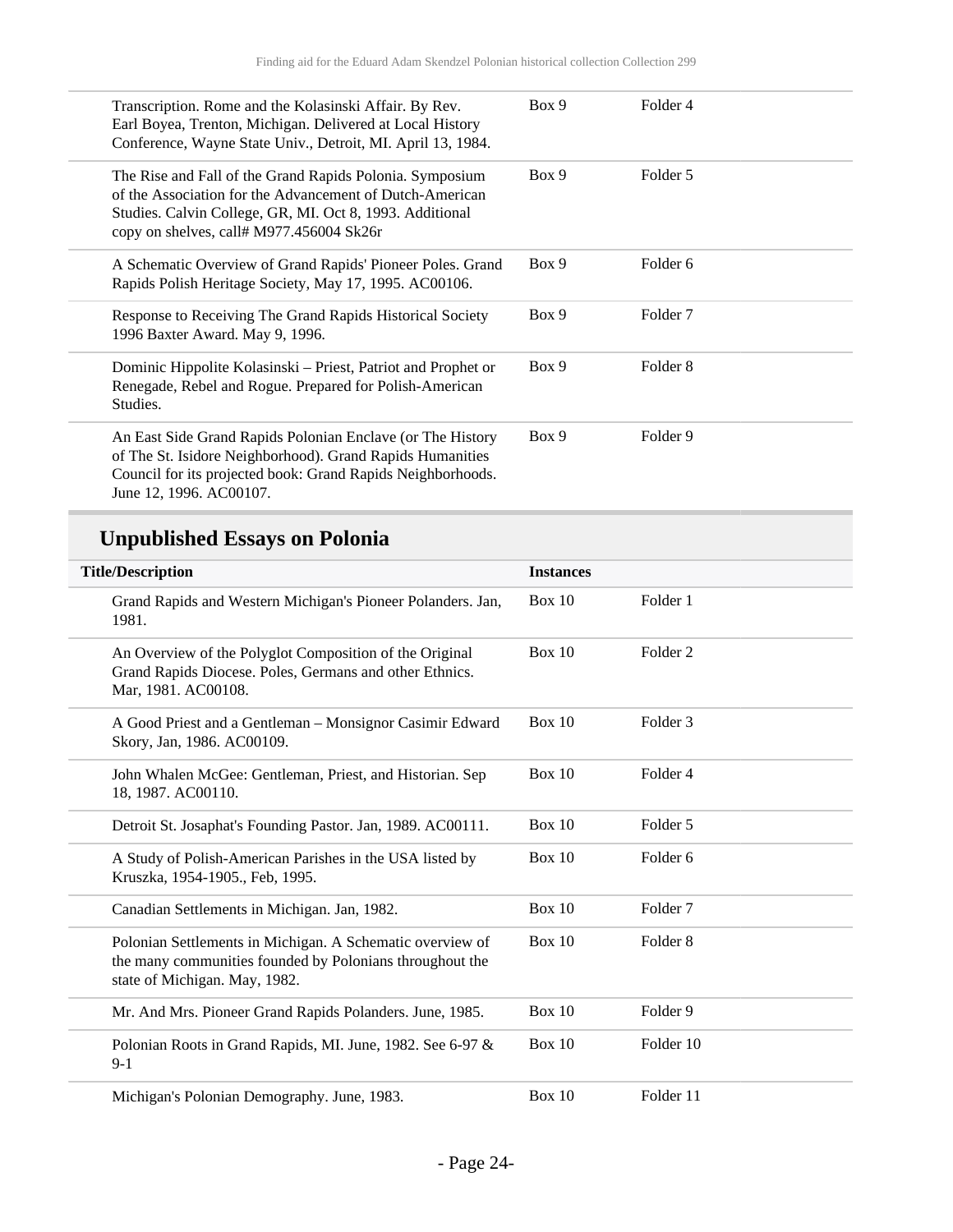| | | |
|---|---|---|
| Transcription. Rome and the Kolasinski Affair. By Rev. Earl Boyea, Trenton, Michigan. Delivered at Local History Conference, Wayne State Univ., Detroit, MI. April 13, 1984. | Box 9 | Folder 4 |
| The Rise and Fall of the Grand Rapids Polonia. Symposium of the Association for the Advancement of Dutch-American Studies. Calvin College, GR, MI. Oct 8, 1993. Additional copy on shelves, call# M977.456004 Sk26r | Box 9 | Folder 5 |
| A Schematic Overview of Grand Rapids' Pioneer Poles. Grand Rapids Polish Heritage Society, May 17, 1995. AC00106. | Box 9 | Folder 6 |
| Response to Receiving The Grand Rapids Historical Society 1996 Baxter Award. May 9, 1996. | Box 9 | Folder 7 |
| Dominic Hippolite Kolasinski – Priest, Patriot and Prophet or Renegade, Rebel and Rogue. Prepared for Polish-American Studies. | Box 9 | Folder 8 |
| An East Side Grand Rapids Polonian Enclave (or The History of The St. Isidore Neighborhood). Grand Rapids Humanities Council for its projected book: Grand Rapids Neighborhoods. June 12, 1996. AC00107. | Box 9 | Folder 9 |

## Unpublished Essays on Polonia

| Title/Description | Instances | |
|---|---|---|
| Grand Rapids and Western Michigan's Pioneer Polanders. Jan, 1981. | Box 10 | Folder 1 |
| An Overview of the Polyglot Composition of the Original Grand Rapids Diocese. Poles, Germans and other Ethnics. Mar, 1981. AC00108. | Box 10 | Folder 2 |
| A Good Priest and a Gentleman – Monsignor Casimir Edward Skory, Jan, 1986. AC00109. | Box 10 | Folder 3 |
| John Whalen McGee: Gentleman, Priest, and Historian. Sep 18, 1987. AC00110. | Box 10 | Folder 4 |
| Detroit St. Josaphat's Founding Pastor. Jan, 1989. AC00111. | Box 10 | Folder 5 |
| A Study of Polish-American Parishes in the USA listed by Kruszka, 1954-1905., Feb, 1995. | Box 10 | Folder 6 |
| Canadian Settlements in Michigan. Jan, 1982. | Box 10 | Folder 7 |
| Polonian Settlements in Michigan. A Schematic overview of the many communities founded by Polonians throughout the state of Michigan. May, 1982. | Box 10 | Folder 8 |
| Mr. And Mrs. Pioneer Grand Rapids Polanders. June, 1985. | Box 10 | Folder 9 |
| Polonian Roots in Grand Rapids, MI. June, 1982. See 6-97 & 9-1 | Box 10 | Folder 10 |
| Michigan's Polonian Demography. June, 1983. | Box 10 | Folder 11 |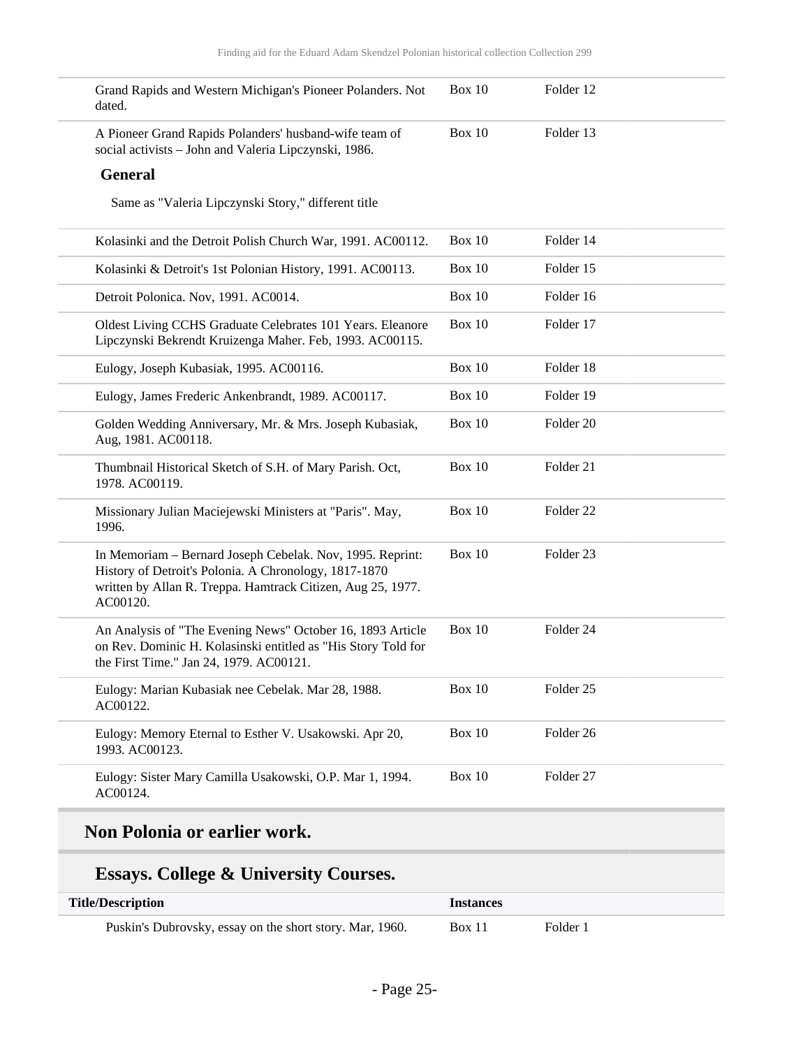| | | |
|---|---|---|
| Grand Rapids and Western Michigan's Pioneer Polanders. Not dated. | Box 10 | Folder 12 |
| A Pioneer Grand Rapids Polanders' husband-wife team of social activists – John and Valeria Lipczynski, 1986. | Box 10 | Folder 13 |

**General**

Same as "Valeria Lipczynski Story," different title

| | | |
|---|---|---|
| Kolasinki and the Detroit Polish Church War, 1991. AC00112. | Box 10 | Folder 14 |
| Kolasinki & Detroit's 1st Polonian History, 1991. AC00113. | Box 10 | Folder 15 |
| Detroit Polonica. Nov, 1991. AC0014. | Box 10 | Folder 16 |
| Oldest Living CCHS Graduate Celebrates 101 Years. Eleanore Lipczynski Bekrendt Kruizenga Maher. Feb, 1993. AC00115. | Box 10 | Folder 17 |
| Eulogy, Joseph Kubasiak, 1995. AC00116. | Box 10 | Folder 18 |
| Eulogy, James Frederic Ankenbrandt, 1989. AC00117. | Box 10 | Folder 19 |
| Golden Wedding Anniversary, Mr. & Mrs. Joseph Kubasiak, Aug, 1981. AC00118. | Box 10 | Folder 20 |
| Thumbnail Historical Sketch of S.H. of Mary Parish. Oct, 1978. AC00119. | Box 10 | Folder 21 |
| Missionary Julian Maciejewski Ministers at "Paris". May, 1996. | Box 10 | Folder 22 |
| In Memoriam – Bernard Joseph Cebelak. Nov, 1995. Reprint: History of Detroit's Polonia. A Chronology, 1817-1870 written by Allan R. Treppa. Hamtrack Citizen, Aug 25, 1977. AC00120. | Box 10 | Folder 23 |
| An Analysis of "The Evening News" October 16, 1893 Article on Rev. Dominic H. Kolasinski entitled as "His Story Told for the First Time." Jan 24, 1979. AC00121. | Box 10 | Folder 24 |
| Eulogy: Marian Kubasiak nee Cebelak. Mar 28, 1988. AC00122. | Box 10 | Folder 25 |
| Eulogy: Memory Eternal to Esther V. Usakowski. Apr 20, 1993. AC00123. | Box 10 | Folder 26 |
| Eulogy: Sister Mary Camilla Usakowski, O.P. Mar 1, 1994. AC00124. | Box 10 | Folder 27 |

## Non Polonia or earlier work.

### Essays. College & University Courses.

| Title/Description | Instances | |
|---|---|---|
| Puskin's Dubrovsky, essay on the short story. Mar, 1960. | Box 11 | Folder 1 |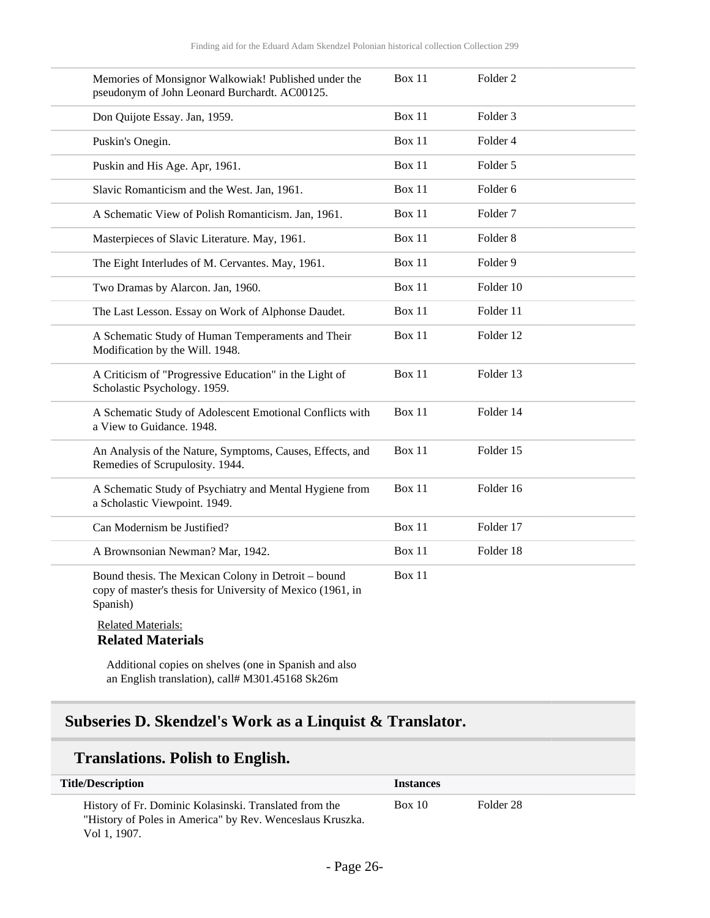| | | |
|---|---|---|
| Memories of Monsignor Walkowiak! Published under the pseudonym of John Leonard Burchardt. AC00125. | Box 11 | Folder 2 |
| Don Quijote Essay. Jan, 1959. | Box 11 | Folder 3 |
| Puskin's Onegin. | Box 11 | Folder 4 |
| Puskin and His Age. Apr, 1961. | Box 11 | Folder 5 |
| Slavic Romanticism and the West. Jan, 1961. | Box 11 | Folder 6 |
| A Schematic View of Polish Romanticism. Jan, 1961. | Box 11 | Folder 7 |
| Masterpieces of Slavic Literature. May, 1961. | Box 11 | Folder 8 |
| The Eight Interludes of M. Cervantes. May, 1961. | Box 11 | Folder 9 |
| Two Dramas by Alarcon. Jan, 1960. | Box 11 | Folder 10 |
| The Last Lesson. Essay on Work of Alphonse Daudet. | Box 11 | Folder 11 |
| A Schematic Study of Human Temperaments and Their Modification by the Will. 1948. | Box 11 | Folder 12 |
| A Criticism of "Progressive Education" in the Light of Scholastic Psychology. 1959. | Box 11 | Folder 13 |
| A Schematic Study of Adolescent Emotional Conflicts with a View to Guidance. 1948. | Box 11 | Folder 14 |
| An Analysis of the Nature, Symptoms, Causes, Effects, and Remedies of Scrupulosity. 1944. | Box 11 | Folder 15 |
| A Schematic Study of Psychiatry and Mental Hygiene from a Scholastic Viewpoint. 1949. | Box 11 | Folder 16 |
| Can Modernism be Justified? | Box 11 | Folder 17 |
| A Brownsonian Newman? Mar, 1942. | Box 11 | Folder 18 |
| Bound thesis. The Mexican Colony in Detroit – bound copy of master's thesis for University of Mexico (1961, in Spanish) | Box 11 | |

Related Materials:

**Related Materials**

Additional copies on shelves (one in Spanish and also an English translation), call# M301.45168 Sk26m

## Subseries D. Skendzel's Work as a Linquist & Translator.

### Translations. Polish to English.

| Title/Description | Instances | |
|---|---|---|
| History of Fr. Dominic Kolasinski. Translated from the "History of Poles in America" by Rev. Wenceslaus Kruszka. Vol 1, 1907. | Box 10 | Folder 28 |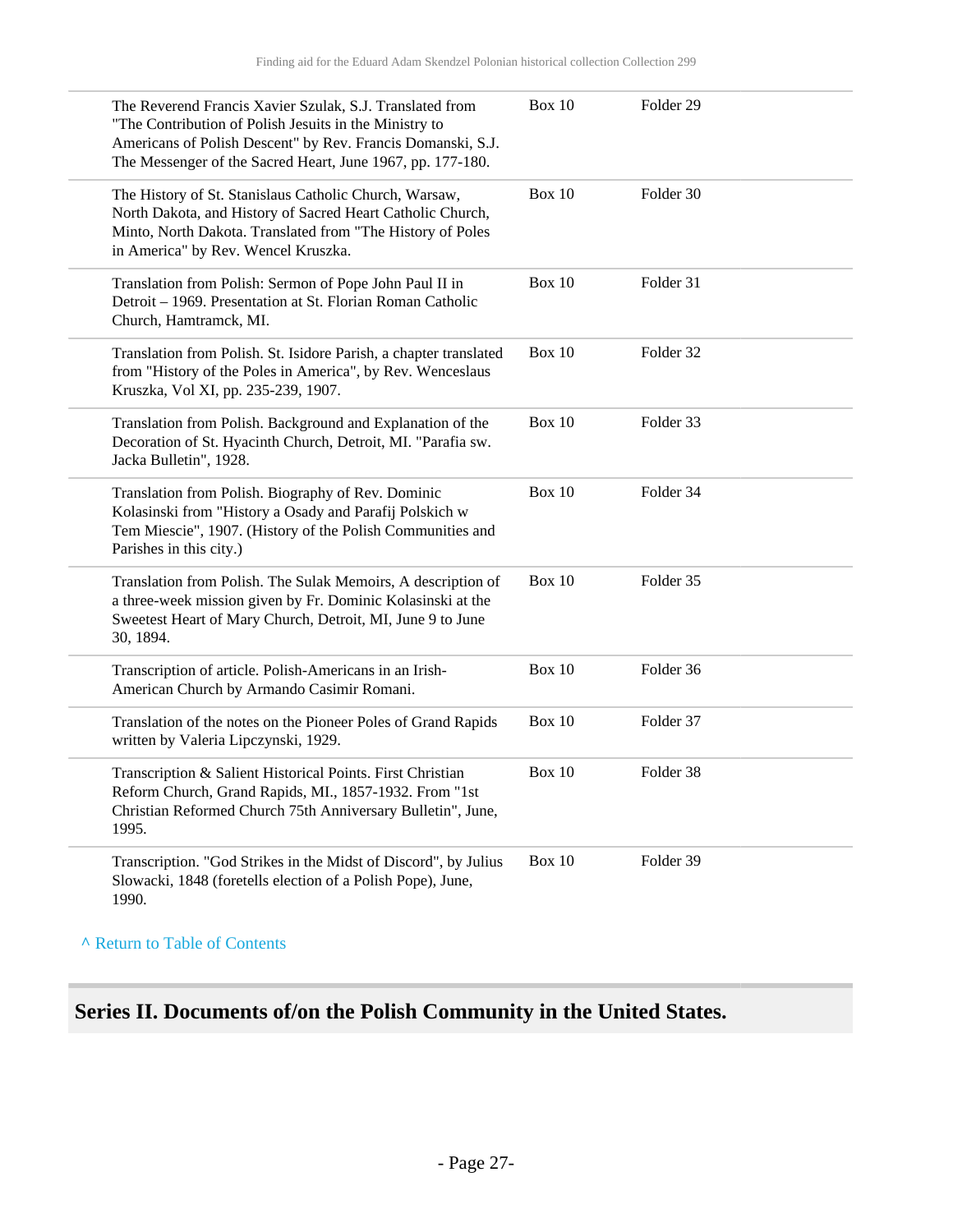| | | |
|---|---|---|
| The Reverend Francis Xavier Szulak, S.J. Translated from "The Contribution of Polish Jesuits in the Ministry to Americans of Polish Descent" by Rev. Francis Domanski, S.J. The Messenger of the Sacred Heart, June 1967, pp. 177-180. | Box 10 | Folder 29 |
| The History of St. Stanislaus Catholic Church, Warsaw, North Dakota, and History of Sacred Heart Catholic Church, Minto, North Dakota. Translated from "The History of Poles in America" by Rev. Wencel Kruszka. | Box 10 | Folder 30 |
| Translation from Polish: Sermon of Pope John Paul II in Detroit – 1969. Presentation at St. Florian Roman Catholic Church, Hamtramck, MI. | Box 10 | Folder 31 |
| Translation from Polish. St. Isidore Parish, a chapter translated from "History of the Poles in America", by Rev. Wenceslaus Kruszka, Vol XI, pp. 235-239, 1907. | Box 10 | Folder 32 |
| Translation from Polish. Background and Explanation of the Decoration of St. Hyacinth Church, Detroit, MI. "Parafia sw. Jacka Bulletin", 1928. | Box 10 | Folder 33 |
| Translation from Polish. Biography of Rev. Dominic Kolasinski from "History a Osady and Parafij Polskich w Tem Miescie", 1907. (History of the Polish Communities and Parishes in this city.) | Box 10 | Folder 34 |
| Translation from Polish. The Sulak Memoirs, A description of a three-week mission given by Fr. Dominic Kolasinski at the Sweetest Heart of Mary Church, Detroit, MI, June 9 to June 30, 1894. | Box 10 | Folder 35 |
| Transcription of article. Polish-Americans in an Irish-American Church by Armando Casimir Romani. | Box 10 | Folder 36 |
| Translation of the notes on the Pioneer Poles of Grand Rapids written by Valeria Lipczynski, 1929. | Box 10 | Folder 37 |
| Transcription & Salient Historical Points. First Christian Reform Church, Grand Rapids, MI., 1857-1932. From "1st Christian Reformed Church 75th Anniversary Bulletin", June, 1995. | Box 10 | Folder 38 |
| Transcription. "God Strikes in the Midst of Discord", by Julius Slowacki, 1848 (foretells election of a Polish Pope), June, 1990. | Box 10 | Folder 39 |

^ Return to Table of Contents

## Series II. Documents of/on the Polish Community in the United States.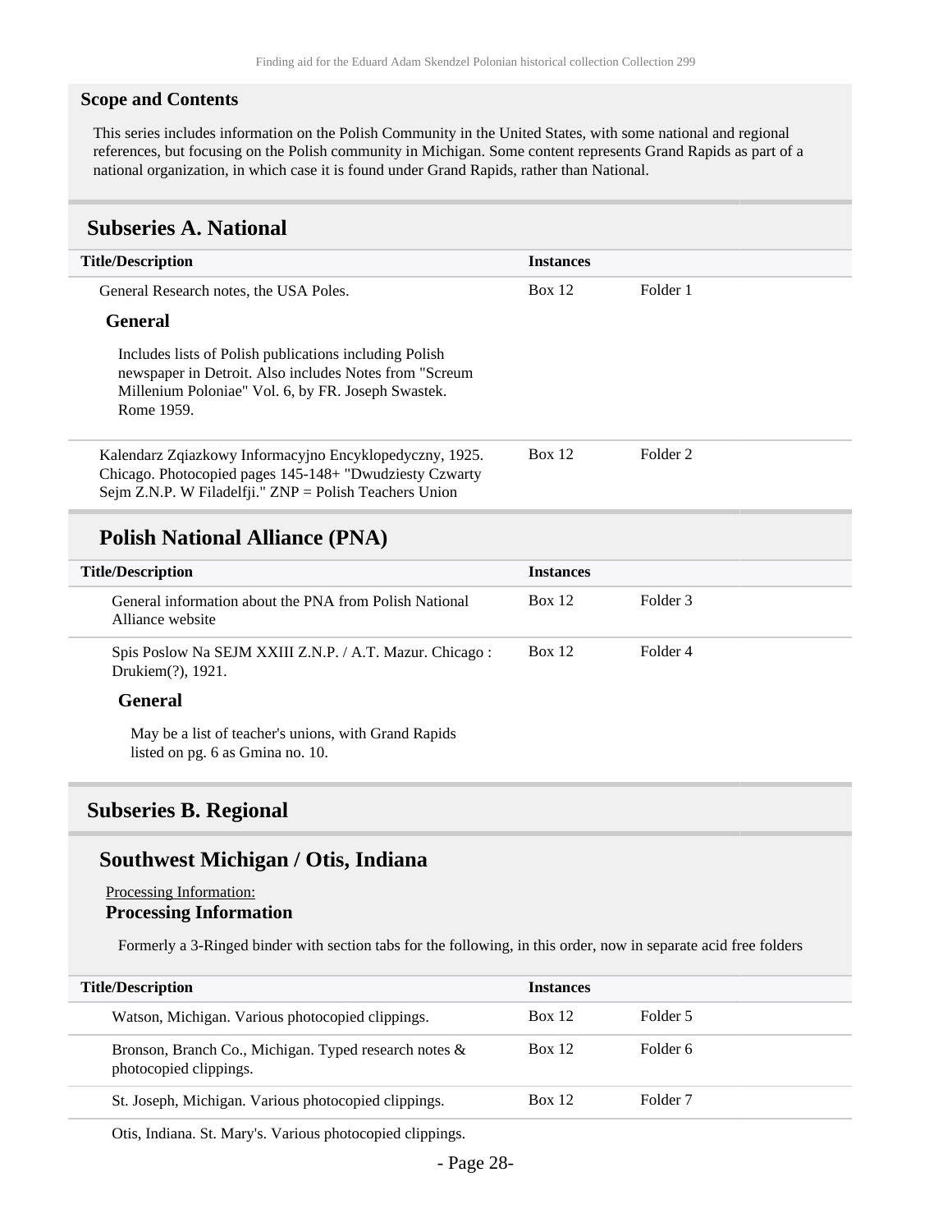### Scope and Contents

This series includes information on the Polish Community in the United States, with some national and regional references, but focusing on the Polish community in Michigan. Some content represents Grand Rapids as part of a national organization, in which case it is found under Grand Rapids, rather than National.

## Subseries A. National

| Title/Description | Instances | |
|---|---|---|
| General Research notes, the USA Poles. | Box 12 | Folder 1 |

**General**

Includes lists of Polish publications including Polish newspaper in Detroit. Also includes Notes from "Screum Millenium Poloniae" Vol. 6, by FR. Joseph Swastek. Rome 1959.

| Title/Description | Instances | |
|---|---|---|
| Kalendarz Zqiazkowy Informacyjno Encyklopedyczny, 1925. Chicago. Photocopied pages 145-148+ "Dwudziesty Czwarty Sejm Z.N.P. W Filadelfji." ZNP = Polish Teachers Union | Box 12 | Folder 2 |

### Polish National Alliance (PNA)

| Title/Description | Instances | |
|---|---|---|
| General information about the PNA from Polish National Alliance website | Box 12 | Folder 3 |
| Spis Poslow Na SEJM XXIII Z.N.P. / A.T. Mazur. Chicago : Drukiem(?), 1921. | Box 12 | Folder 4 |

**General**

May be a list of teacher's unions, with Grand Rapids listed on pg. 6 as Gmina no. 10.

## Subseries B. Regional

### Southwest Michigan / Otis, Indiana

Processing Information:

**Processing Information**

Formerly a 3-Ringed binder with section tabs for the following, in this order, now in separate acid free folders

| Title/Description | Instances | |
|---|---|---|
| Watson, Michigan. Various photocopied clippings. | Box 12 | Folder 5 |
| Bronson, Branch Co., Michigan. Typed research notes & photocopied clippings. | Box 12 | Folder 6 |
| St. Joseph, Michigan. Various photocopied clippings. | Box 12 | Folder 7 |
| Otis, Indiana. St. Mary's. Various photocopied clippings. | | |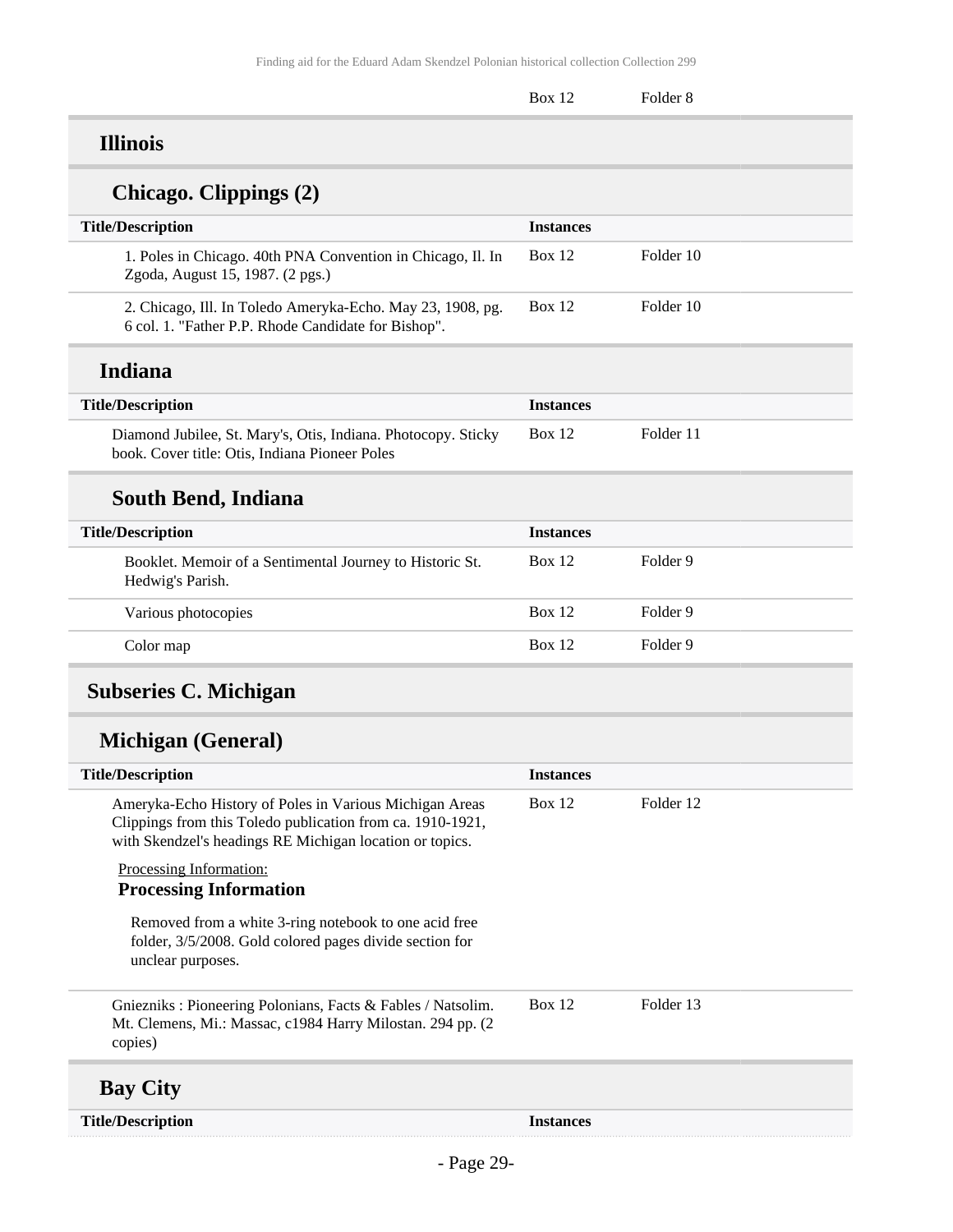| | Box 12 | Folder 8 |
|---|---|---|

### Illinois

#### Chicago. Clippings (2)

| Title/Description | Instances | |
|---|---|---|
| 1. Poles in Chicago. 40th PNA Convention in Chicago, Il. In Zgoda, August 15, 1987. (2 pgs.) | Box 12 | Folder 10 |
| 2. Chicago, Ill. In Toledo Ameryka-Echo. May 23, 1908, pg. 6 col. 1. "Father P.P. Rhode Candidate for Bishop". | Box 12 | Folder 10 |

### Indiana

| Title/Description | Instances | |
|---|---|---|
| Diamond Jubilee, St. Mary's, Otis, Indiana. Photocopy. Sticky book. Cover title: Otis, Indiana Pioneer Poles | Box 12 | Folder 11 |

#### South Bend, Indiana

| Title/Description | Instances | |
|---|---|---|
| Booklet. Memoir of a Sentimental Journey to Historic St. Hedwig's Parish. | Box 12 | Folder 9 |
| Various photocopies | Box 12 | Folder 9 |
| Color map | Box 12 | Folder 9 |

## Subseries C. Michigan

### Michigan (General)

| Title/Description | Instances | |
|---|---|---|
| Ameryka-Echo History of Poles in Various Michigan Areas Clippings from this Toledo publication from ca. 1910-1921, with Skendzel's headings RE Michigan location or topics.<br><br>Processing Information:<br>**Processing Information**<br><br>Removed from a white 3-ring notebook to one acid free folder, 3/5/2008. Gold colored pages divide section for unclear purposes. | Box 12 | Folder 12 |
| Gniezniks : Pioneering Polonians, Facts & Fables / Natsolim. Mt. Clemens, Mi.: Massac, c1984 Harry Milostan. 294 pp. (2 copies) | Box 12 | Folder 13 |

### Bay City

| Title/Description | Instances |
|---|---|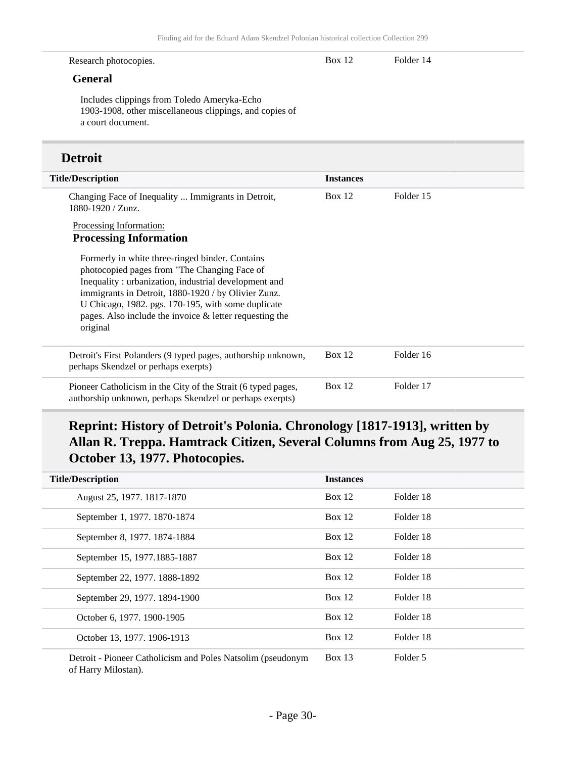| | | |
|---|---|---|
| Research photocopies. | Box 12 | Folder 14 |

**General**

Includes clippings from Toledo Ameryka-Echo 1903-1908, other miscellaneous clippings, and copies of a court document.

## Detroit

| Title/Description | Instances | |
|---|---|---|
| Changing Face of Inequality ... Immigrants in Detroit, 1880-1920 / Zunz. | Box 12 | Folder 15 |

Processing Information:

**Processing Information**

Formerly in white three-ringed binder. Contains photocopied pages from "The Changing Face of Inequality : urbanization, industrial development and immigrants in Detroit, 1880-1920 / by Olivier Zunz. U Chicago, 1982. pgs. 170-195, with some duplicate pages. Also include the invoice & letter requesting the original

| | | |
|---|---|---|
| Detroit's First Polanders (9 typed pages, authorship unknown, perhaps Skendzel or perhaps exerpts) | Box 12 | Folder 16 |
| Pioneer Catholicism in the City of the Strait (6 typed pages, authorship unknown, perhaps Skendzel or perhaps exerpts) | Box 12 | Folder 17 |

## Reprint: History of Detroit's Polonia. Chronology [1817-1913], written by Allan R. Treppa. Hamtrack Citizen, Several Columns from Aug 25, 1977 to October 13, 1977. Photocopies.

| Title/Description | Instances | |
|---|---|---|
| August 25, 1977. 1817-1870 | Box 12 | Folder 18 |
| September 1, 1977. 1870-1874 | Box 12 | Folder 18 |
| September 8, 1977. 1874-1884 | Box 12 | Folder 18 |
| September 15, 1977.1885-1887 | Box 12 | Folder 18 |
| September 22, 1977. 1888-1892 | Box 12 | Folder 18 |
| September 29, 1977. 1894-1900 | Box 12 | Folder 18 |
| October 6, 1977. 1900-1905 | Box 12 | Folder 18 |
| October 13, 1977. 1906-1913 | Box 12 | Folder 18 |
| Detroit - Pioneer Catholicism and Poles Natsolim (pseudonym of Harry Milostan). | Box 13 | Folder 5 |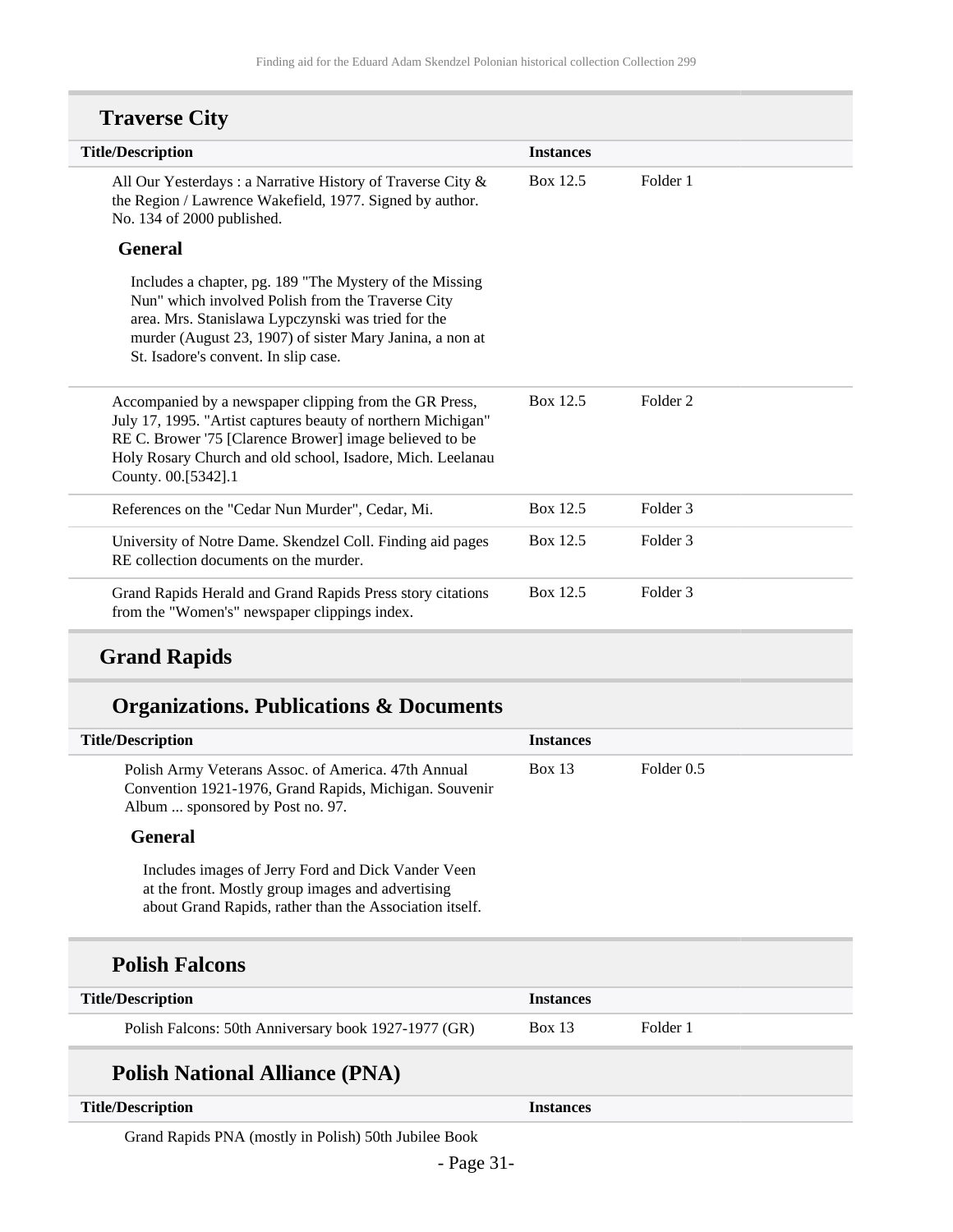## Traverse City

| Title/Description | Instances | |
|---|---|---|
| All Our Yesterdays : a Narrative History of Traverse City & the Region / Lawrence Wakefield, 1977. Signed by author. No. 134 of 2000 published. | Box 12.5 | Folder 1 |

**General**

Includes a chapter, pg. 189 "The Mystery of the Missing Nun" which involved Polish from the Traverse City area. Mrs. Stanislawa Lypczynski was tried for the murder (August 23, 1907) of sister Mary Janina, a non at St. Isadore's convent. In slip case.

| Title/Description | Instances | |
|---|---|---|
| Accompanied by a newspaper clipping from the GR Press, July 17, 1995. "Artist captures beauty of northern Michigan" RE C. Brower '75 [Clarence Brower] image believed to be Holy Rosary Church and old school, Isadore, Mich. Leelanau County. 00.[5342].1 | Box 12.5 | Folder 2 |
| References on the "Cedar Nun Murder", Cedar, Mi. | Box 12.5 | Folder 3 |
| University of Notre Dame. Skendzel Coll. Finding aid pages RE collection documents on the murder. | Box 12.5 | Folder 3 |
| Grand Rapids Herald and Grand Rapids Press story citations from the "Women's" newspaper clippings index. | Box 12.5 | Folder 3 |

## Grand Rapids

### Organizations. Publications & Documents

| Title/Description | Instances | |
|---|---|---|
| Polish Army Veterans Assoc. of America. 47th Annual Convention 1921-1976, Grand Rapids, Michigan. Souvenir Album ... sponsored by Post no. 97. | Box 13 | Folder 0.5 |

**General**

Includes images of Jerry Ford and Dick Vander Veen at the front. Mostly group images and advertising about Grand Rapids, rather than the Association itself.

### Polish Falcons

| Title/Description | Instances | |
|---|---|---|
| Polish Falcons: 50th Anniversary book 1927-1977 (GR) | Box 13 | Folder 1 |

### Polish National Alliance (PNA)

| Title/Description | Instances | |
|---|---|---|
| Grand Rapids PNA (mostly in Polish) 50th Jubilee Book | | |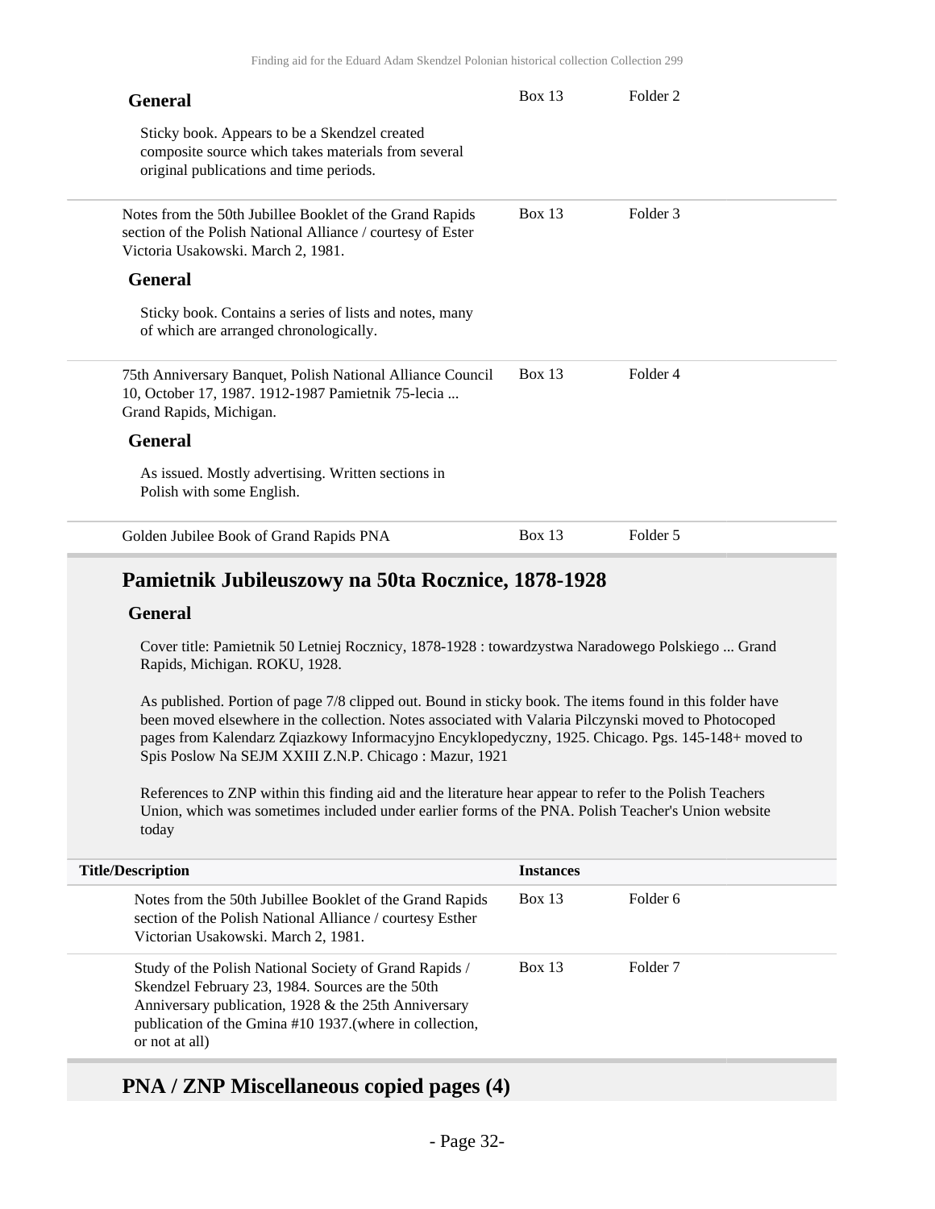**General**

Sticky book. Appears to be a Skendzel created composite source which takes materials from several original publications and time periods.

| Title/Description | Instances | |
|---|---|---|
| (continued) | Box 13 | Folder 2 |
| Notes from the 50th Jubillee Booklet of the Grand Rapids section of the Polish National Alliance / courtesy of Ester Victoria Usakowski. March 2, 1981. | Box 13 | Folder 3 |

**General**

Sticky book. Contains a series of lists and notes, many of which are arranged chronologically.

| Title/Description | Instances | |
|---|---|---|
| 75th Anniversary Banquet, Polish National Alliance Council 10, October 17, 1987. 1912-1987 Pamietnik 75-lecia ... Grand Rapids, Michigan. | Box 13 | Folder 4 |

**General**

As issued. Mostly advertising. Written sections in Polish with some English.

| Title/Description | Instances | |
|---|---|---|
| Golden Jubilee Book of Grand Rapids PNA | Box 13 | Folder 5 |

## Pamietnik Jubileuszowy na 50ta Rocznice, 1878-1928

**General**

Cover title: Pamietnik 50 Letniej Rocznicy, 1878-1928 : towardzystwa Naradowego Polskiego ... Grand Rapids, Michigan. ROKU, 1928.

As published. Portion of page 7/8 clipped out. Bound in sticky book. The items found in this folder have been moved elsewhere in the collection. Notes associated with Valaria Pilczynski moved to Photocoped pages from Kalendarz Zqiazkowy Informacyjno Encyklopedyczny, 1925. Chicago. Pgs. 145-148+ moved to Spis Poslow Na SEJM XXIII Z.N.P. Chicago : Mazur, 1921

References to ZNP within this finding aid and the literature hear appear to refer to the Polish Teachers Union, which was sometimes included under earlier forms of the PNA. Polish Teacher's Union website today

| Title/Description | Instances | |
|---|---|---|
| Notes from the 50th Jubillee Booklet of the Grand Rapids section of the Polish National Alliance / courtesy Esther Victorian Usakowski. March 2, 1981. | Box 13 | Folder 6 |
| Study of the Polish National Society of Grand Rapids / Skendzel February 23, 1984. Sources are the 50th Anniversary publication, 1928 & the 25th Anniversary publication of the Gmina #10 1937.(where in collection, or not at all) | Box 13 | Folder 7 |

## PNA / ZNP Miscellaneous copied pages (4)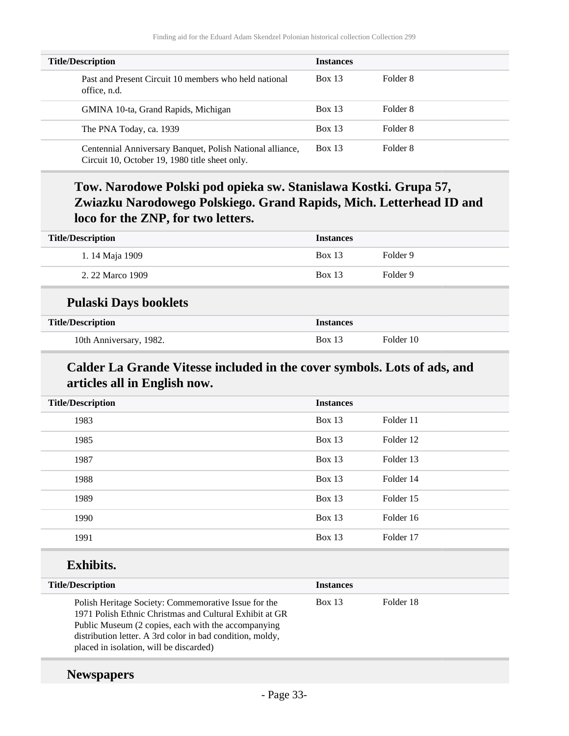| Title/Description | Instances | |
|---|---|---|
| Past and Present Circuit 10 members who held national office, n.d. | Box 13 | Folder 8 |
| GMINA 10-ta, Grand Rapids, Michigan | Box 13 | Folder 8 |
| The PNA Today, ca. 1939 | Box 13 | Folder 8 |
| Centennial Anniversary Banquet, Polish National alliance, Circuit 10, October 19, 1980 title sheet only. | Box 13 | Folder 8 |

### Tow. Narodowe Polski pod opieka sw. Stanislawa Kostki. Grupa 57, Zwiazku Narodowego Polskiego. Grand Rapids, Mich. Letterhead ID and loco for the ZNP, for two letters.

| Title/Description | Instances | |
|---|---|---|
| 1. 14 Maja 1909 | Box 13 | Folder 9 |
| 2. 22 Marco 1909 | Box 13 | Folder 9 |

### Pulaski Days booklets

| Title/Description | Instances | |
|---|---|---|
| 10th Anniversary, 1982. | Box 13 | Folder 10 |

### Calder La Grande Vitesse included in the cover symbols. Lots of ads, and articles all in English now.

| Title/Description | Instances | |
|---|---|---|
| 1983 | Box 13 | Folder 11 |
| 1985 | Box 13 | Folder 12 |
| 1987 | Box 13 | Folder 13 |
| 1988 | Box 13 | Folder 14 |
| 1989 | Box 13 | Folder 15 |
| 1990 | Box 13 | Folder 16 |
| 1991 | Box 13 | Folder 17 |

### Exhibits.

| Title/Description | Instances | |
|---|---|---|
| Polish Heritage Society: Commemorative Issue for the 1971 Polish Ethnic Christmas and Cultural Exhibit at GR Public Museum (2 copies, each with the accompanying distribution letter. A 3rd color in bad condition, moldy, placed in isolation, will be discarded) | Box 13 | Folder 18 |

### Newspapers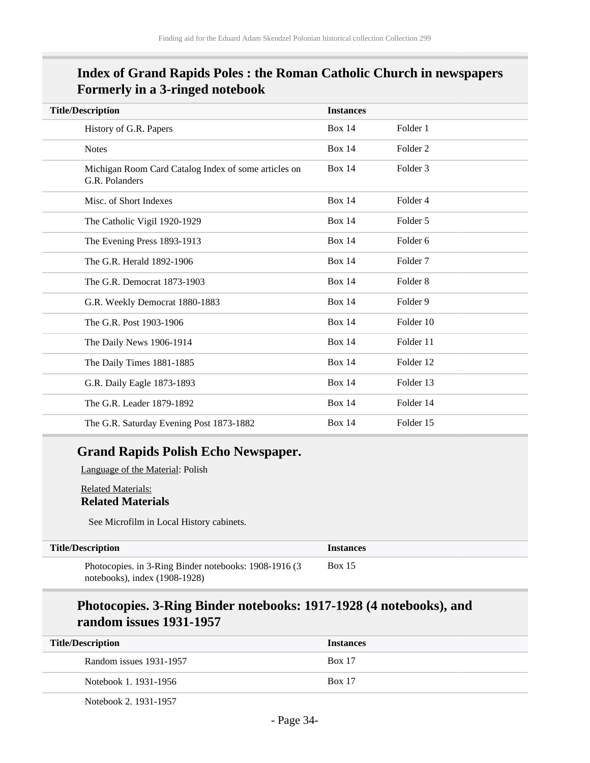## Index of Grand Rapids Poles : the Roman Catholic Church in newspapers Formerly in a 3-ringed notebook

| Title/Description | Instances | |
|---|---|---|
| History of G.R. Papers | Box 14 | Folder 1 |
| Notes | Box 14 | Folder 2 |
| Michigan Room Card Catalog Index of some articles on G.R. Polanders | Box 14 | Folder 3 |
| Misc. of Short Indexes | Box 14 | Folder 4 |
| The Catholic Vigil 1920-1929 | Box 14 | Folder 5 |
| The Evening Press 1893-1913 | Box 14 | Folder 6 |
| The G.R. Herald 1892-1906 | Box 14 | Folder 7 |
| The G.R. Democrat 1873-1903 | Box 14 | Folder 8 |
| G.R. Weekly Democrat 1880-1883 | Box 14 | Folder 9 |
| The G.R. Post 1903-1906 | Box 14 | Folder 10 |
| The Daily News 1906-1914 | Box 14 | Folder 11 |
| The Daily Times 1881-1885 | Box 14 | Folder 12 |
| G.R. Daily Eagle 1873-1893 | Box 14 | Folder 13 |
| The G.R. Leader 1879-1892 | Box 14 | Folder 14 |
| The G.R. Saturday Evening Post 1873-1882 | Box 14 | Folder 15 |

## Grand Rapids Polish Echo Newspaper.

Language of the Material: Polish

Related Materials:
**Related Materials**

See Microfilm in Local History cabinets.

| Title/Description | Instances |
|---|---|
| Photocopies. in 3-Ring Binder notebooks: 1908-1916 (3 notebooks), index (1908-1928) | Box 15 |

## Photocopies. 3-Ring Binder notebooks: 1917-1928 (4 notebooks), and random issues 1931-1957

| Title/Description | Instances |
|---|---|
| Random issues 1931-1957 | Box 17 |
| Notebook 1. 1931-1956 | Box 17 |
| Notebook 2. 1931-1957 | |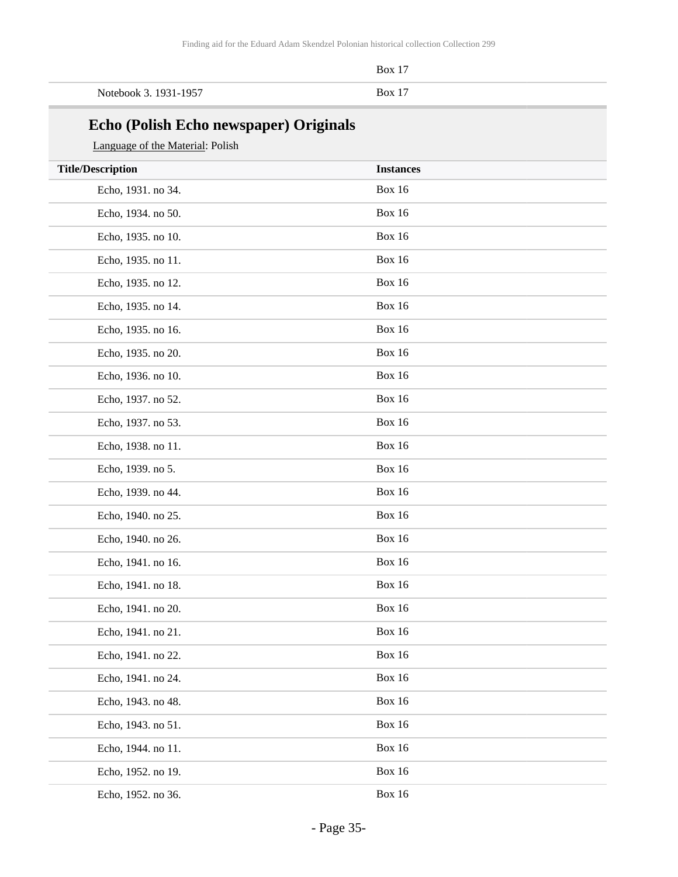| | Box 17 |
|---|---|
| Notebook 3. 1931-1957 | Box 17 |

## Echo (Polish Echo newspaper) Originals

Language of the Material: Polish

| Title/Description | Instances |
|---|---|
| Echo, 1931. no 34. | Box 16 |
| Echo, 1934. no 50. | Box 16 |
| Echo, 1935. no 10. | Box 16 |
| Echo, 1935. no 11. | Box 16 |
| Echo, 1935. no 12. | Box 16 |
| Echo, 1935. no 14. | Box 16 |
| Echo, 1935. no 16. | Box 16 |
| Echo, 1935. no 20. | Box 16 |
| Echo, 1936. no 10. | Box 16 |
| Echo, 1937. no 52. | Box 16 |
| Echo, 1937. no 53. | Box 16 |
| Echo, 1938. no 11. | Box 16 |
| Echo, 1939. no 5. | Box 16 |
| Echo, 1939. no 44. | Box 16 |
| Echo, 1940. no 25. | Box 16 |
| Echo, 1940. no 26. | Box 16 |
| Echo, 1941. no 16. | Box 16 |
| Echo, 1941. no 18. | Box 16 |
| Echo, 1941. no 20. | Box 16 |
| Echo, 1941. no 21. | Box 16 |
| Echo, 1941. no 22. | Box 16 |
| Echo, 1941. no 24. | Box 16 |
| Echo, 1943. no 48. | Box 16 |
| Echo, 1943. no 51. | Box 16 |
| Echo, 1944. no 11. | Box 16 |
| Echo, 1952. no 19. | Box 16 |
| Echo, 1952. no 36. | Box 16 |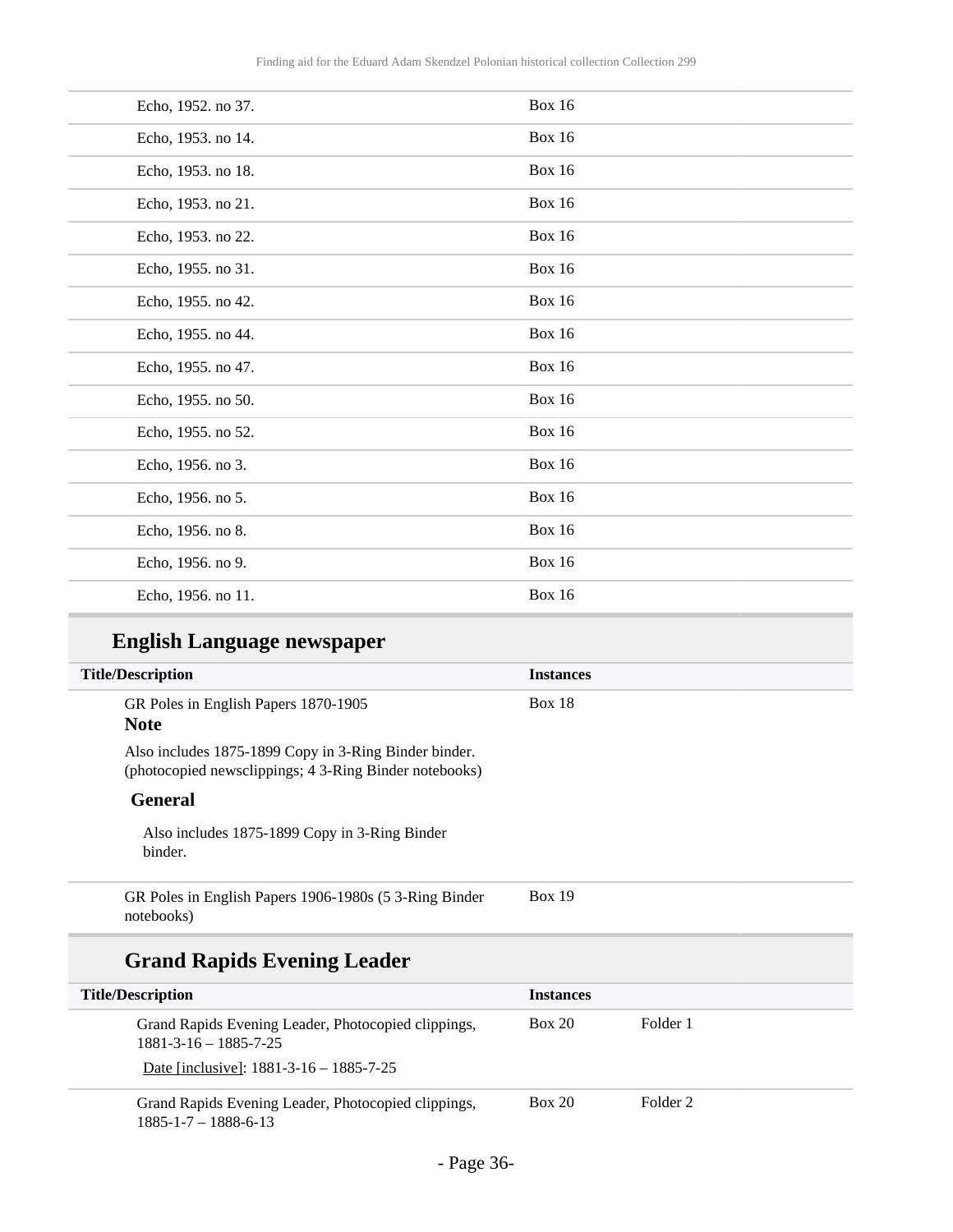| | |
|---|---|
| Echo, 1952. no 37. | Box 16 |
| Echo, 1953. no 14. | Box 16 |
| Echo, 1953. no 18. | Box 16 |
| Echo, 1953. no 21. | Box 16 |
| Echo, 1953. no 22. | Box 16 |
| Echo, 1955. no 31. | Box 16 |
| Echo, 1955. no 42. | Box 16 |
| Echo, 1955. no 44. | Box 16 |
| Echo, 1955. no 47. | Box 16 |
| Echo, 1955. no 50. | Box 16 |
| Echo, 1955. no 52. | Box 16 |
| Echo, 1956. no 3. | Box 16 |
| Echo, 1956. no 5. | Box 16 |
| Echo, 1956. no 8. | Box 16 |
| Echo, 1956. no 9. | Box 16 |
| Echo, 1956. no 11. | Box 16 |

## English Language newspaper

| Title/Description | Instances |
|---|---|
| GR Poles in English Papers 1870-1905 **Note** Also includes 1875-1899 Copy in 3-Ring Binder binder. (photocopied newsclippings; 4 3-Ring Binder notebooks) **General** Also includes 1875-1899 Copy in 3-Ring Binder binder. | Box 18 |
| GR Poles in English Papers 1906-1980s (5 3-Ring Binder notebooks) | Box 19 |

## Grand Rapids Evening Leader

| Title/Description | Instances | |
|---|---|---|
| Grand Rapids Evening Leader, Photocopied clippings, 1881-3-16 – 1885-7-25<br>Date [inclusive]: 1881-3-16 – 1885-7-25 | Box 20 | Folder 1 |
| Grand Rapids Evening Leader, Photocopied clippings, 1885-1-7 – 1888-6-13 | Box 20 | Folder 2 |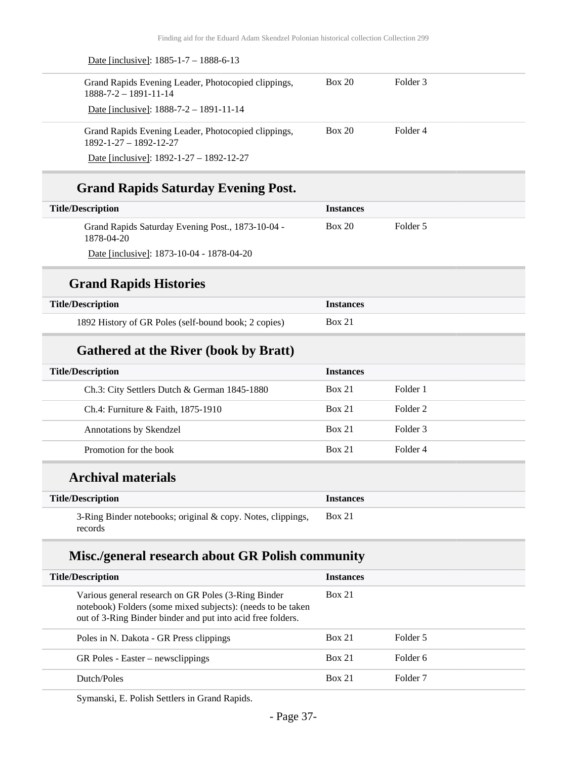Date [inclusive]: 1885-1-7 – 1888-6-13

| | | |
|---|---|---|
| Grand Rapids Evening Leader, Photocopied clippings, 1888-7-2 – 1891-11-14<br>Date [inclusive]: 1888-7-2 – 1891-11-14 | Box 20 | Folder 3 |
| Grand Rapids Evening Leader, Photocopied clippings, 1892-1-27 – 1892-12-27<br>Date [inclusive]: 1892-1-27 – 1892-12-27 | Box 20 | Folder 4 |

## Grand Rapids Saturday Evening Post.

| Title/Description | Instances | |
|---|---|---|
| Grand Rapids Saturday Evening Post., 1873-10-04 - 1878-04-20<br>Date [inclusive]: 1873-10-04 - 1878-04-20 | Box 20 | Folder 5 |

## Grand Rapids Histories

| Title/Description | Instances |
|---|---|
| 1892 History of GR Poles (self-bound book; 2 copies) | Box 21 |

## Gathered at the River (book by Bratt)

| Title/Description | Instances | |
|---|---|---|
| Ch.3: City Settlers Dutch & German 1845-1880 | Box 21 | Folder 1 |
| Ch.4: Furniture & Faith, 1875-1910 | Box 21 | Folder 2 |
| Annotations by Skendzel | Box 21 | Folder 3 |
| Promotion for the book | Box 21 | Folder 4 |

## Archival materials

| Title/Description | Instances |
|---|---|
| 3-Ring Binder notebooks; original & copy. Notes, clippings, records | Box 21 |

## Misc./general research about GR Polish community

| Title/Description | Instances | |
|---|---|---|
| Various general research on GR Poles (3-Ring Binder notebook) Folders (some mixed subjects): (needs to be taken out of 3-Ring Binder binder and put into acid free folders. | Box 21 | |
| Poles in N. Dakota - GR Press clippings | Box 21 | Folder 5 |
| GR Poles - Easter – newsclippings | Box 21 | Folder 6 |
| Dutch/Poles | Box 21 | Folder 7 |

Symanski, E. Polish Settlers in Grand Rapids.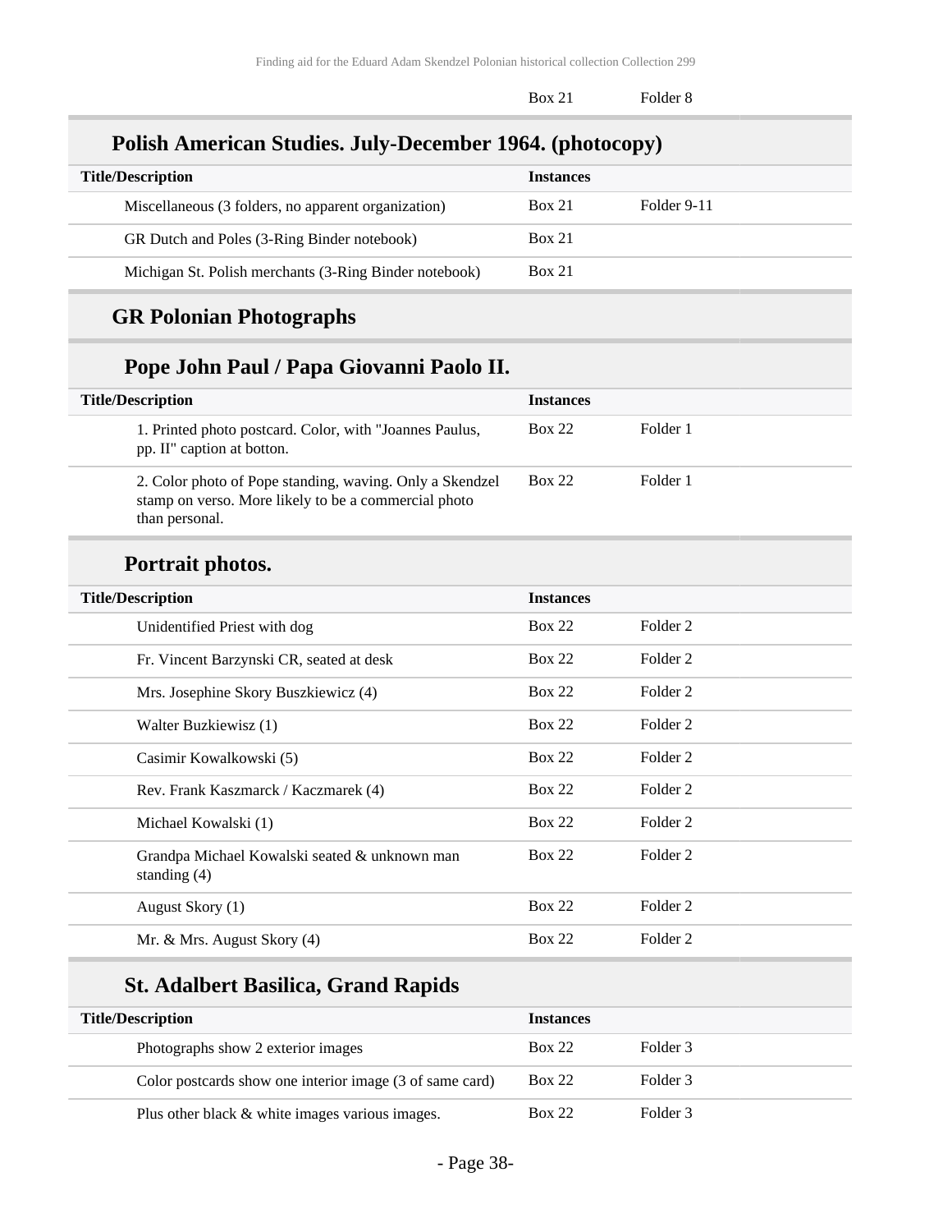| | | |
|---|---|---|
| | Box 21 | Folder 8 |

## Polish American Studies. July-December 1964. (photocopy)

| Title/Description | Instances | |
|---|---|---|
| Miscellaneous (3 folders, no apparent organization) | Box 21 | Folder 9-11 |
| GR Dutch and Poles (3-Ring Binder notebook) | Box 21 | |
| Michigan St. Polish merchants (3-Ring Binder notebook) | Box 21 | |

## GR Polonian Photographs

### Pope John Paul / Papa Giovanni Paolo II.

| Title/Description | Instances | |
|---|---|---|
| 1. Printed photo postcard. Color, with "Joannes Paulus, pp. II" caption at botton. | Box 22 | Folder 1 |
| 2. Color photo of Pope standing, waving. Only a Skendzel stamp on verso. More likely to be a commercial photo than personal. | Box 22 | Folder 1 |

### Portrait photos.

| Title/Description | Instances | |
|---|---|---|
| Unidentified Priest with dog | Box 22 | Folder 2 |
| Fr. Vincent Barzynski CR, seated at desk | Box 22 | Folder 2 |
| Mrs. Josephine Skory Buszkiewicz (4) | Box 22 | Folder 2 |
| Walter Buzkiewisz (1) | Box 22 | Folder 2 |
| Casimir Kowalkowski (5) | Box 22 | Folder 2 |
| Rev. Frank Kaszmarck / Kaczmarek (4) | Box 22 | Folder 2 |
| Michael Kowalski (1) | Box 22 | Folder 2 |
| Grandpa Michael Kowalski seated & unknown man standing (4) | Box 22 | Folder 2 |
| August Skory (1) | Box 22 | Folder 2 |
| Mr. & Mrs. August Skory (4) | Box 22 | Folder 2 |

### St. Adalbert Basilica, Grand Rapids

| Title/Description | Instances | |
|---|---|---|
| Photographs show 2 exterior images | Box 22 | Folder 3 |
| Color postcards show one interior image (3 of same card) | Box 22 | Folder 3 |
| Plus other black & white images various images. | Box 22 | Folder 3 |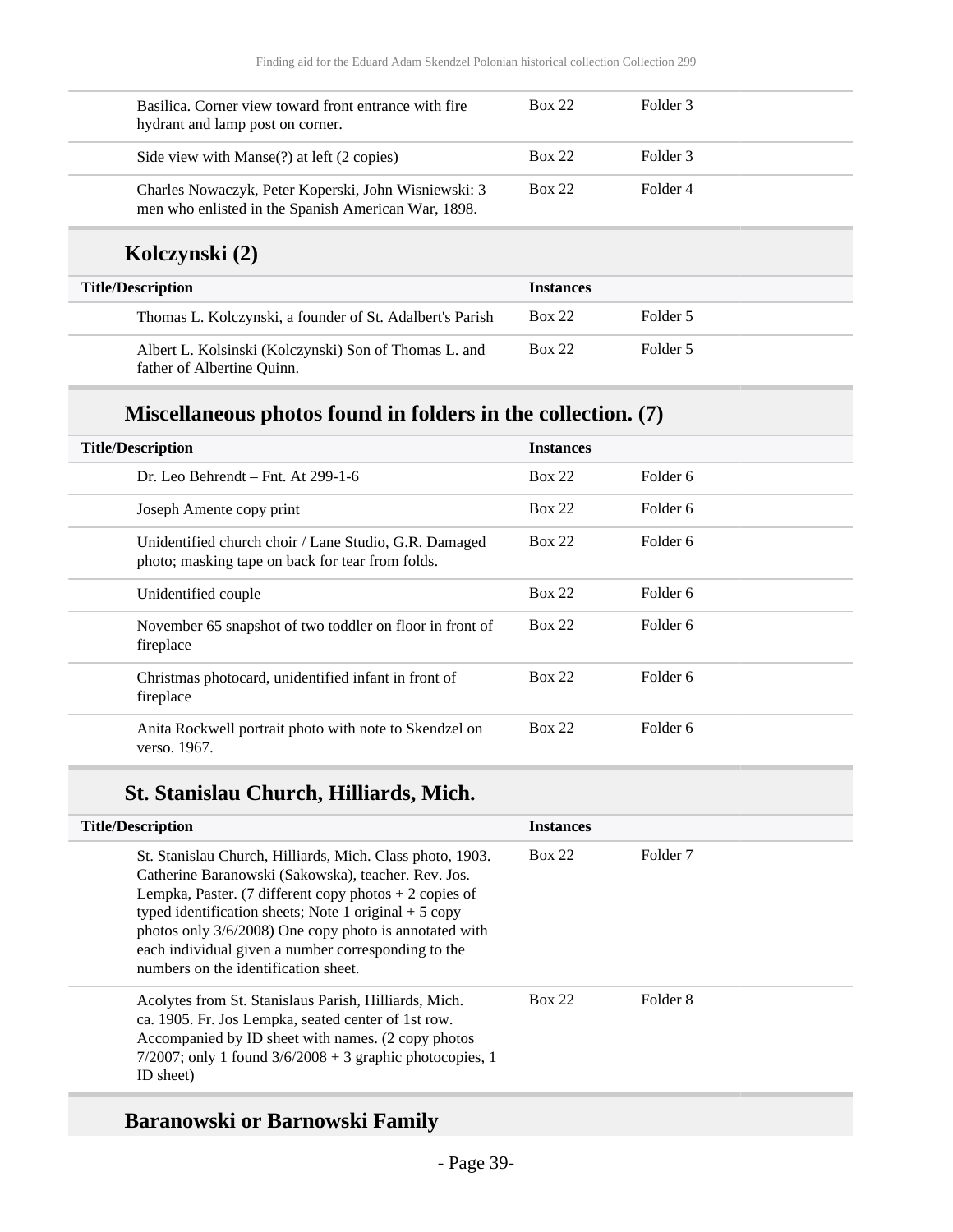| Title/Description | Instances | |
|---|---|---|
| Basilica. Corner view toward front entrance with fire hydrant and lamp post on corner. | Box 22 | Folder 3 |
| Side view with Manse(?) at left (2 copies) | Box 22 | Folder 3 |
| Charles Nowaczyk, Peter Koperski, John Wisniewski: 3 men who enlisted in the Spanish American War, 1898. | Box 22 | Folder 4 |

## Kolczynski (2)

| Title/Description | Instances | |
|---|---|---|
| Thomas L. Kolczynski, a founder of St. Adalbert's Parish | Box 22 | Folder 5 |
| Albert L. Kolsinski (Kolczynski) Son of Thomas L. and father of Albertine Quinn. | Box 22 | Folder 5 |

## Miscellaneous photos found in folders in the collection. (7)

| Title/Description | Instances | |
|---|---|---|
| Dr. Leo Behrendt – Fnt. At 299-1-6 | Box 22 | Folder 6 |
| Joseph Amente copy print | Box 22 | Folder 6 |
| Unidentified church choir / Lane Studio, G.R. Damaged photo; masking tape on back for tear from folds. | Box 22 | Folder 6 |
| Unidentified couple | Box 22 | Folder 6 |
| November 65 snapshot of two toddler on floor in front of fireplace | Box 22 | Folder 6 |
| Christmas photocard, unidentified infant in front of fireplace | Box 22 | Folder 6 |
| Anita Rockwell portrait photo with note to Skendzel on verso. 1967. | Box 22 | Folder 6 |

## St. Stanislau Church, Hilliards, Mich.

| Title/Description | Instances | |
|---|---|---|
| St. Stanislau Church, Hilliards, Mich. Class photo, 1903. Catherine Baranowski (Sakowska), teacher. Rev. Jos. Lempka, Paster. (7 different copy photos + 2 copies of typed identification sheets; Note 1 original + 5 copy photos only 3/6/2008) One copy photo is annotated with each individual given a number corresponding to the numbers on the identification sheet. | Box 22 | Folder 7 |
| Acolytes from St. Stanislaus Parish, Hilliards, Mich. ca. 1905. Fr. Jos Lempka, seated center of 1st row. Accompanied by ID sheet with names. (2 copy photos 7/2007; only 1 found 3/6/2008 + 3 graphic photocopies, 1 ID sheet) | Box 22 | Folder 8 |

## Baranowski or Barnowski Family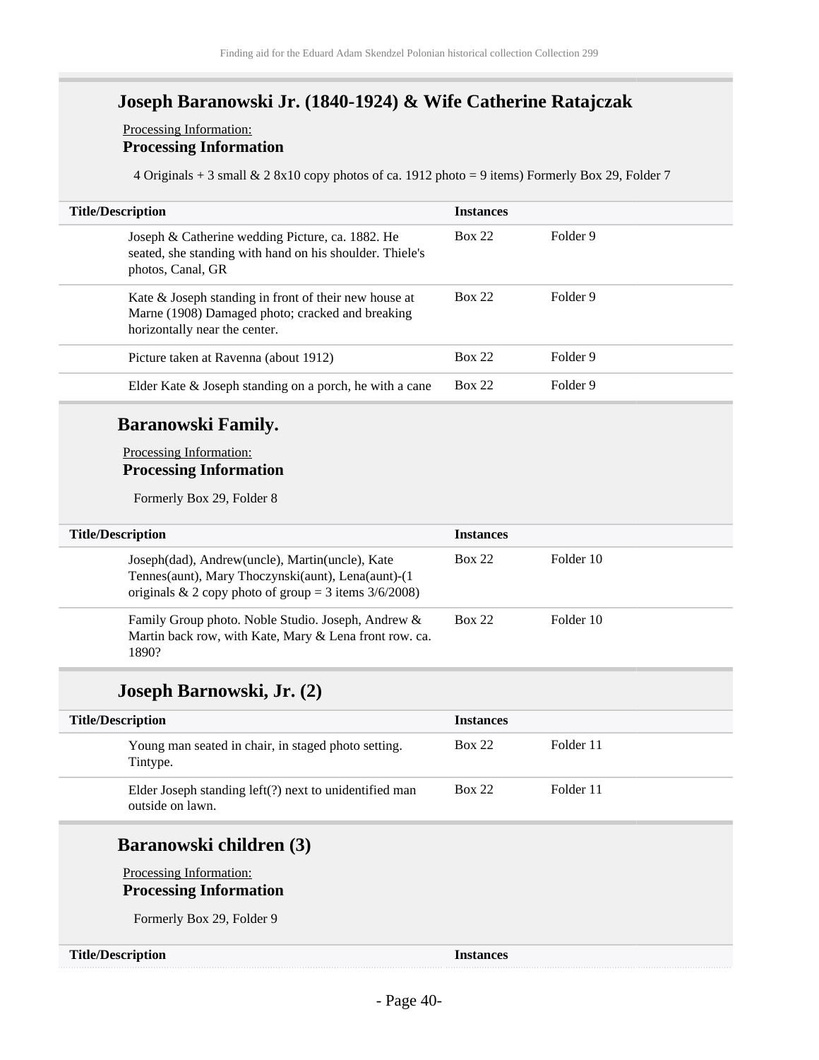## Joseph Baranowski Jr. (1840-1924) & Wife Catherine Ratajczak

Processing Information:
**Processing Information**

4 Originals + 3 small & 2 8x10 copy photos of ca. 1912 photo = 9 items) Formerly Box 29, Folder 7

| Title/Description | Instances | |
|---|---|---|
| Joseph & Catherine wedding Picture, ca. 1882. He seated, she standing with hand on his shoulder. Thiele's photos, Canal, GR | Box 22 | Folder 9 |
| Kate & Joseph standing in front of their new house at Marne (1908) Damaged photo; cracked and breaking horizontally near the center. | Box 22 | Folder 9 |
| Picture taken at Ravenna (about 1912) | Box 22 | Folder 9 |
| Elder Kate & Joseph standing on a porch, he with a cane | Box 22 | Folder 9 |

## Baranowski Family.

Processing Information:
**Processing Information**

Formerly Box 29, Folder 8

| Title/Description | Instances | |
|---|---|---|
| Joseph(dad), Andrew(uncle), Martin(uncle), Kate Tennes(aunt), Mary Thoczynski(aunt), Lena(aunt)-(1 originals & 2 copy photo of group = 3 items 3/6/2008) | Box 22 | Folder 10 |
| Family Group photo. Noble Studio. Joseph, Andrew & Martin back row, with Kate, Mary & Lena front row. ca. 1890? | Box 22 | Folder 10 |

## Joseph Barnowski, Jr. (2)

| Title/Description | Instances | |
|---|---|---|
| Young man seated in chair, in staged photo setting. Tintype. | Box 22 | Folder 11 |
| Elder Joseph standing left(?) next to unidentified man outside on lawn. | Box 22 | Folder 11 |

## Baranowski children (3)

Processing Information:
**Processing Information**

Formerly Box 29, Folder 9

| Title/Description | Instances |
|---|---|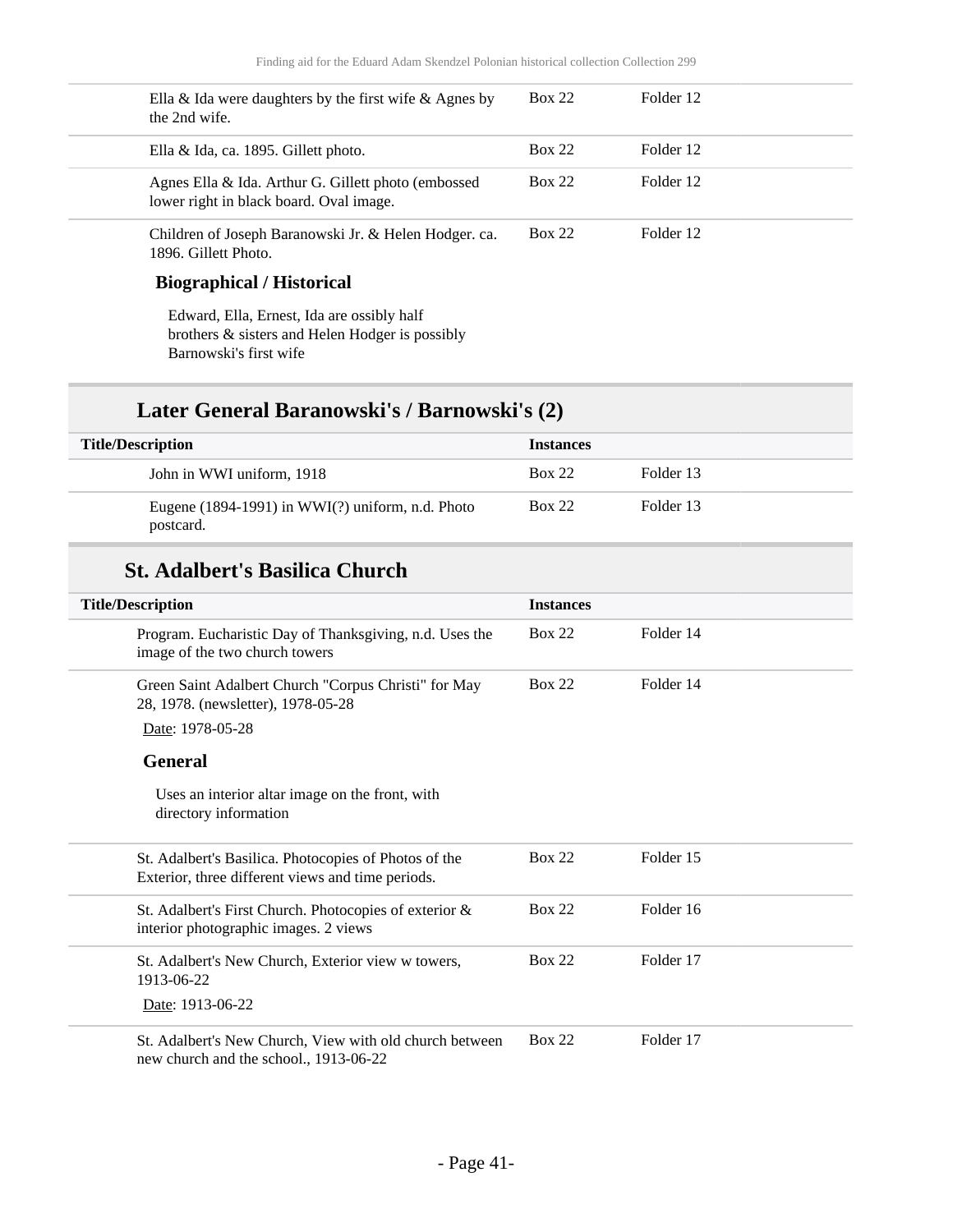| | | |
|---|---|---|
| Ella & Ida were daughters by the first wife & Agnes by the 2nd wife. | Box 22 | Folder 12 |
| Ella & Ida, ca. 1895. Gillett photo. | Box 22 | Folder 12 |
| Agnes Ella & Ida. Arthur G. Gillett photo (embossed lower right in black board. Oval image. | Box 22 | Folder 12 |
| Children of Joseph Baranowski Jr. & Helen Hodger. ca. 1896. Gillett Photo. | Box 22 | Folder 12 |

**Biographical / Historical**

Edward, Ella, Ernest, Ida are ossibly half brothers & sisters and Helen Hodger is possibly Barnowski's first wife

## Later General Baranowski's / Barnowski's (2)

| Title/Description | Instances | |
|---|---|---|
| John in WWI uniform, 1918 | Box 22 | Folder 13 |
| Eugene (1894-1991) in WWI(?) uniform, n.d. Photo postcard. | Box 22 | Folder 13 |

## St. Adalbert's Basilica Church

| Title/Description | Instances | |
|---|---|---|
| Program. Eucharistic Day of Thanksgiving, n.d. Uses the image of the two church towers | Box 22 | Folder 14 |
| Green Saint Adalbert Church "Corpus Christi" for May 28, 1978. (newsletter), 1978-05-28<br>Date: 1978-05-28<br>**General**<br>Uses an interior altar image on the front, with directory information | Box 22 | Folder 14 |
| St. Adalbert's Basilica. Photocopies of Photos of the Exterior, three different views and time periods. | Box 22 | Folder 15 |
| St. Adalbert's First Church. Photocopies of exterior & interior photographic images. 2 views | Box 22 | Folder 16 |
| St. Adalbert's New Church, Exterior view w towers, 1913-06-22<br>Date: 1913-06-22 | Box 22 | Folder 17 |
| St. Adalbert's New Church, View with old church between new church and the school., 1913-06-22 | Box 22 | Folder 17 |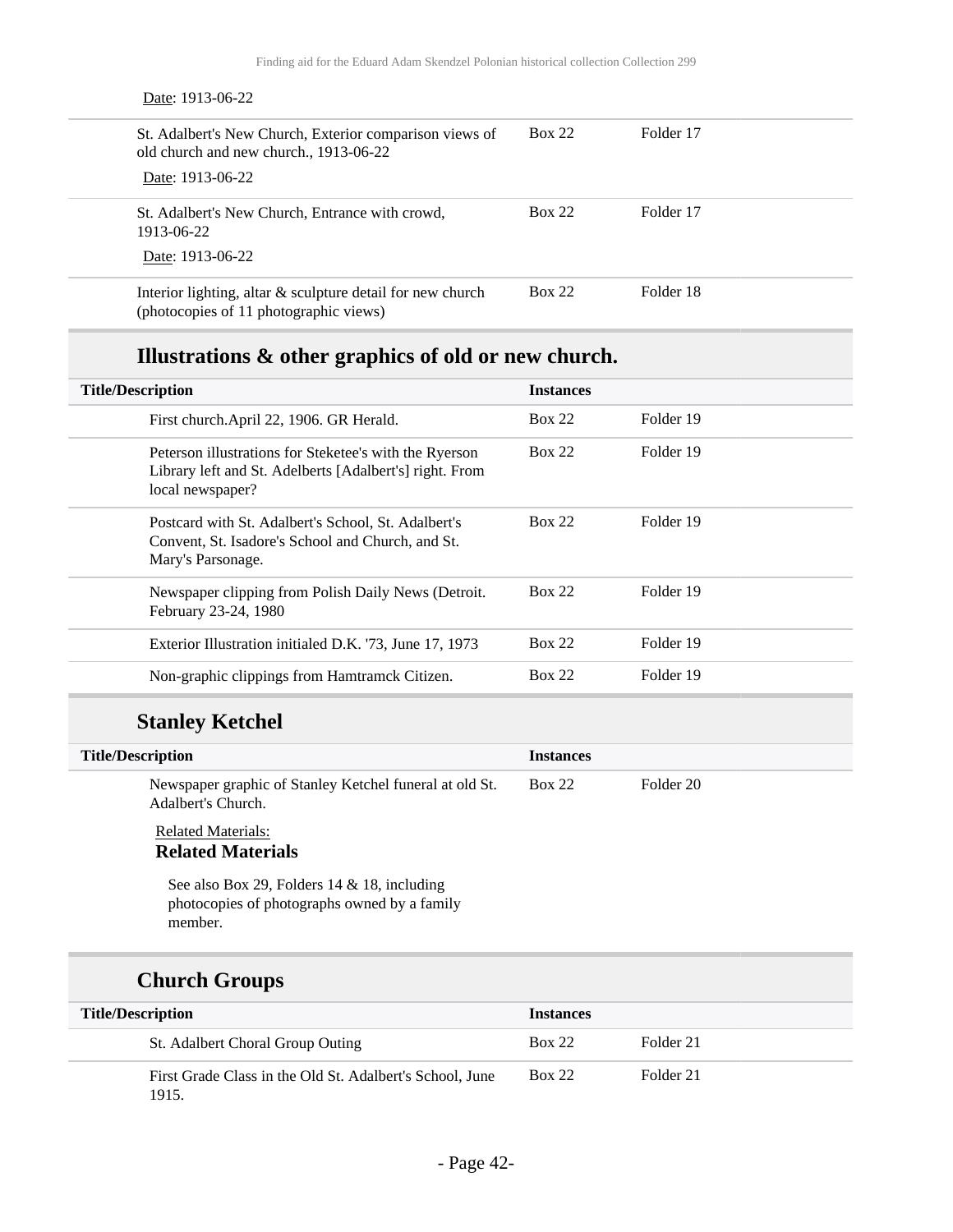Date: 1913-06-22

| | | |
|---|---|---|
| St. Adalbert's New Church, Exterior comparison views of old church and new church., 1913-06-22<br>Date: 1913-06-22 | Box 22 | Folder 17 |
| St. Adalbert's New Church, Entrance with crowd, 1913-06-22<br>Date: 1913-06-22 | Box 22 | Folder 17 |
| Interior lighting, altar & sculpture detail for new church (photocopies of 11 photographic views) | Box 22 | Folder 18 |

## Illustrations & other graphics of old or new church.

| Title/Description | Instances | |
|---|---|---|
| First church.April 22, 1906. GR Herald. | Box 22 | Folder 19 |
| Peterson illustrations for Steketee's with the Ryerson Library left and St. Adelberts [Adalbert's] right. From local newspaper? | Box 22 | Folder 19 |
| Postcard with St. Adalbert's School, St. Adalbert's Convent, St. Isadore's School and Church, and St. Mary's Parsonage. | Box 22 | Folder 19 |
| Newspaper clipping from Polish Daily News (Detroit. February 23-24, 1980 | Box 22 | Folder 19 |
| Exterior Illustration initialed D.K. '73, June 17, 1973 | Box 22 | Folder 19 |
| Non-graphic clippings from Hamtramck Citizen. | Box 22 | Folder 19 |

## Stanley Ketchel

| Title/Description | Instances | |
|---|---|---|
| Newspaper graphic of Stanley Ketchel funeral at old St. Adalbert's Church. | Box 22 | Folder 20 |

Related Materials:

**Related Materials**

See also Box 29, Folders 14 & 18, including photocopies of photographs owned by a family member.

## Church Groups

| Title/Description | Instances | |
|---|---|---|
| St. Adalbert Choral Group Outing | Box 22 | Folder 21 |
| First Grade Class in the Old St. Adalbert's School, June 1915. | Box 22 | Folder 21 |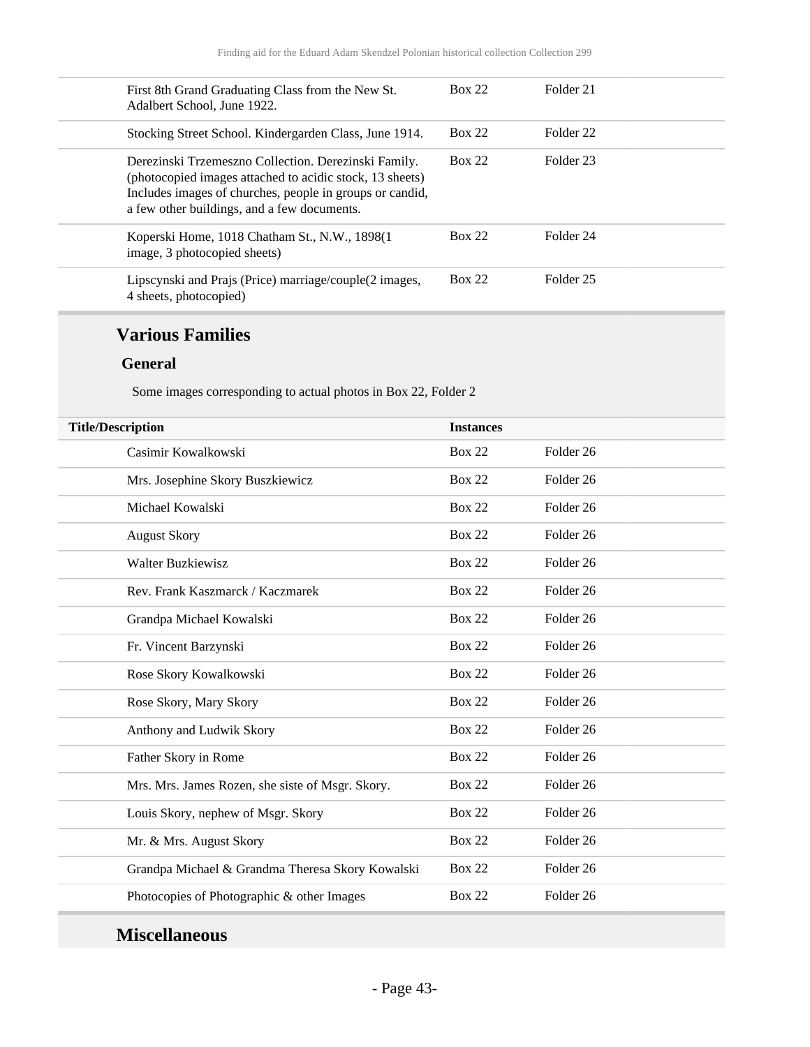| | | |
|---|---|---|
| First 8th Grand Graduating Class from the New St. Adalbert School, June 1922. | Box 22 | Folder 21 |
| Stocking Street School. Kindergarden Class, June 1914. | Box 22 | Folder 22 |
| Derezinski Trzemeszno Collection. Derezinski Family. (photocopied images attached to acidic stock, 13 sheets) Includes images of churches, people in groups or candid, a few other buildings, and a few documents. | Box 22 | Folder 23 |
| Koperski Home, 1018 Chatham St., N.W., 1898(1 image, 3 photocopied sheets) | Box 22 | Folder 24 |
| Lipscynski and Prajs (Price) marriage/couple(2 images, 4 sheets, photocopied) | Box 22 | Folder 25 |

## Various Families

### General

Some images corresponding to actual photos in Box 22, Folder 2

| Title/Description | Instances | |
|---|---|---|
| Casimir Kowalkowski | Box 22 | Folder 26 |
| Mrs. Josephine Skory Buszkiewicz | Box 22 | Folder 26 |
| Michael Kowalski | Box 22 | Folder 26 |
| August Skory | Box 22 | Folder 26 |
| Walter Buzkiewisz | Box 22 | Folder 26 |
| Rev. Frank Kaszmarck / Kaczmarek | Box 22 | Folder 26 |
| Grandpa Michael Kowalski | Box 22 | Folder 26 |
| Fr. Vincent Barzynski | Box 22 | Folder 26 |
| Rose Skory Kowalkowski | Box 22 | Folder 26 |
| Rose Skory, Mary Skory | Box 22 | Folder 26 |
| Anthony and Ludwik Skory | Box 22 | Folder 26 |
| Father Skory in Rome | Box 22 | Folder 26 |
| Mrs. Mrs. James Rozen, she siste of Msgr. Skory. | Box 22 | Folder 26 |
| Louis Skory, nephew of Msgr. Skory | Box 22 | Folder 26 |
| Mr. & Mrs. August Skory | Box 22 | Folder 26 |
| Grandpa Michael & Grandma Theresa Skory Kowalski | Box 22 | Folder 26 |
| Photocopies of Photographic & other Images | Box 22 | Folder 26 |

## Miscellaneous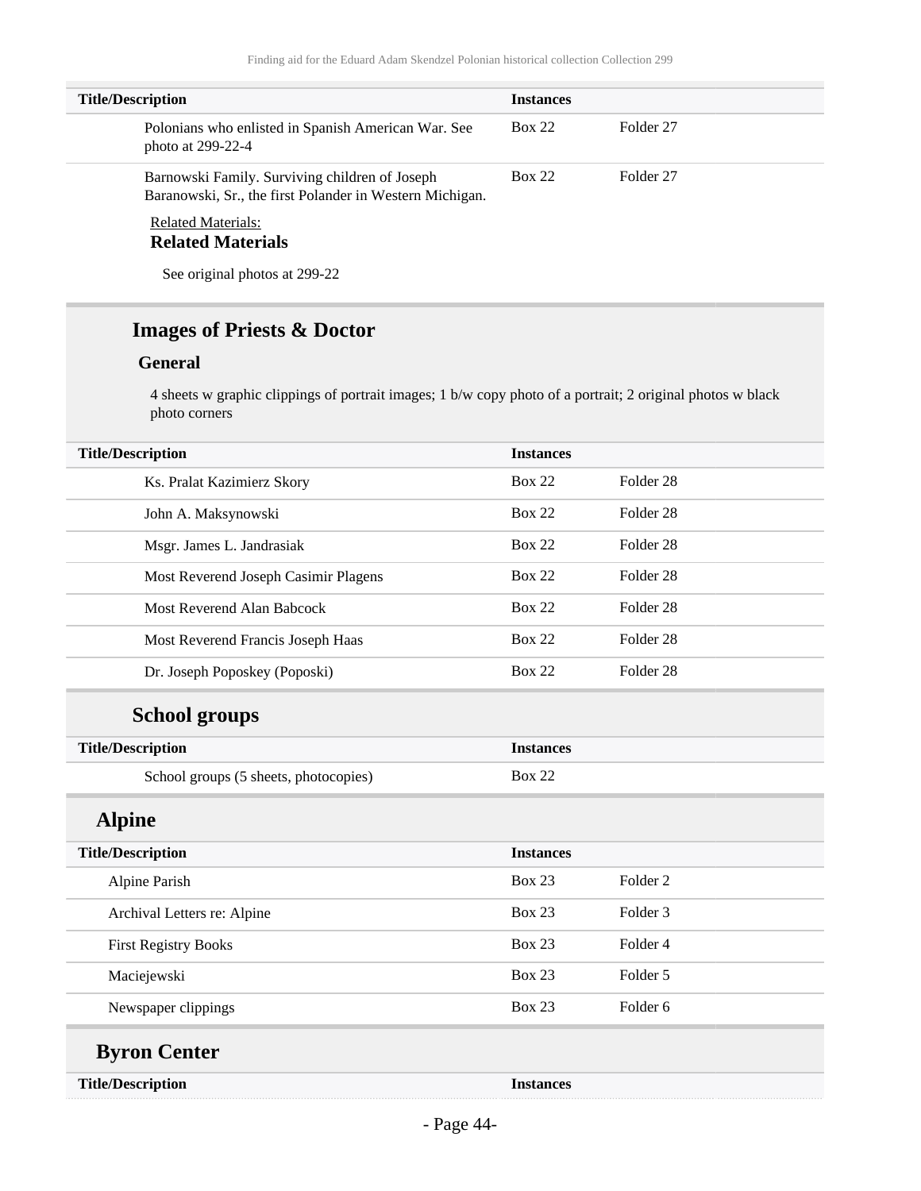| Title/Description | Instances | |
| --- | --- | --- |
| Polonians who enlisted in Spanish American War. See photo at 299-22-4 | Box 22 | Folder 27 |
| Barnowski Family. Surviving children of Joseph Baranowski, Sr., the first Polander in Western Michigan. | Box 22 | Folder 27 |

Related Materials:

**Related Materials**

See original photos at 299-22

## Images of Priests & Doctor

### General

4 sheets w graphic clippings of portrait images; 1 b/w copy photo of a portrait; 2 original photos w black photo corners

| Title/Description | Instances | |
| --- | --- | --- |
| Ks. Pralat Kazimierz Skory | Box 22 | Folder 28 |
| John A. Maksynowski | Box 22 | Folder 28 |
| Msgr. James L. Jandrasiak | Box 22 | Folder 28 |
| Most Reverend Joseph Casimir Plagens | Box 22 | Folder 28 |
| Most Reverend Alan Babcock | Box 22 | Folder 28 |
| Most Reverend Francis Joseph Haas | Box 22 | Folder 28 |
| Dr. Joseph Poposkey (Poposki) | Box 22 | Folder 28 |

## School groups

| Title/Description | Instances |
| --- | --- |
| School groups (5 sheets, photocopies) | Box 22 |

## Alpine

| Title/Description | Instances | |
| --- | --- | --- |
| Alpine Parish | Box 23 | Folder 2 |
| Archival Letters re: Alpine | Box 23 | Folder 3 |
| First Registry Books | Box 23 | Folder 4 |
| Maciejewski | Box 23 | Folder 5 |
| Newspaper clippings | Box 23 | Folder 6 |

## Byron Center

| Title/Description | Instances |
| --- | --- |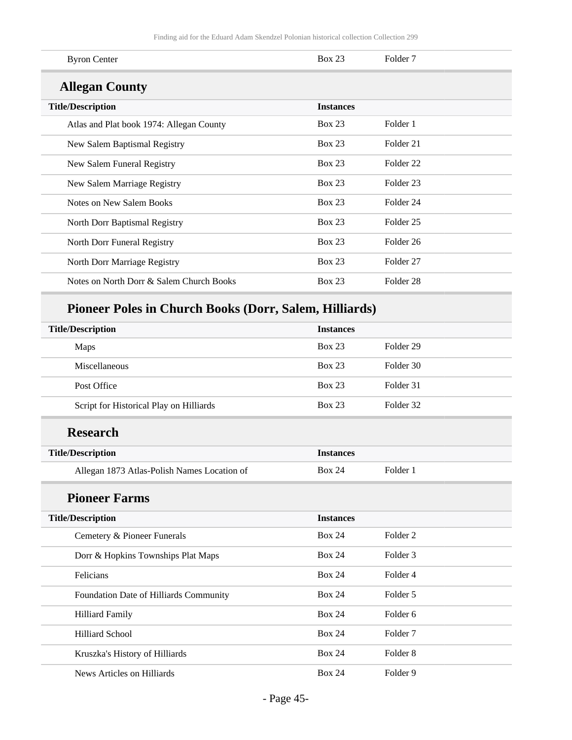| | | |
|---|---|---|
| Byron Center | Box 23 | Folder 7 |

### Allegan County

| Title/Description | Instances | |
|---|---|---|
| Atlas and Plat book 1974: Allegan County | Box 23 | Folder 1 |
| New Salem Baptismal Registry | Box 23 | Folder 21 |
| New Salem Funeral Registry | Box 23 | Folder 22 |
| New Salem Marriage Registry | Box 23 | Folder 23 |
| Notes on New Salem Books | Box 23 | Folder 24 |
| North Dorr Baptismal Registry | Box 23 | Folder 25 |
| North Dorr Funeral Registry | Box 23 | Folder 26 |
| North Dorr Marriage Registry | Box 23 | Folder 27 |
| Notes on North Dorr & Salem Church Books | Box 23 | Folder 28 |

#### Pioneer Poles in Church Books (Dorr, Salem, Hilliards)

| Title/Description | Instances | |
|---|---|---|
| Maps | Box 23 | Folder 29 |
| Miscellaneous | Box 23 | Folder 30 |
| Post Office | Box 23 | Folder 31 |
| Script for Historical Play on Hilliards | Box 23 | Folder 32 |

#### Research

| Title/Description | Instances | |
|---|---|---|
| Allegan 1873 Atlas-Polish Names Location of | Box 24 | Folder 1 |

#### Pioneer Farms

| Title/Description | Instances | |
|---|---|---|
| Cemetery & Pioneer Funerals | Box 24 | Folder 2 |
| Dorr & Hopkins Townships Plat Maps | Box 24 | Folder 3 |
| Felicians | Box 24 | Folder 4 |
| Foundation Date of Hilliards Community | Box 24 | Folder 5 |
| Hilliard Family | Box 24 | Folder 6 |
| Hilliard School | Box 24 | Folder 7 |
| Kruszka's History of Hilliards | Box 24 | Folder 8 |
| News Articles on Hilliards | Box 24 | Folder 9 |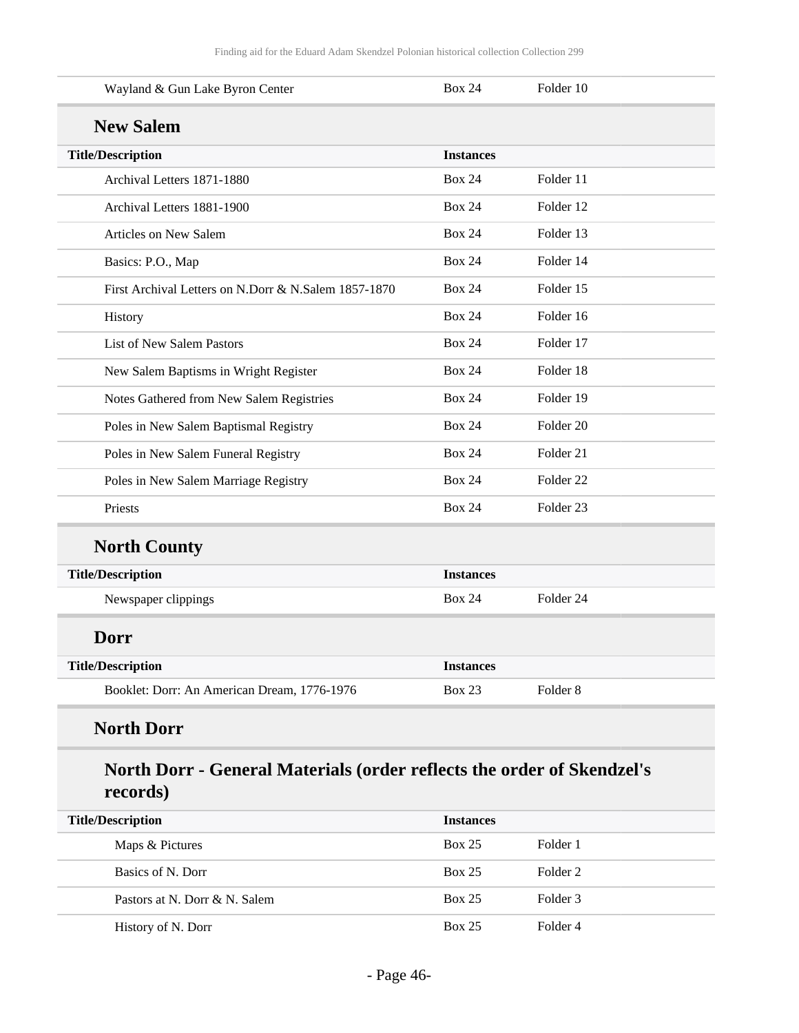| | | |
|---|---|---|
| Wayland & Gun Lake Byron Center | Box 24 | Folder 10 |

## New Salem

| Title/Description | Instances | |
|---|---|---|
| Archival Letters 1871-1880 | Box 24 | Folder 11 |
| Archival Letters 1881-1900 | Box 24 | Folder 12 |
| Articles on New Salem | Box 24 | Folder 13 |
| Basics: P.O., Map | Box 24 | Folder 14 |
| First Archival Letters on N.Dorr & N.Salem 1857-1870 | Box 24 | Folder 15 |
| History | Box 24 | Folder 16 |
| List of New Salem Pastors | Box 24 | Folder 17 |
| New Salem Baptisms in Wright Register | Box 24 | Folder 18 |
| Notes Gathered from New Salem Registries | Box 24 | Folder 19 |
| Poles in New Salem Baptismal Registry | Box 24 | Folder 20 |
| Poles in New Salem Funeral Registry | Box 24 | Folder 21 |
| Poles in New Salem Marriage Registry | Box 24 | Folder 22 |
| Priests | Box 24 | Folder 23 |

## North County

| Title/Description | Instances | |
|---|---|---|
| Newspaper clippings | Box 24 | Folder 24 |

## Dorr

| Title/Description | Instances | |
|---|---|---|
| Booklet: Dorr: An American Dream, 1776-1976 | Box 23 | Folder 8 |

## North Dorr

### North Dorr - General Materials (order reflects the order of Skendzel's records)

| Title/Description | Instances | |
|---|---|---|
| Maps & Pictures | Box 25 | Folder 1 |
| Basics of N. Dorr | Box 25 | Folder 2 |
| Pastors at N. Dorr & N. Salem | Box 25 | Folder 3 |
| History of N. Dorr | Box 25 | Folder 4 |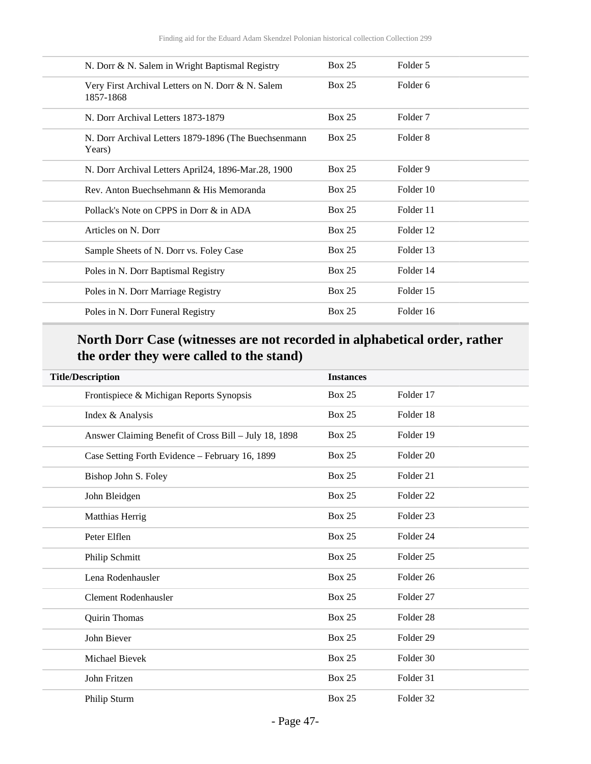| | | |
|---|---|---|
| N. Dorr & N. Salem in Wright Baptismal Registry | Box 25 | Folder 5 |
| Very First Archival Letters on N. Dorr & N. Salem 1857-1868 | Box 25 | Folder 6 |
| N. Dorr Archival Letters 1873-1879 | Box 25 | Folder 7 |
| N. Dorr Archival Letters 1879-1896 (The Buechsenmann Years) | Box 25 | Folder 8 |
| N. Dorr Archival Letters April24, 1896-Mar.28, 1900 | Box 25 | Folder 9 |
| Rev. Anton Buechsehmann & His Memoranda | Box 25 | Folder 10 |
| Pollack's Note on CPPS in Dorr & in ADA | Box 25 | Folder 11 |
| Articles on N. Dorr | Box 25 | Folder 12 |
| Sample Sheets of N. Dorr vs. Foley Case | Box 25 | Folder 13 |
| Poles in N. Dorr Baptismal Registry | Box 25 | Folder 14 |
| Poles in N. Dorr Marriage Registry | Box 25 | Folder 15 |
| Poles in N. Dorr Funeral Registry | Box 25 | Folder 16 |

## North Dorr Case (witnesses are not recorded in alphabetical order, rather the order they were called to the stand)

| Title/Description | Instances | |
|---|---|---|
| Frontispiece & Michigan Reports Synopsis | Box 25 | Folder 17 |
| Index & Analysis | Box 25 | Folder 18 |
| Answer Claiming Benefit of Cross Bill – July 18, 1898 | Box 25 | Folder 19 |
| Case Setting Forth Evidence – February 16, 1899 | Box 25 | Folder 20 |
| Bishop John S. Foley | Box 25 | Folder 21 |
| John Bleidgen | Box 25 | Folder 22 |
| Matthias Herrig | Box 25 | Folder 23 |
| Peter Elflen | Box 25 | Folder 24 |
| Philip Schmitt | Box 25 | Folder 25 |
| Lena Rodenhausler | Box 25 | Folder 26 |
| Clement Rodenhausler | Box 25 | Folder 27 |
| Quirin Thomas | Box 25 | Folder 28 |
| John Biever | Box 25 | Folder 29 |
| Michael Bievek | Box 25 | Folder 30 |
| John Fritzen | Box 25 | Folder 31 |
| Philip Sturm | Box 25 | Folder 32 |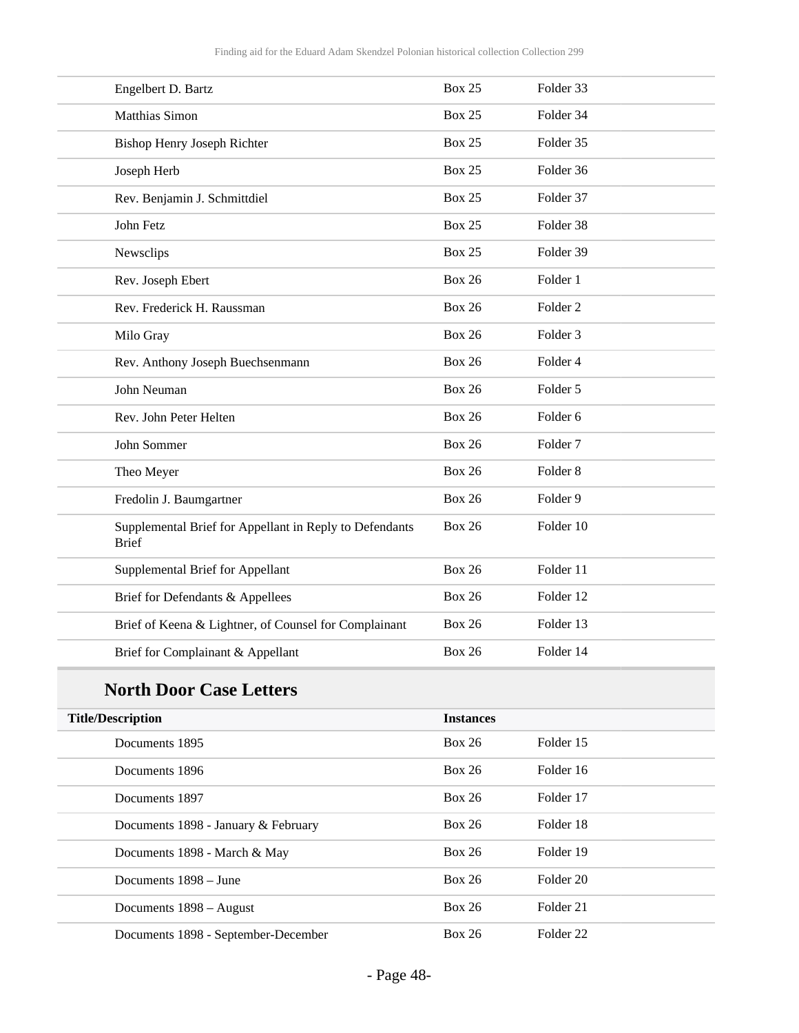| | | |
|---|---|---|
| Engelbert D. Bartz | Box 25 | Folder 33 |
| Matthias Simon | Box 25 | Folder 34 |
| Bishop Henry Joseph Richter | Box 25 | Folder 35 |
| Joseph Herb | Box 25 | Folder 36 |
| Rev. Benjamin J. Schmittdiel | Box 25 | Folder 37 |
| John Fetz | Box 25 | Folder 38 |
| Newsclips | Box 25 | Folder 39 |
| Rev. Joseph Ebert | Box 26 | Folder 1 |
| Rev. Frederick H. Raussman | Box 26 | Folder 2 |
| Milo Gray | Box 26 | Folder 3 |
| Rev. Anthony Joseph Buechsenmann | Box 26 | Folder 4 |
| John Neuman | Box 26 | Folder 5 |
| Rev. John Peter Helten | Box 26 | Folder 6 |
| John Sommer | Box 26 | Folder 7 |
| Theo Meyer | Box 26 | Folder 8 |
| Fredolin J. Baumgartner | Box 26 | Folder 9 |
| Supplemental Brief for Appellant in Reply to Defendants Brief | Box 26 | Folder 10 |
| Supplemental Brief for Appellant | Box 26 | Folder 11 |
| Brief for Defendants & Appellees | Box 26 | Folder 12 |
| Brief of Keena & Lightner, of Counsel for Complainant | Box 26 | Folder 13 |
| Brief for Complainant & Appellant | Box 26 | Folder 14 |

## North Door Case Letters

| Title/Description | Instances | |
|---|---|---|
| Documents 1895 | Box 26 | Folder 15 |
| Documents 1896 | Box 26 | Folder 16 |
| Documents 1897 | Box 26 | Folder 17 |
| Documents 1898 - January & February | Box 26 | Folder 18 |
| Documents 1898 - March & May | Box 26 | Folder 19 |
| Documents 1898 – June | Box 26 | Folder 20 |
| Documents 1898 – August | Box 26 | Folder 21 |
| Documents 1898 - September-December | Box 26 | Folder 22 |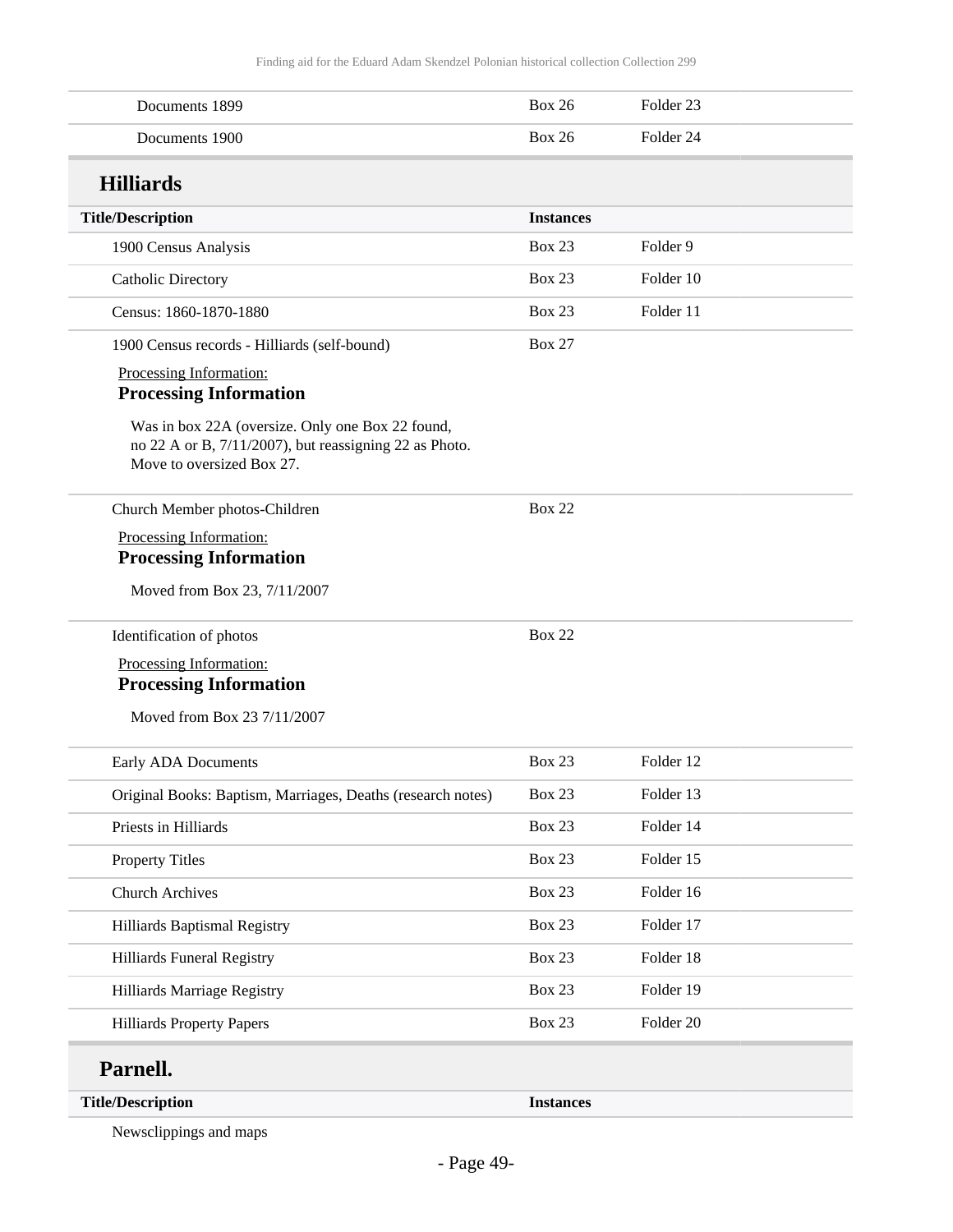| Title/Description | Instances | |
|---|---|---|
| Documents 1899 | Box 26 | Folder 23 |
| Documents 1900 | Box 26 | Folder 24 |

## Hilliards

| Title/Description | Instances | |
|---|---|---|
| 1900 Census Analysis | Box 23 | Folder 9 |
| Catholic Directory | Box 23 | Folder 10 |
| Census: 1860-1870-1880 | Box 23 | Folder 11 |
| 1900 Census records - Hilliards (self-bound)<br>Processing Information:<br>**Processing Information**<br>Was in box 22A (oversize. Only one Box 22 found, no 22 A or B, 7/11/2007), but reassigning 22 as Photo. Move to oversized Box 27. | Box 27 | |
| Church Member photos-Children<br>Processing Information:<br>**Processing Information**<br>Moved from Box 23, 7/11/2007 | Box 22 | |
| Identification of photos<br>Processing Information:<br>**Processing Information**<br>Moved from Box 23 7/11/2007 | Box 22 | |
| Early ADA Documents | Box 23 | Folder 12 |
| Original Books: Baptism, Marriages, Deaths (research notes) | Box 23 | Folder 13 |
| Priests in Hilliards | Box 23 | Folder 14 |
| Property Titles | Box 23 | Folder 15 |
| Church Archives | Box 23 | Folder 16 |
| Hilliards Baptismal Registry | Box 23 | Folder 17 |
| Hilliards Funeral Registry | Box 23 | Folder 18 |
| Hilliards Marriage Registry | Box 23 | Folder 19 |
| Hilliards Property Papers | Box 23 | Folder 20 |

## Parnell.

| Title/Description | Instances |
|---|---|
| Newsclippings and maps | |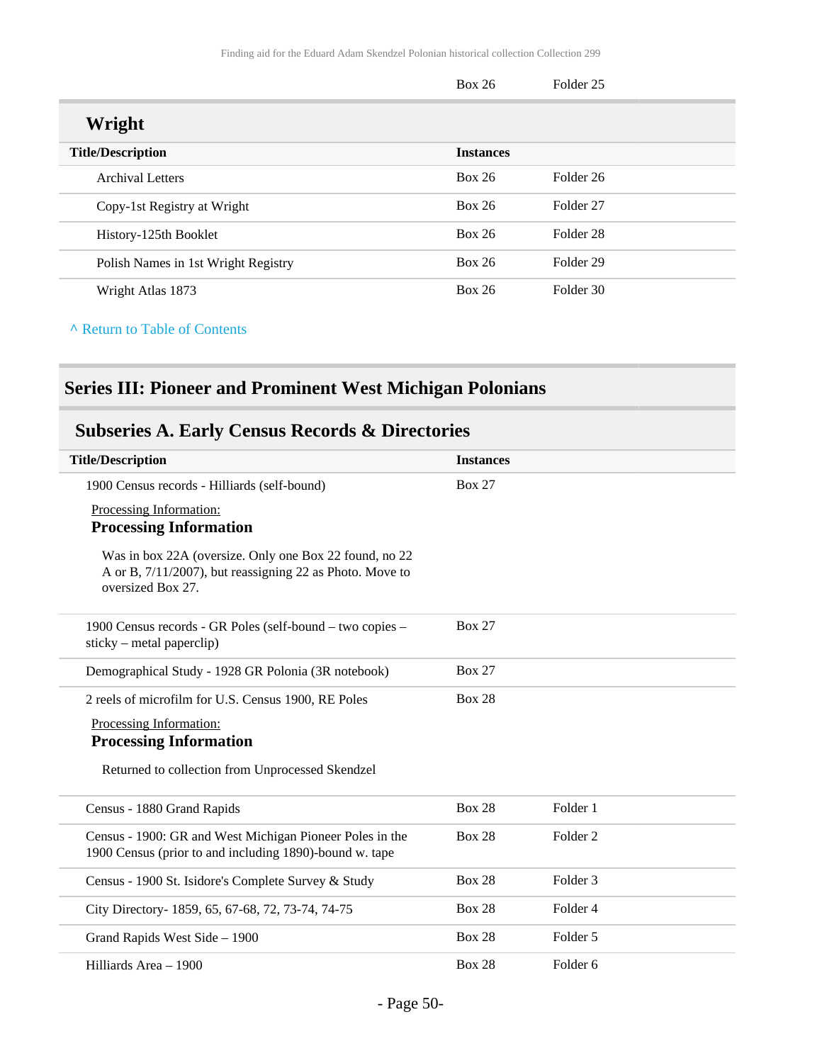| | Box 26 | Folder 25 |
|---|---|---|

## Wright

| Title/Description | Instances | |
|---|---|---|
| Archival Letters | Box 26 | Folder 26 |
| Copy-1st Registry at Wright | Box 26 | Folder 27 |
| History-125th Booklet | Box 26 | Folder 28 |
| Polish Names in 1st Wright Registry | Box 26 | Folder 29 |
| Wright Atlas 1873 | Box 26 | Folder 30 |

^ Return to Table of Contents

## Series III: Pioneer and Prominent West Michigan Polonians

### Subseries A. Early Census Records & Directories

| Title/Description | Instances | |
|---|---|---|
| 1900 Census records - Hilliards (self-bound)<br><br>Processing Information:<br>**Processing Information**<br><br>Was in box 22A (oversize. Only one Box 22 found, no 22 A or B, 7/11/2007), but reassigning 22 as Photo. Move to oversized Box 27. | Box 27 | |
| 1900 Census records - GR Poles (self-bound – two copies – sticky – metal paperclip) | Box 27 | |
| Demographical Study - 1928 GR Polonia (3R notebook) | Box 27 | |
| 2 reels of microfilm for U.S. Census 1900, RE Poles<br><br>Processing Information:<br>**Processing Information**<br><br>Returned to collection from Unprocessed Skendzel | Box 28 | |
| Census - 1880 Grand Rapids | Box 28 | Folder 1 |
| Census - 1900: GR and West Michigan Pioneer Poles in the 1900 Census (prior to and including 1890)-bound w. tape | Box 28 | Folder 2 |
| Census - 1900 St. Isidore's Complete Survey & Study | Box 28 | Folder 3 |
| City Directory- 1859, 65, 67-68, 72, 73-74, 74-75 | Box 28 | Folder 4 |
| Grand Rapids West Side – 1900 | Box 28 | Folder 5 |
| Hilliards Area – 1900 | Box 28 | Folder 6 |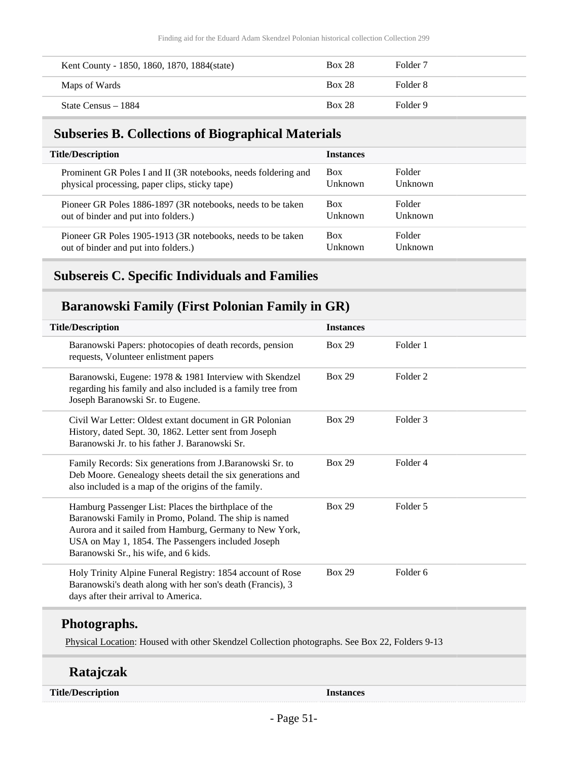| | | |
|---|---|---|
| Kent County - 1850, 1860, 1870, 1884(state) | Box 28 | Folder 7 |
| Maps of Wards | Box 28 | Folder 8 |
| State Census – 1884 | Box 28 | Folder 9 |

## Subseries B. Collections of Biographical Materials

| Title/Description | Instances | |
|---|---|---|
| Prominent GR Poles I and II (3R notebooks, needs foldering and physical processing, paper clips, sticky tape) | Box Unknown | Folder Unknown |
| Pioneer GR Poles 1886-1897 (3R notebooks, needs to be taken out of binder and put into folders.) | Box Unknown | Folder Unknown |
| Pioneer GR Poles 1905-1913 (3R notebooks, needs to be taken out of binder and put into folders.) | Box Unknown | Folder Unknown |

## Subsereis C. Specific Individuals and Families

### Baranowski Family (First Polonian Family in GR)

| Title/Description | Instances | |
|---|---|---|
| Baranowski Papers: photocopies of death records, pension requests, Volunteer enlistment papers | Box 29 | Folder 1 |
| Baranowski, Eugene: 1978 & 1981 Interview with Skendzel regarding his family and also included is a family tree from Joseph Baranowski Sr. to Eugene. | Box 29 | Folder 2 |
| Civil War Letter: Oldest extant document in GR Polonian History, dated Sept. 30, 1862. Letter sent from Joseph Baranowski Jr. to his father J. Baranowski Sr. | Box 29 | Folder 3 |
| Family Records: Six generations from J.Baranowski Sr. to Deb Moore. Genealogy sheets detail the six generations and also included is a map of the origins of the family. | Box 29 | Folder 4 |
| Hamburg Passenger List: Places the birthplace of the Baranowski Family in Promo, Poland. The ship is named Aurora and it sailed from Hamburg, Germany to New York, USA on May 1, 1854. The Passengers included Joseph Baranowski Sr., his wife, and 6 kids. | Box 29 | Folder 5 |
| Holy Trinity Alpine Funeral Registry: 1854 account of Rose Baranowski's death along with her son's death (Francis), 3 days after their arrival to America. | Box 29 | Folder 6 |

### Photographs.

Physical Location: Housed with other Skendzel Collection photographs. See Box 22, Folders 9-13

### Ratajczak

| Title/Description | Instances |
|---|---|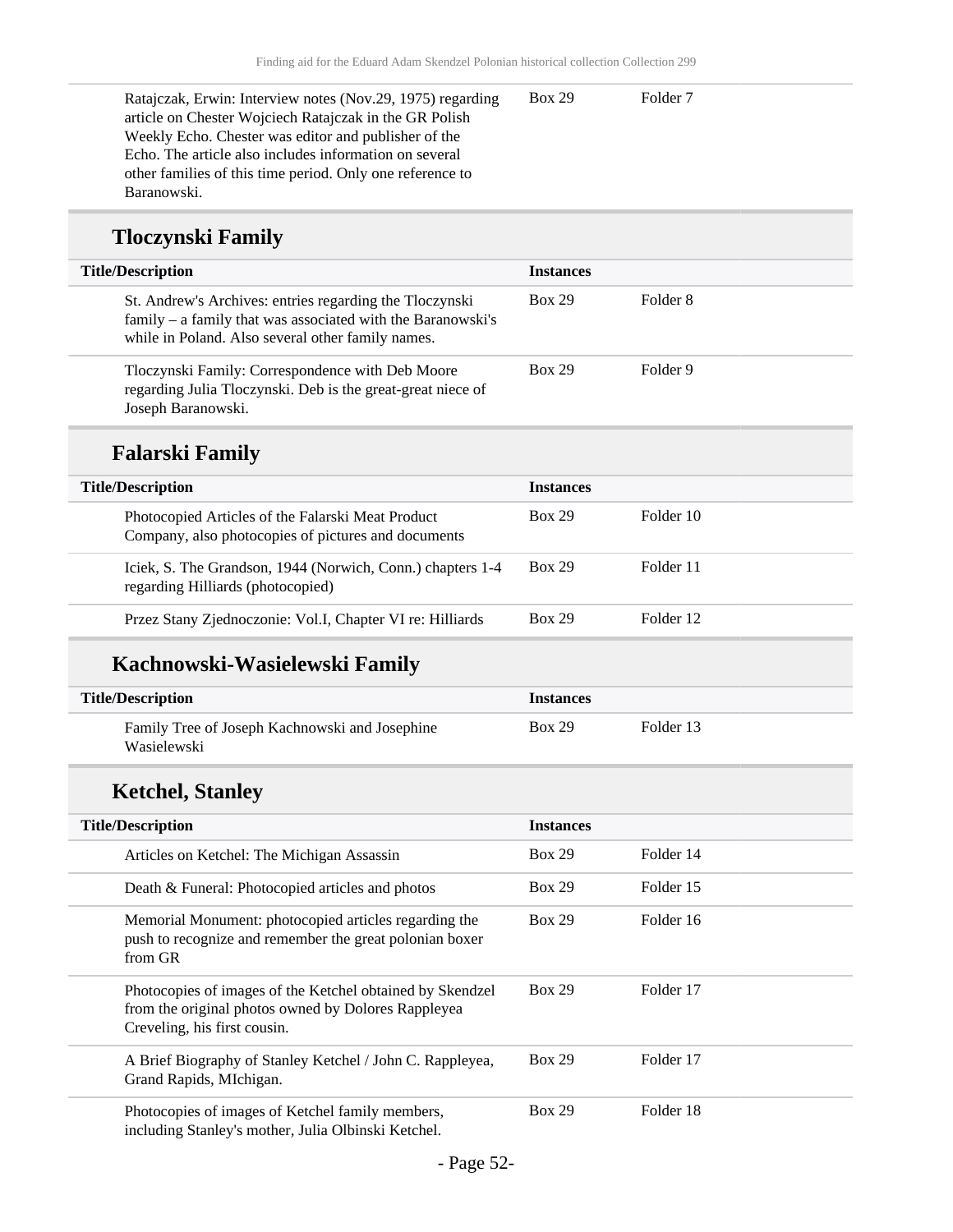| Title/Description | Instances | |
|---|---|---|
| Ratajczak, Erwin: Interview notes (Nov.29, 1975) regarding article on Chester Wojciech Ratajczak in the GR Polish Weekly Echo. Chester was editor and publisher of the Echo. The article also includes information on several other families of this time period. Only one reference to Baranowski. | Box 29 | Folder 7 |

## Tloczynski Family

| Title/Description | Instances | |
|---|---|---|
| St. Andrew's Archives: entries regarding the Tloczynski family – a family that was associated with the Baranowski's while in Poland. Also several other family names. | Box 29 | Folder 8 |
| Tloczynski Family: Correspondence with Deb Moore regarding Julia Tloczynski. Deb is the great-great niece of Joseph Baranowski. | Box 29 | Folder 9 |

## Falarski Family

| Title/Description | Instances | |
|---|---|---|
| Photocopied Articles of the Falarski Meat Product Company, also photocopies of pictures and documents | Box 29 | Folder 10 |
| Iciek, S. The Grandson, 1944 (Norwich, Conn.) chapters 1-4 regarding Hilliards (photocopied) | Box 29 | Folder 11 |
| Przez Stany Zjednoczonie: Vol.I, Chapter VI re: Hilliards | Box 29 | Folder 12 |

## Kachnowski-Wasielewski Family

| Title/Description | Instances | |
|---|---|---|
| Family Tree of Joseph Kachnowski and Josephine Wasielewski | Box 29 | Folder 13 |

## Ketchel, Stanley

| Title/Description | Instances | |
|---|---|---|
| Articles on Ketchel: The Michigan Assassin | Box 29 | Folder 14 |
| Death & Funeral: Photocopied articles and photos | Box 29 | Folder 15 |
| Memorial Monument: photocopied articles regarding the push to recognize and remember the great polonian boxer from GR | Box 29 | Folder 16 |
| Photocopies of images of the Ketchel obtained by Skendzel from the original photos owned by Dolores Rappleyea Creveling, his first cousin. | Box 29 | Folder 17 |
| A Brief Biography of Stanley Ketchel / John C. Rappleyea, Grand Rapids, MIchigan. | Box 29 | Folder 17 |
| Photocopies of images of Ketchel family members, including Stanley's mother, Julia Olbinski Ketchel. | Box 29 | Folder 18 |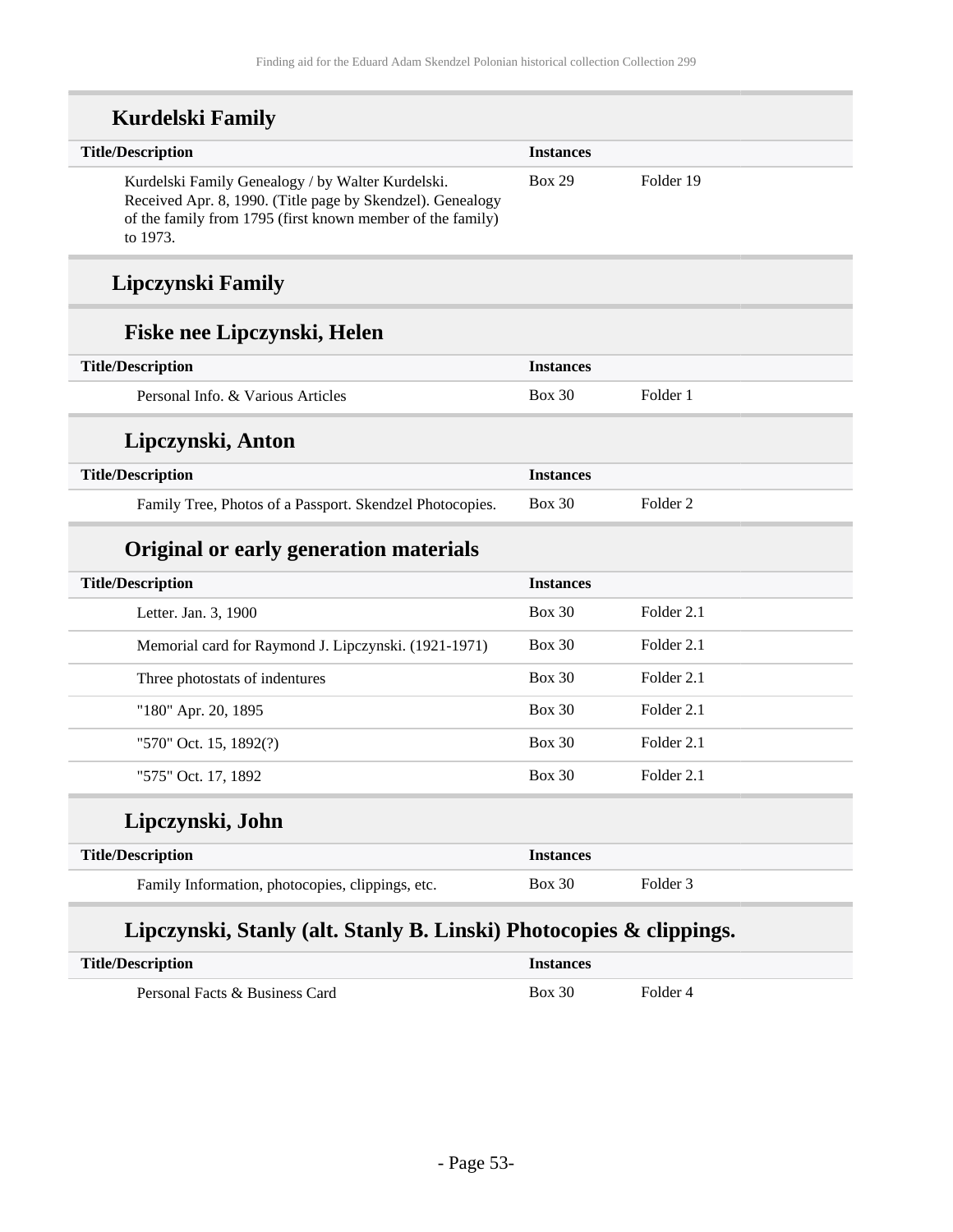## Kurdelski Family

| Title/Description | Instances | |
|---|---|---|
| Kurdelski Family Genealogy / by Walter Kurdelski. Received Apr. 8, 1990. (Title page by Skendzel). Genealogy of the family from 1795 (first known member of the family) to 1973. | Box 29 | Folder 19 |

## Lipczynski Family

### Fiske nee Lipczynski, Helen

| Title/Description | Instances | |
|---|---|---|
| Personal Info. & Various Articles | Box 30 | Folder 1 |

### Lipczynski, Anton

| Title/Description | Instances | |
|---|---|---|
| Family Tree, Photos of a Passport. Skendzel Photocopies. | Box 30 | Folder 2 |

### Original or early generation materials

| Title/Description | Instances | |
|---|---|---|
| Letter. Jan. 3, 1900 | Box 30 | Folder 2.1 |
| Memorial card for Raymond J. Lipczynski. (1921-1971) | Box 30 | Folder 2.1 |
| Three photostats of indentures | Box 30 | Folder 2.1 |
| "180" Apr. 20, 1895 | Box 30 | Folder 2.1 |
| "570" Oct. 15, 1892(?) | Box 30 | Folder 2.1 |
| "575" Oct. 17, 1892 | Box 30 | Folder 2.1 |

### Lipczynski, John

| Title/Description | Instances | |
|---|---|---|
| Family Information, photocopies, clippings, etc. | Box 30 | Folder 3 |

### Lipczynski, Stanly (alt. Stanly B. Linski) Photocopies & clippings.

| Title/Description | Instances | |
|---|---|---|
| Personal Facts & Business Card | Box 30 | Folder 4 |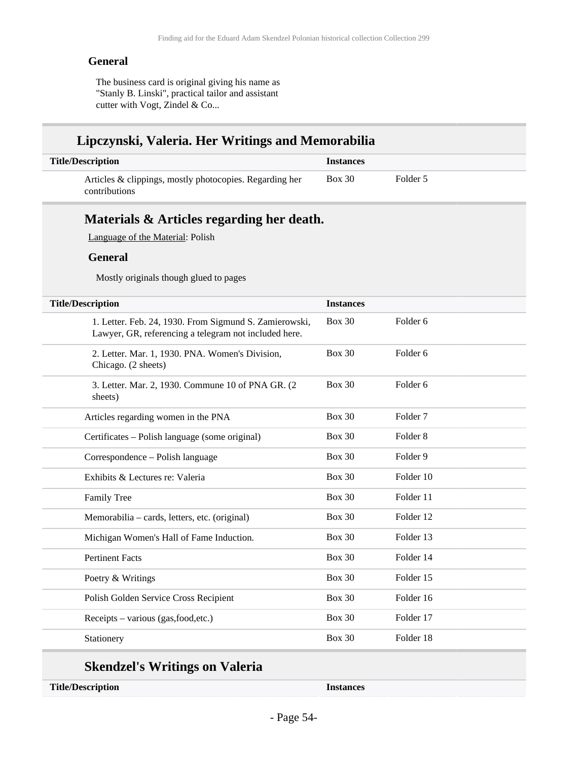### General

The business card is original giving his name as "Stanly B. Linski", practical tailor and assistant cutter with Vogt, Zindel & Co...

## Lipczynski, Valeria. Her Writings and Memorabilia

| Title/Description | Instances | |
|---|---|---|
| Articles & clippings, mostly photocopies. Regarding her contributions | Box 30 | Folder 5 |

### Materials & Articles regarding her death.

Language of the Material: Polish

#### General

Mostly originals though glued to pages

| Title/Description | Instances | |
|---|---|---|
| 1. Letter. Feb. 24, 1930. From Sigmund S. Zamierowski, Lawyer, GR, referencing a telegram not included here. | Box 30 | Folder 6 |
| 2. Letter. Mar. 1, 1930. PNA. Women's Division, Chicago. (2 sheets) | Box 30 | Folder 6 |
| 3. Letter. Mar. 2, 1930. Commune 10 of PNA GR. (2 sheets) | Box 30 | Folder 6 |
| Articles regarding women in the PNA | Box 30 | Folder 7 |
| Certificates – Polish language (some original) | Box 30 | Folder 8 |
| Correspondence – Polish language | Box 30 | Folder 9 |
| Exhibits & Lectures re: Valeria | Box 30 | Folder 10 |
| Family Tree | Box 30 | Folder 11 |
| Memorabilia – cards, letters, etc. (original) | Box 30 | Folder 12 |
| Michigan Women's Hall of Fame Induction. | Box 30 | Folder 13 |
| Pertinent Facts | Box 30 | Folder 14 |
| Poetry & Writings | Box 30 | Folder 15 |
| Polish Golden Service Cross Recipient | Box 30 | Folder 16 |
| Receipts – various (gas,food,etc.) | Box 30 | Folder 17 |
| Stationery | Box 30 | Folder 18 |

### Skendzel's Writings on Valeria

| Title/Description | Instances |
|---|---|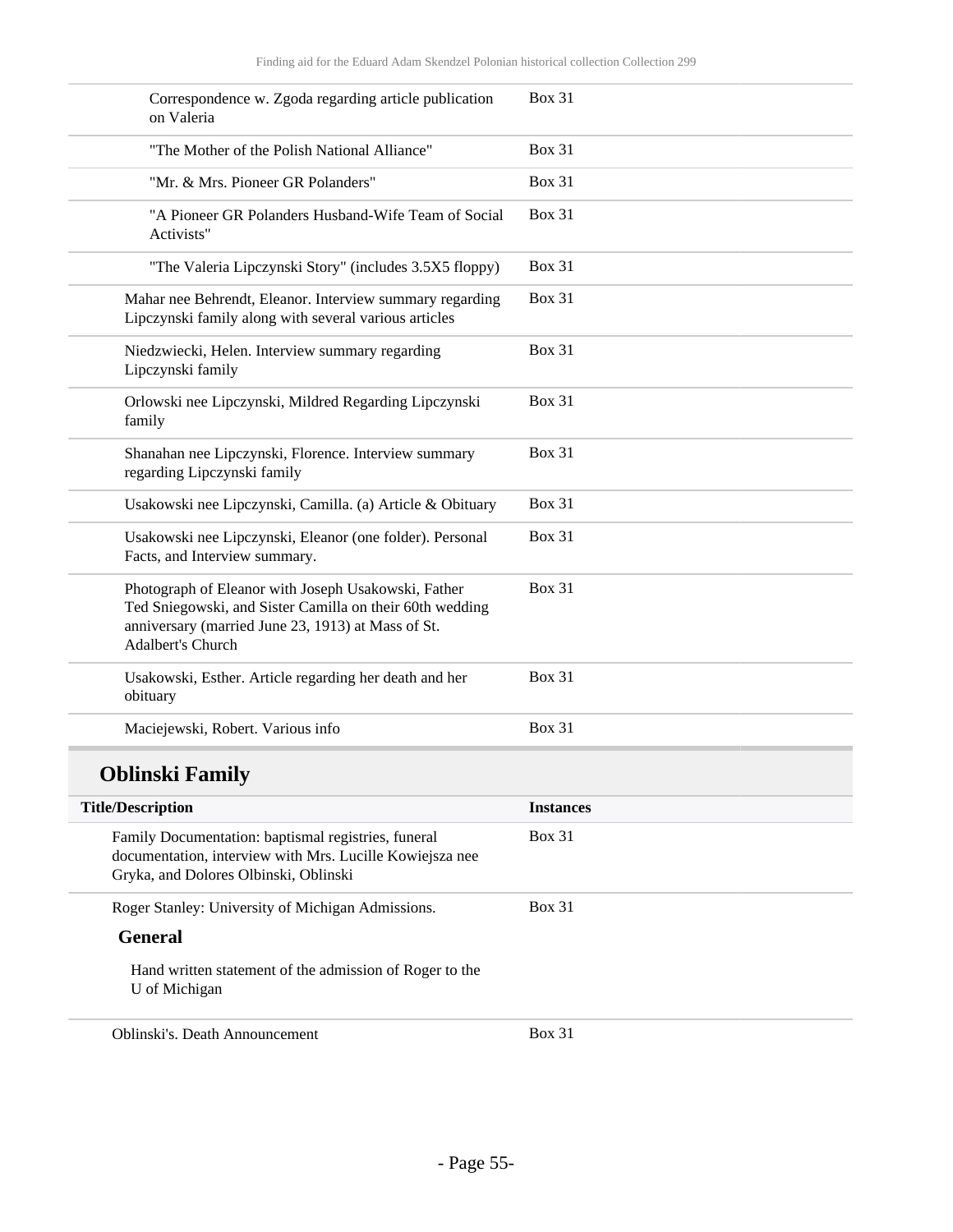| | |
|---|---|
| Correspondence w. Zgoda regarding article publication on Valeria | Box 31 |
| "The Mother of the Polish National Alliance" | Box 31 |
| "Mr. & Mrs. Pioneer GR Polanders" | Box 31 |
| "A Pioneer GR Polanders Husband-Wife Team of Social Activists" | Box 31 |
| "The Valeria Lipczynski Story" (includes 3.5X5 floppy) | Box 31 |
| Mahar nee Behrendt, Eleanor. Interview summary regarding Lipczynski family along with several various articles | Box 31 |
| Niedzwiecki, Helen. Interview summary regarding Lipczynski family | Box 31 |
| Orlowski nee Lipczynski, Mildred Regarding Lipczynski family | Box 31 |
| Shanahan nee Lipczynski, Florence. Interview summary regarding Lipczynski family | Box 31 |
| Usakowski nee Lipczynski, Camilla. (a) Article & Obituary | Box 31 |
| Usakowski nee Lipczynski, Eleanor (one folder). Personal Facts, and Interview summary. | Box 31 |
| Photograph of Eleanor with Joseph Usakowski, Father Ted Sniegowski, and Sister Camilla on their 60th wedding anniversary (married June 23, 1913) at Mass of St. Adalbert's Church | Box 31 |
| Usakowski, Esther. Article regarding her death and her obituary | Box 31 |
| Maciejewski, Robert. Various info | Box 31 |

## Oblinski Family

| Title/Description | Instances |
|---|---|
| Family Documentation: baptismal registries, funeral documentation, interview with Mrs. Lucille Kowiejsza nee Gryka, and Dolores Olbinski, Oblinski | Box 31 |
| Roger Stanley: University of Michigan Admissions.<br>**General**<br>Hand written statement of the admission of Roger to the U of Michigan | Box 31 |
| Oblinski's. Death Announcement | Box 31 |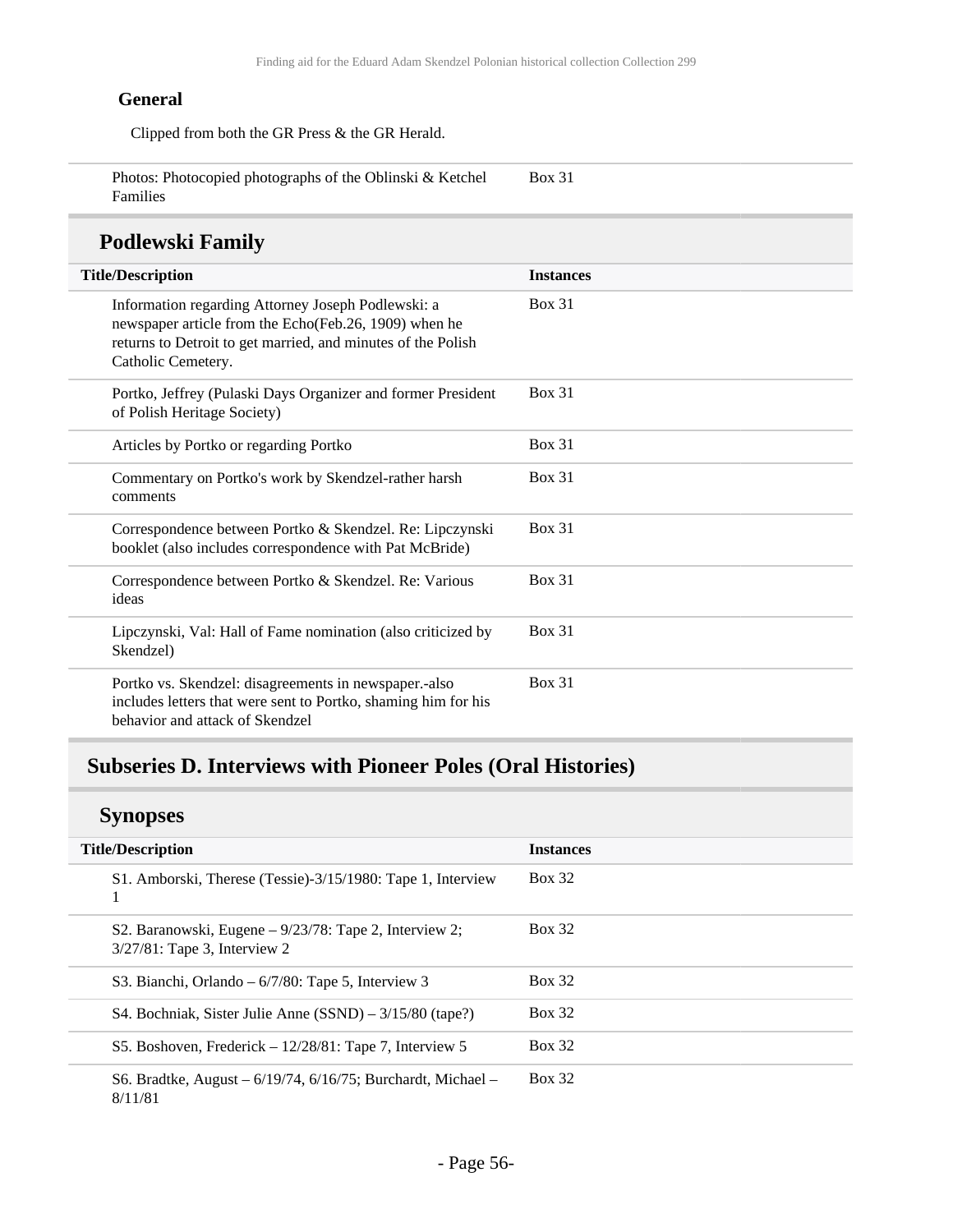**General**

Clipped from both the GR Press & the GR Herald.

| | |
|---|---|
| Photos: Photocopied photographs of the Oblinski & Ketchel Families | Box 31 |

## Podlewski Family

| Title/Description | Instances |
|---|---|
| Information regarding Attorney Joseph Podlewski: a newspaper article from the Echo(Feb.26, 1909) when he returns to Detroit to get married, and minutes of the Polish Catholic Cemetery. | Box 31 |
| Portko, Jeffrey (Pulaski Days Organizer and former President of Polish Heritage Society) | Box 31 |
| Articles by Portko or regarding Portko | Box 31 |
| Commentary on Portko's work by Skendzel-rather harsh comments | Box 31 |
| Correspondence between Portko & Skendzel. Re: Lipczynski booklet (also includes correspondence with Pat McBride) | Box 31 |
| Correspondence between Portko & Skendzel. Re: Various ideas | Box 31 |
| Lipczynski, Val: Hall of Fame nomination (also criticized by Skendzel) | Box 31 |
| Portko vs. Skendzel: disagreements in newspaper.-also includes letters that were sent to Portko, shaming him for his behavior and attack of Skendzel | Box 31 |

# Subseries D. Interviews with Pioneer Poles (Oral Histories)

## Synopses

| Title/Description | Instances |
|---|---|
| S1. Amborski, Therese (Tessie)-3/15/1980: Tape 1, Interview 1 | Box 32 |
| S2. Baranowski, Eugene – 9/23/78: Tape 2, Interview 2; 3/27/81: Tape 3, Interview 2 | Box 32 |
| S3. Bianchi, Orlando – 6/7/80: Tape 5, Interview 3 | Box 32 |
| S4. Bochniak, Sister Julie Anne (SSND) – 3/15/80 (tape?) | Box 32 |
| S5. Boshoven, Frederick – 12/28/81: Tape 7, Interview 5 | Box 32 |
| S6. Bradtke, August – 6/19/74, 6/16/75; Burchardt, Michael – 8/11/81 | Box 32 |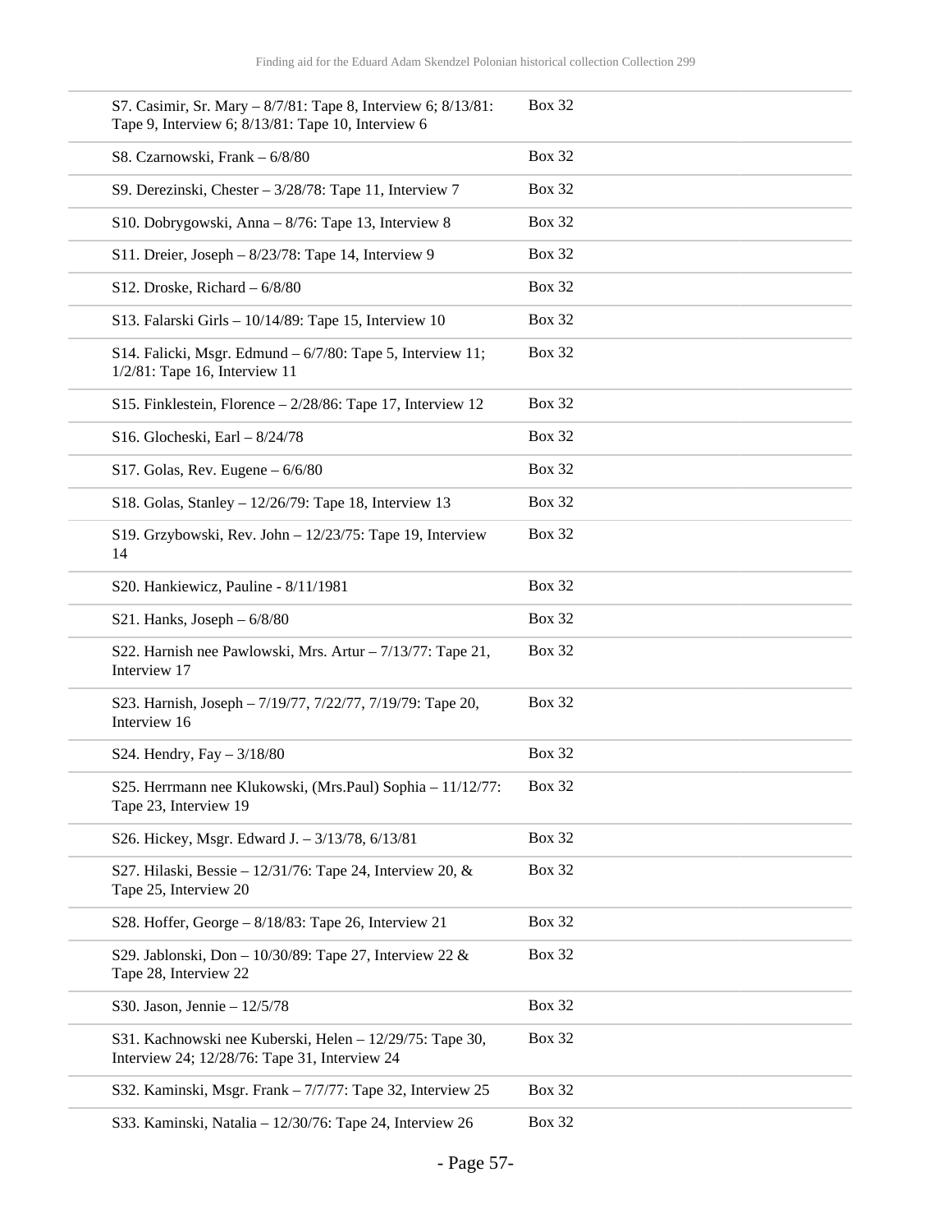| | |
|---|---|
| S7. Casimir, Sr. Mary – 8/7/81: Tape 8, Interview 6; 8/13/81: Tape 9, Interview 6; 8/13/81: Tape 10, Interview 6 | Box 32 |
| S8. Czarnowski, Frank – 6/8/80 | Box 32 |
| S9. Derezinski, Chester – 3/28/78: Tape 11, Interview 7 | Box 32 |
| S10. Dobrygowski, Anna – 8/76: Tape 13, Interview 8 | Box 32 |
| S11. Dreier, Joseph – 8/23/78: Tape 14, Interview 9 | Box 32 |
| S12. Droske, Richard – 6/8/80 | Box 32 |
| S13. Falarski Girls – 10/14/89: Tape 15, Interview 10 | Box 32 |
| S14. Falicki, Msgr. Edmund – 6/7/80: Tape 5, Interview 11; 1/2/81: Tape 16, Interview 11 | Box 32 |
| S15. Finklestein, Florence – 2/28/86: Tape 17, Interview 12 | Box 32 |
| S16. Glocheski, Earl – 8/24/78 | Box 32 |
| S17. Golas, Rev. Eugene – 6/6/80 | Box 32 |
| S18. Golas, Stanley – 12/26/79: Tape 18, Interview 13 | Box 32 |
| S19. Grzybowski, Rev. John – 12/23/75: Tape 19, Interview 14 | Box 32 |
| S20. Hankiewicz, Pauline - 8/11/1981 | Box 32 |
| S21. Hanks, Joseph – 6/8/80 | Box 32 |
| S22. Harnish nee Pawlowski, Mrs. Artur – 7/13/77: Tape 21, Interview 17 | Box 32 |
| S23. Harnish, Joseph – 7/19/77, 7/22/77, 7/19/79: Tape 20, Interview 16 | Box 32 |
| S24. Hendry, Fay – 3/18/80 | Box 32 |
| S25. Herrmann nee Klukowski, (Mrs.Paul) Sophia – 11/12/77: Tape 23, Interview 19 | Box 32 |
| S26. Hickey, Msgr. Edward J. – 3/13/78, 6/13/81 | Box 32 |
| S27. Hilaski, Bessie – 12/31/76: Tape 24, Interview 20, & Tape 25, Interview 20 | Box 32 |
| S28. Hoffer, George – 8/18/83: Tape 26, Interview 21 | Box 32 |
| S29. Jablonski, Don – 10/30/89: Tape 27, Interview 22 & Tape 28, Interview 22 | Box 32 |
| S30. Jason, Jennie – 12/5/78 | Box 32 |
| S31. Kachnowski nee Kuberski, Helen – 12/29/75: Tape 30, Interview 24; 12/28/76: Tape 31, Interview 24 | Box 32 |
| S32. Kaminski, Msgr. Frank – 7/7/77: Tape 32, Interview 25 | Box 32 |
| S33. Kaminski, Natalia – 12/30/76: Tape 24, Interview 26 | Box 32 |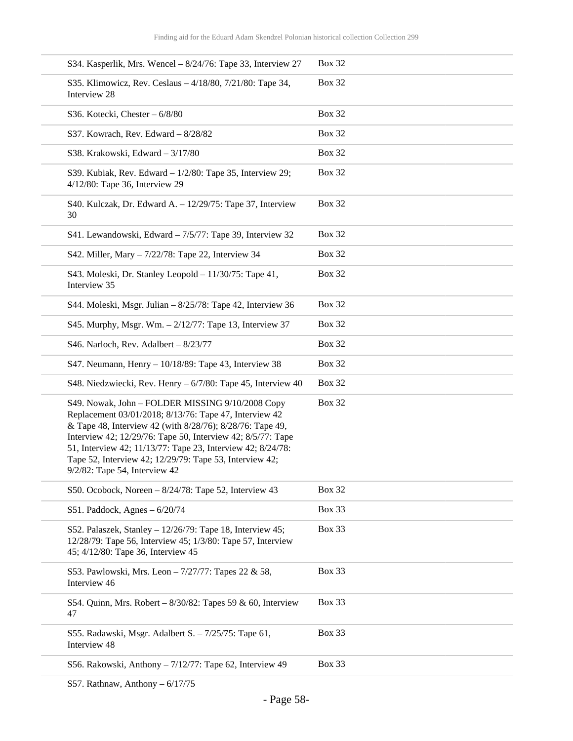| | |
|---|---|
| S34. Kasperlik, Mrs. Wencel – 8/24/76: Tape 33, Interview 27 | Box 32 |
| S35. Klimowicz, Rev. Ceslaus – 4/18/80, 7/21/80: Tape 34, Interview 28 | Box 32 |
| S36. Kotecki, Chester – 6/8/80 | Box 32 |
| S37. Kowrach, Rev. Edward – 8/28/82 | Box 32 |
| S38. Krakowski, Edward – 3/17/80 | Box 32 |
| S39. Kubiak, Rev. Edward – 1/2/80: Tape 35, Interview 29; 4/12/80: Tape 36, Interview 29 | Box 32 |
| S40. Kulczak, Dr. Edward A. – 12/29/75: Tape 37, Interview 30 | Box 32 |
| S41. Lewandowski, Edward – 7/5/77: Tape 39, Interview 32 | Box 32 |
| S42. Miller, Mary – 7/22/78: Tape 22, Interview 34 | Box 32 |
| S43. Moleski, Dr. Stanley Leopold – 11/30/75: Tape 41, Interview 35 | Box 32 |
| S44. Moleski, Msgr. Julian – 8/25/78: Tape 42, Interview 36 | Box 32 |
| S45. Murphy, Msgr. Wm. – 2/12/77: Tape 13, Interview 37 | Box 32 |
| S46. Narloch, Rev. Adalbert – 8/23/77 | Box 32 |
| S47. Neumann, Henry – 10/18/89: Tape 43, Interview 38 | Box 32 |
| S48. Niedzwiecki, Rev. Henry – 6/7/80: Tape 45, Interview 40 | Box 32 |
| S49. Nowak, John – FOLDER MISSING 9/10/2008 Copy Replacement 03/01/2018; 8/13/76: Tape 47, Interview 42 & Tape 48, Interview 42 (with 8/28/76); 8/28/76: Tape 49, Interview 42; 12/29/76: Tape 50, Interview 42; 8/5/77: Tape 51, Interview 42; 11/13/77: Tape 23, Interview 42; 8/24/78: Tape 52, Interview 42; 12/29/79: Tape 53, Interview 42; 9/2/82: Tape 54, Interview 42 | Box 32 |
| S50. Ocobock, Noreen – 8/24/78: Tape 52, Interview 43 | Box 32 |
| S51. Paddock, Agnes – 6/20/74 | Box 33 |
| S52. Palaszek, Stanley – 12/26/79: Tape 18, Interview 45; 12/28/79: Tape 56, Interview 45; 1/3/80: Tape 57, Interview 45; 4/12/80: Tape 36, Interview 45 | Box 33 |
| S53. Pawlowski, Mrs. Leon – 7/27/77: Tapes 22 & 58, Interview 46 | Box 33 |
| S54. Quinn, Mrs. Robert – 8/30/82: Tapes 59 & 60, Interview 47 | Box 33 |
| S55. Radawski, Msgr. Adalbert S. – 7/25/75: Tape 61, Interview 48 | Box 33 |
| S56. Rakowski, Anthony – 7/12/77: Tape 62, Interview 49 | Box 33 |
| S57. Rathnaw, Anthony – 6/17/75 | |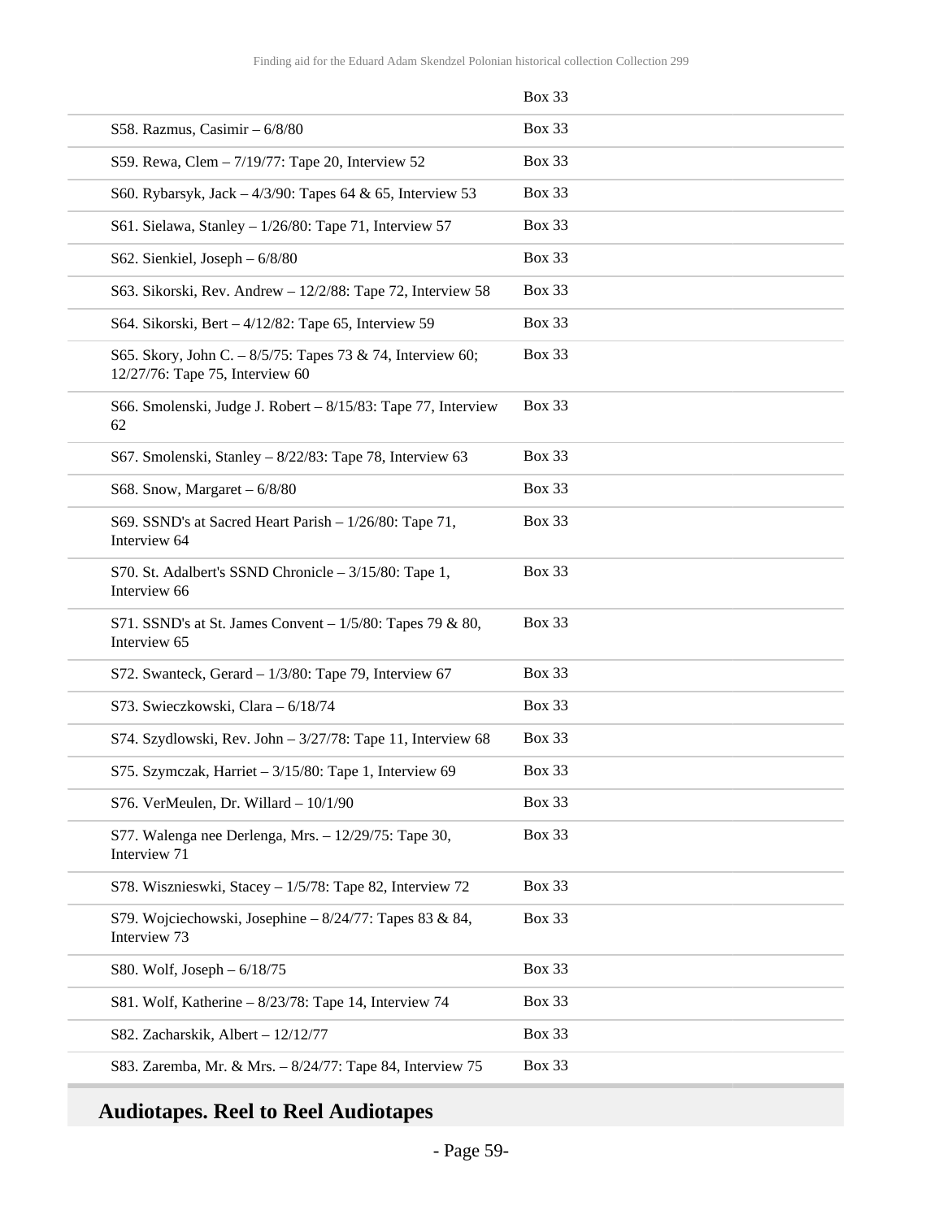| | Box 33 |
|---|---|
| S58. Razmus, Casimir – 6/8/80 | Box 33 |
| S59. Rewa, Clem – 7/19/77: Tape 20, Interview 52 | Box 33 |
| S60. Rybarsyk, Jack – 4/3/90: Tapes 64 & 65, Interview 53 | Box 33 |
| S61. Sielawa, Stanley – 1/26/80: Tape 71, Interview 57 | Box 33 |
| S62. Sienkiel, Joseph – 6/8/80 | Box 33 |
| S63. Sikorski, Rev. Andrew – 12/2/88: Tape 72, Interview 58 | Box 33 |
| S64. Sikorski, Bert – 4/12/82: Tape 65, Interview 59 | Box 33 |
| S65. Skory, John C. – 8/5/75: Tapes 73 & 74, Interview 60; 12/27/76: Tape 75, Interview 60 | Box 33 |
| S66. Smolenski, Judge J. Robert – 8/15/83: Tape 77, Interview 62 | Box 33 |
| S67. Smolenski, Stanley – 8/22/83: Tape 78, Interview 63 | Box 33 |
| S68. Snow, Margaret – 6/8/80 | Box 33 |
| S69. SSND's at Sacred Heart Parish – 1/26/80: Tape 71, Interview 64 | Box 33 |
| S70. St. Adalbert's SSND Chronicle – 3/15/80: Tape 1, Interview 66 | Box 33 |
| S71. SSND's at St. James Convent – 1/5/80: Tapes 79 & 80, Interview 65 | Box 33 |
| S72. Swanteck, Gerard – 1/3/80: Tape 79, Interview 67 | Box 33 |
| S73. Swieczkowski, Clara – 6/18/74 | Box 33 |
| S74. Szydlowski, Rev. John – 3/27/78: Tape 11, Interview 68 | Box 33 |
| S75. Szymczak, Harriet – 3/15/80: Tape 1, Interview 69 | Box 33 |
| S76. VerMeulen, Dr. Willard – 10/1/90 | Box 33 |
| S77. Walenga nee Derlenga, Mrs. – 12/29/75: Tape 30, Interview 71 | Box 33 |
| S78. Wisznieswki, Stacey – 1/5/78: Tape 82, Interview 72 | Box 33 |
| S79. Wojciechowski, Josephine – 8/24/77: Tapes 83 & 84, Interview 73 | Box 33 |
| S80. Wolf, Joseph – 6/18/75 | Box 33 |
| S81. Wolf, Katherine – 8/23/78: Tape 14, Interview 74 | Box 33 |
| S82. Zacharskik, Albert – 12/12/77 | Box 33 |
| S83. Zaremba, Mr. & Mrs. – 8/24/77: Tape 84, Interview 75 | Box 33 |

## Audiotapes. Reel to Reel Audiotapes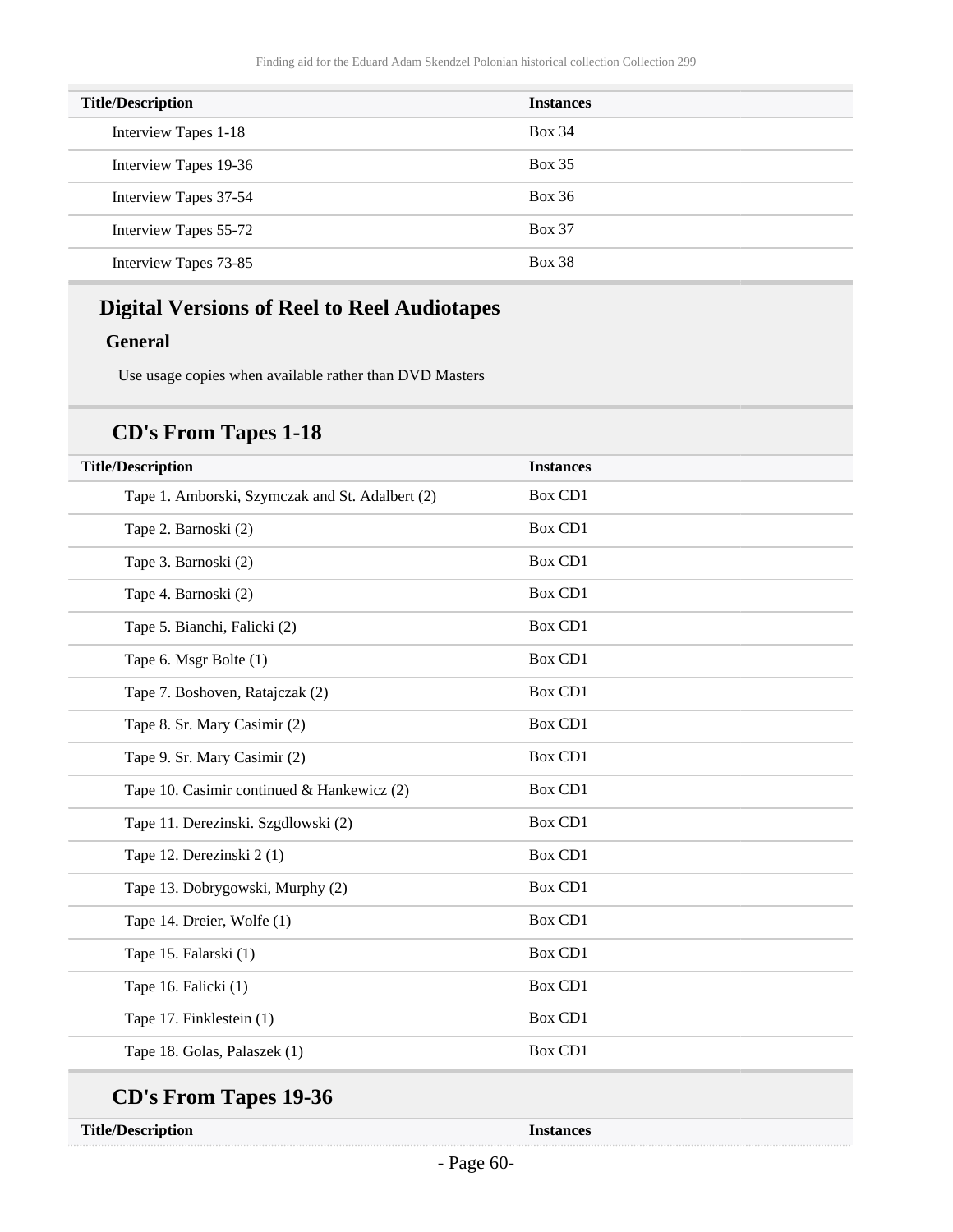| Title/Description | Instances |
| --- | --- |
| Interview Tapes 1-18 | Box 34 |
| Interview Tapes 19-36 | Box 35 |
| Interview Tapes 37-54 | Box 36 |
| Interview Tapes 55-72 | Box 37 |
| Interview Tapes 73-85 | Box 38 |

## Digital Versions of Reel to Reel Audiotapes

### General

Use usage copies when available rather than DVD Masters

## CD's From Tapes 1-18

| Title/Description | Instances |
| --- | --- |
| Tape 1. Amborski, Szymczak and St. Adalbert (2) | Box CD1 |
| Tape 2. Barnoski (2) | Box CD1 |
| Tape 3. Barnoski (2) | Box CD1 |
| Tape 4. Barnoski (2) | Box CD1 |
| Tape 5. Bianchi, Falicki (2) | Box CD1 |
| Tape 6. Msgr Bolte (1) | Box CD1 |
| Tape 7. Boshoven, Ratajczak (2) | Box CD1 |
| Tape 8. Sr. Mary Casimir (2) | Box CD1 |
| Tape 9. Sr. Mary Casimir (2) | Box CD1 |
| Tape 10. Casimir continued & Hankewicz (2) | Box CD1 |
| Tape 11. Derezinski. Szgdlowski (2) | Box CD1 |
| Tape 12. Derezinski 2 (1) | Box CD1 |
| Tape 13. Dobrygowski, Murphy (2) | Box CD1 |
| Tape 14. Dreier, Wolfe (1) | Box CD1 |
| Tape 15. Falarski (1) | Box CD1 |
| Tape 16. Falicki (1) | Box CD1 |
| Tape 17. Finklestein (1) | Box CD1 |
| Tape 18. Golas, Palaszek (1) | Box CD1 |

## CD's From Tapes 19-36

| Title/Description | Instances |
| --- | --- |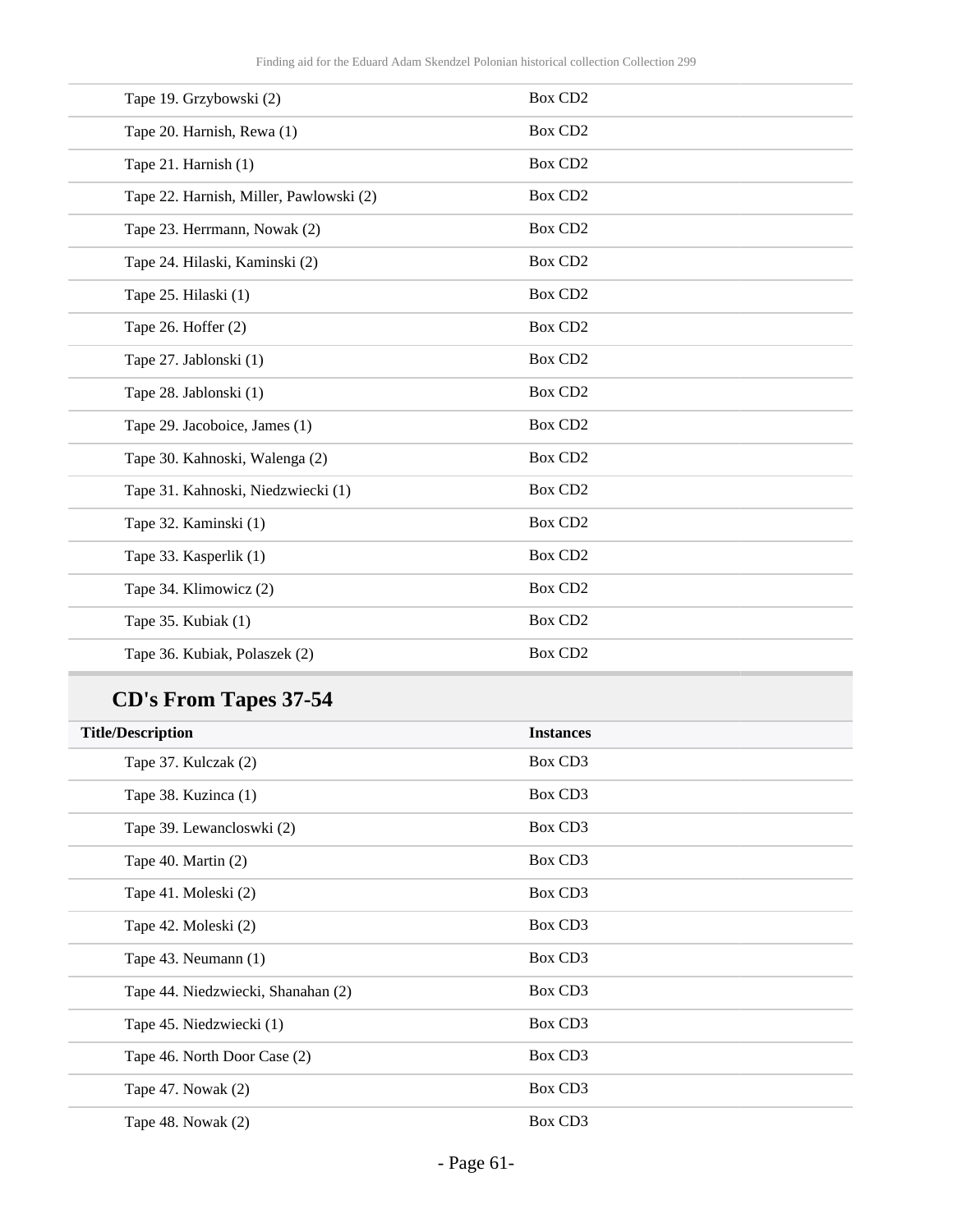| Title/Description | Instances |
|---|---|
| Tape 19. Grzybowski (2) | Box CD2 |
| Tape 20. Harnish, Rewa (1) | Box CD2 |
| Tape 21. Harnish (1) | Box CD2 |
| Tape 22. Harnish, Miller, Pawlowski (2) | Box CD2 |
| Tape 23. Herrmann, Nowak (2) | Box CD2 |
| Tape 24. Hilaski, Kaminski (2) | Box CD2 |
| Tape 25. Hilaski (1) | Box CD2 |
| Tape 26. Hoffer (2) | Box CD2 |
| Tape 27. Jablonski (1) | Box CD2 |
| Tape 28. Jablonski (1) | Box CD2 |
| Tape 29. Jacoboice, James (1) | Box CD2 |
| Tape 30. Kahnoski, Walenga (2) | Box CD2 |
| Tape 31. Kahnoski, Niedzwiecki (1) | Box CD2 |
| Tape 32. Kaminski (1) | Box CD2 |
| Tape 33. Kasperlik (1) | Box CD2 |
| Tape 34. Klimowicz (2) | Box CD2 |
| Tape 35. Kubiak (1) | Box CD2 |
| Tape 36. Kubiak, Polaszek (2) | Box CD2 |

## CD's From Tapes 37-54

| Title/Description | Instances |
|---|---|
| Tape 37. Kulczak (2) | Box CD3 |
| Tape 38. Kuzinca (1) | Box CD3 |
| Tape 39. Lewancloswki (2) | Box CD3 |
| Tape 40. Martin (2) | Box CD3 |
| Tape 41. Moleski (2) | Box CD3 |
| Tape 42. Moleski (2) | Box CD3 |
| Tape 43. Neumann (1) | Box CD3 |
| Tape 44. Niedzwiecki, Shanahan (2) | Box CD3 |
| Tape 45. Niedzwiecki (1) | Box CD3 |
| Tape 46. North Door Case (2) | Box CD3 |
| Tape 47. Nowak (2) | Box CD3 |
| Tape 48. Nowak (2) | Box CD3 |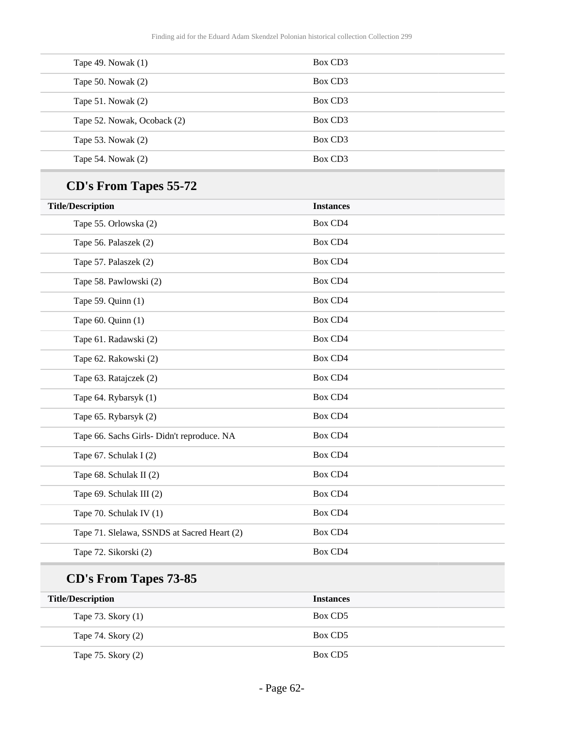| Title/Description | Instances |
| --- | --- |
| Tape 49. Nowak (1) | Box CD3 |
| Tape 50. Nowak (2) | Box CD3 |
| Tape 51. Nowak (2) | Box CD3 |
| Tape 52. Nowak, Ocoback (2) | Box CD3 |
| Tape 53. Nowak (2) | Box CD3 |
| Tape 54. Nowak (2) | Box CD3 |

## CD's From Tapes 55-72

| Title/Description | Instances |
| --- | --- |
| Tape 55. Orlowska (2) | Box CD4 |
| Tape 56. Palaszek (2) | Box CD4 |
| Tape 57. Palaszek (2) | Box CD4 |
| Tape 58. Pawlowski (2) | Box CD4 |
| Tape 59. Quinn (1) | Box CD4 |
| Tape 60. Quinn (1) | Box CD4 |
| Tape 61. Radawski (2) | Box CD4 |
| Tape 62. Rakowski (2) | Box CD4 |
| Tape 63. Ratajczek (2) | Box CD4 |
| Tape 64. Rybarsyk (1) | Box CD4 |
| Tape 65. Rybarsyk (2) | Box CD4 |
| Tape 66. Sachs Girls- Didn't reproduce. NA | Box CD4 |
| Tape 67. Schulak I (2) | Box CD4 |
| Tape 68. Schulak II (2) | Box CD4 |
| Tape 69. Schulak III (2) | Box CD4 |
| Tape 70. Schulak IV (1) | Box CD4 |
| Tape 71. Slelawa, SSNDS at Sacred Heart (2) | Box CD4 |
| Tape 72. Sikorski (2) | Box CD4 |

## CD's From Tapes 73-85

| Title/Description | Instances |
| --- | --- |
| Tape 73. Skory (1) | Box CD5 |
| Tape 74. Skory (2) | Box CD5 |
| Tape 75. Skory (2) | Box CD5 |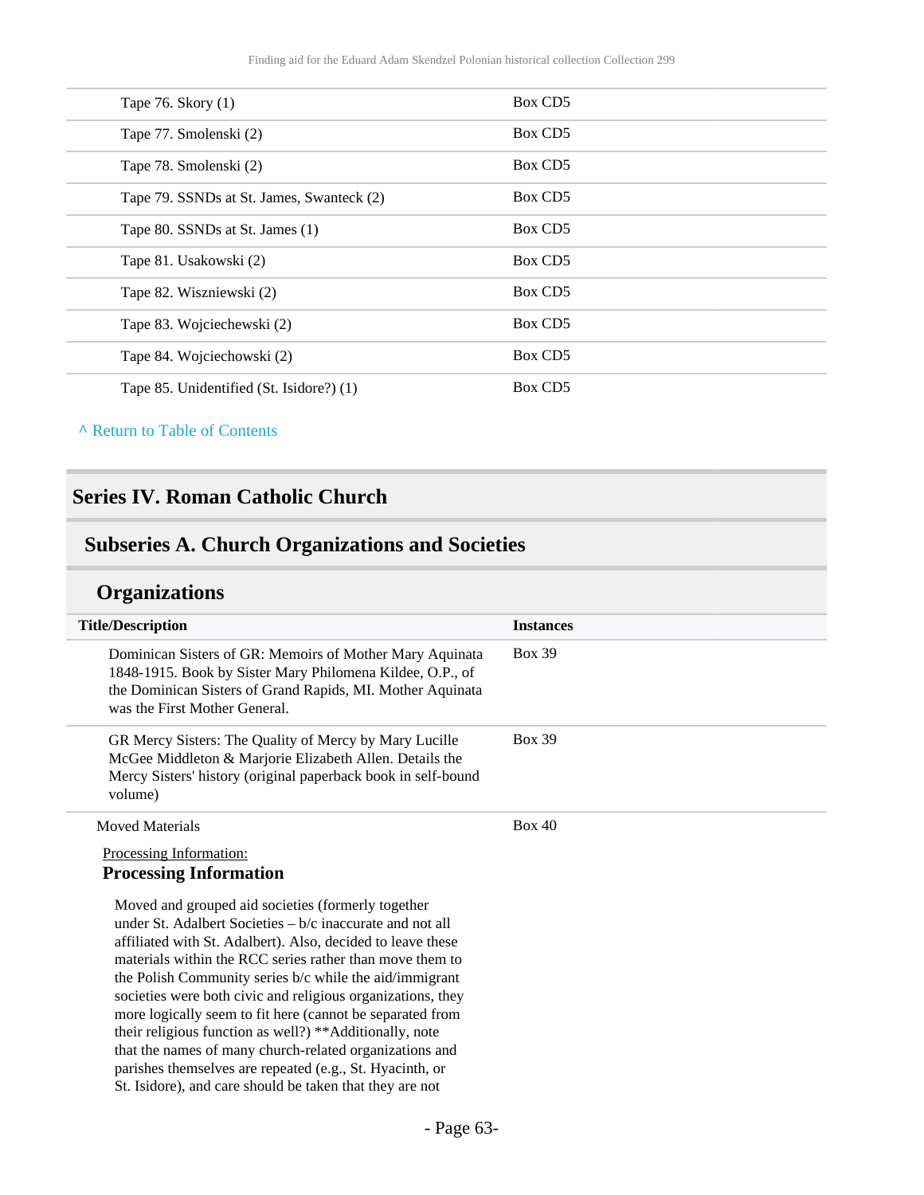| | |
|---|---|
| Tape 76. Skory (1) | Box CD5 |
| Tape 77. Smolenski (2) | Box CD5 |
| Tape 78. Smolenski (2) | Box CD5 |
| Tape 79. SSNDs at St. James, Swanteck (2) | Box CD5 |
| Tape 80. SSNDs at St. James (1) | Box CD5 |
| Tape 81. Usakowski (2) | Box CD5 |
| Tape 82. Wiszniewski (2) | Box CD5 |
| Tape 83. Wojciechewski (2) | Box CD5 |
| Tape 84. Wojciechowski (2) | Box CD5 |
| Tape 85. Unidentified (St. Isidore?) (1) | Box CD5 |

^ Return to Table of Contents

## Series IV. Roman Catholic Church

### Subseries A. Church Organizations and Societies

#### Organizations

| Title/Description | Instances |
|---|---|
| Dominican Sisters of GR: Memoirs of Mother Mary Aquinata 1848-1915. Book by Sister Mary Philomena Kildee, O.P., of the Dominican Sisters of Grand Rapids, MI. Mother Aquinata was the First Mother General. | Box 39 |
| GR Mercy Sisters: The Quality of Mercy by Mary Lucille McGee Middleton & Marjorie Elizabeth Allen. Details the Mercy Sisters' history (original paperback book in self-bound volume) | Box 39 |
| Moved Materials | Box 40 |

Processing Information:

**Processing Information**

Moved and grouped aid societies (formerly together under St. Adalbert Societies – b/c inaccurate and not all affiliated with St. Adalbert). Also, decided to leave these materials within the RCC series rather than move them to the Polish Community series b/c while the aid/immigrant societies were both civic and religious organizations, they more logically seem to fit here (cannot be separated from their religious function as well?) **Additionally, note that the names of many church-related organizations and parishes themselves are repeated (e.g., St. Hyacinth, or St. Isidore), and care should be taken that they are not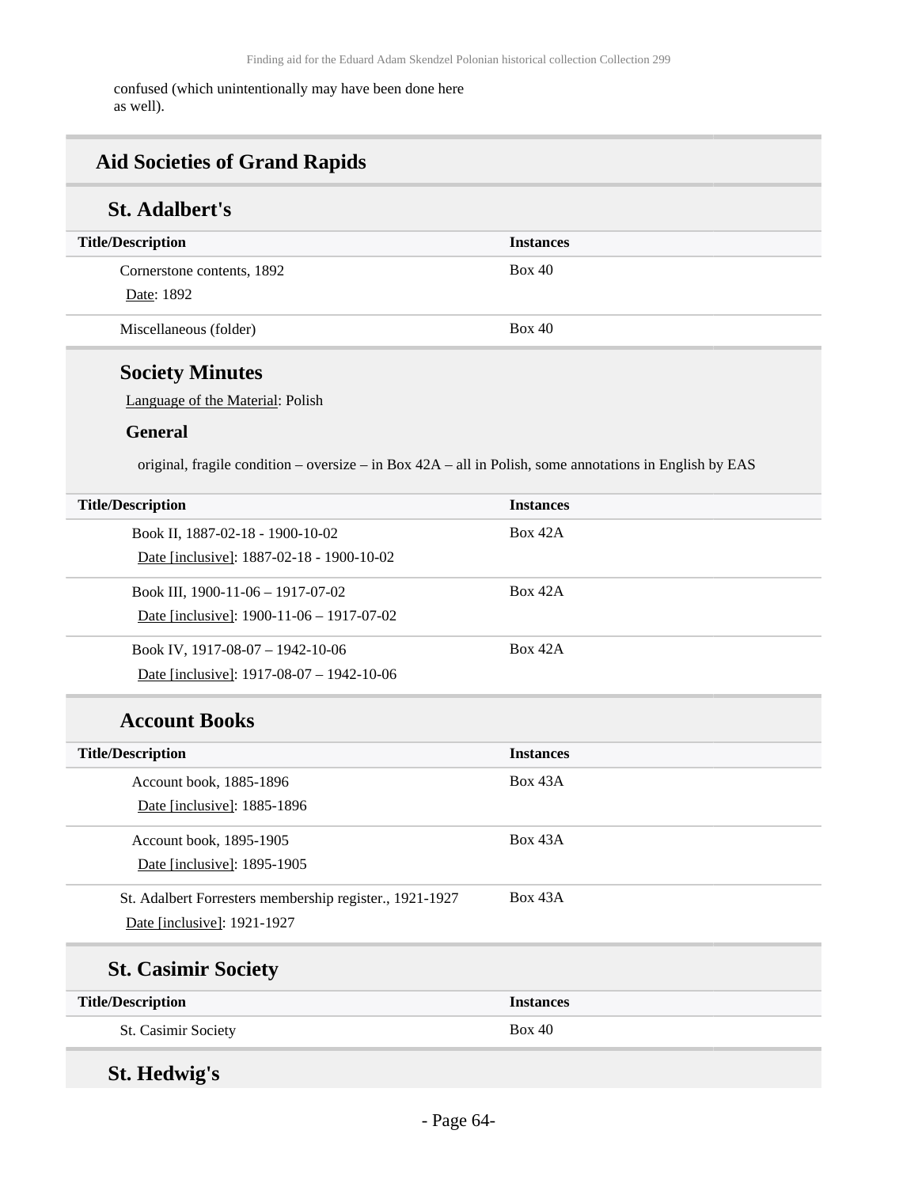confused (which unintentionally may have been done here as well).

## Aid Societies of Grand Rapids

### St. Adalbert's

| Title/Description | Instances |
| --- | --- |
| Cornerstone contents, 1892<br>Date: 1892 | Box 40 |
| Miscellaneous (folder) | Box 40 |

#### Society Minutes

Language of the Material: Polish

**General**

original, fragile condition – oversize – in Box 42A – all in Polish, some annotations in English by EAS

| Title/Description | Instances |
| --- | --- |
| Book II, 1887-02-18 - 1900-10-02<br>Date [inclusive]: 1887-02-18 - 1900-10-02 | Box 42A |
| Book III, 1900-11-06 – 1917-07-02<br>Date [inclusive]: 1900-11-06 – 1917-07-02 | Box 42A |
| Book IV, 1917-08-07 – 1942-10-06<br>Date [inclusive]: 1917-08-07 – 1942-10-06 | Box 42A |

#### Account Books

| Title/Description | Instances |
| --- | --- |
| Account book, 1885-1896<br>Date [inclusive]: 1885-1896 | Box 43A |
| Account book, 1895-1905<br>Date [inclusive]: 1895-1905 | Box 43A |
| St. Adalbert Forresters membership register., 1921-1927<br>Date [inclusive]: 1921-1927 | Box 43A |

### St. Casimir Society

| Title/Description | Instances |
| --- | --- |
| St. Casimir Society | Box 40 |

### St. Hedwig's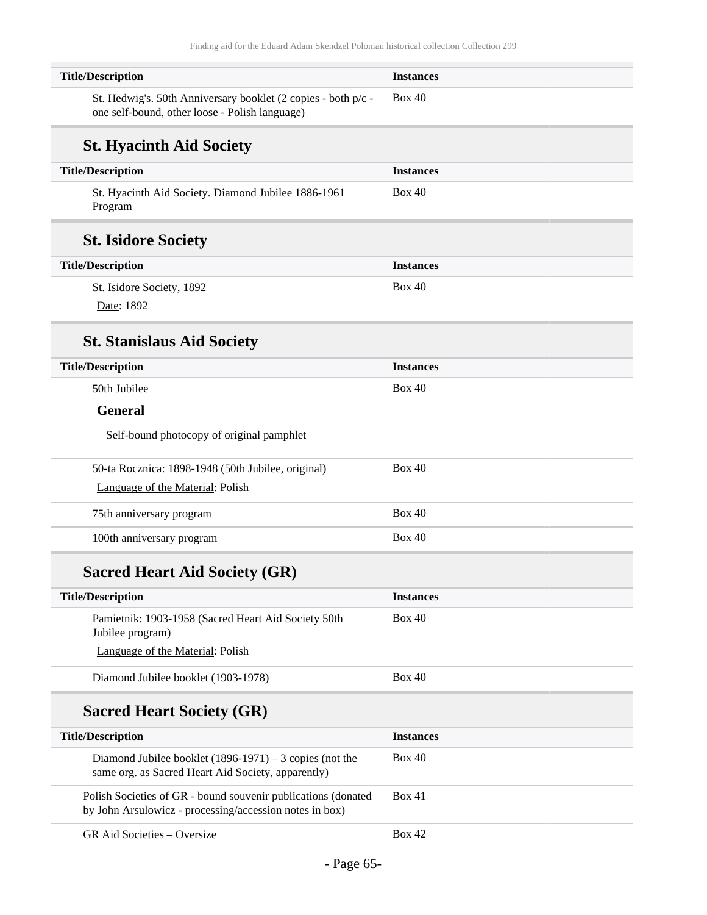| Title/Description | Instances |
| --- | --- |
| St. Hedwig's. 50th Anniversary booklet (2 copies - both p/c - one self-bound, other loose - Polish language) | Box 40 |

## St. Hyacinth Aid Society

| Title/Description | Instances |
| --- | --- |
| St. Hyacinth Aid Society. Diamond Jubilee 1886-1961 Program | Box 40 |

## St. Isidore Society

| Title/Description | Instances |
| --- | --- |
| St. Isidore Society, 1892<br>Date: 1892 | Box 40 |

## St. Stanislaus Aid Society

| Title/Description | Instances |
| --- | --- |
| 50th Jubilee<br>**General**<br>Self-bound photocopy of original pamphlet | Box 40 |
| 50-ta Rocznica: 1898-1948 (50th Jubilee, original)<br>Language of the Material: Polish | Box 40 |
| 75th anniversary program | Box 40 |
| 100th anniversary program | Box 40 |

## Sacred Heart Aid Society (GR)

| Title/Description | Instances |
| --- | --- |
| Pamietnik: 1903-1958 (Sacred Heart Aid Society 50th Jubilee program)<br>Language of the Material: Polish | Box 40 |
| Diamond Jubilee booklet (1903-1978) | Box 40 |

## Sacred Heart Society (GR)

| Title/Description | Instances |
| --- | --- |
| Diamond Jubilee booklet (1896-1971) – 3 copies (not the same org. as Sacred Heart Aid Society, apparently) | Box 40 |
| Polish Societies of GR - bound souvenir publications (donated by John Arsulowicz - processing/accession notes in box) | Box 41 |
| GR Aid Societies – Oversize | Box 42 |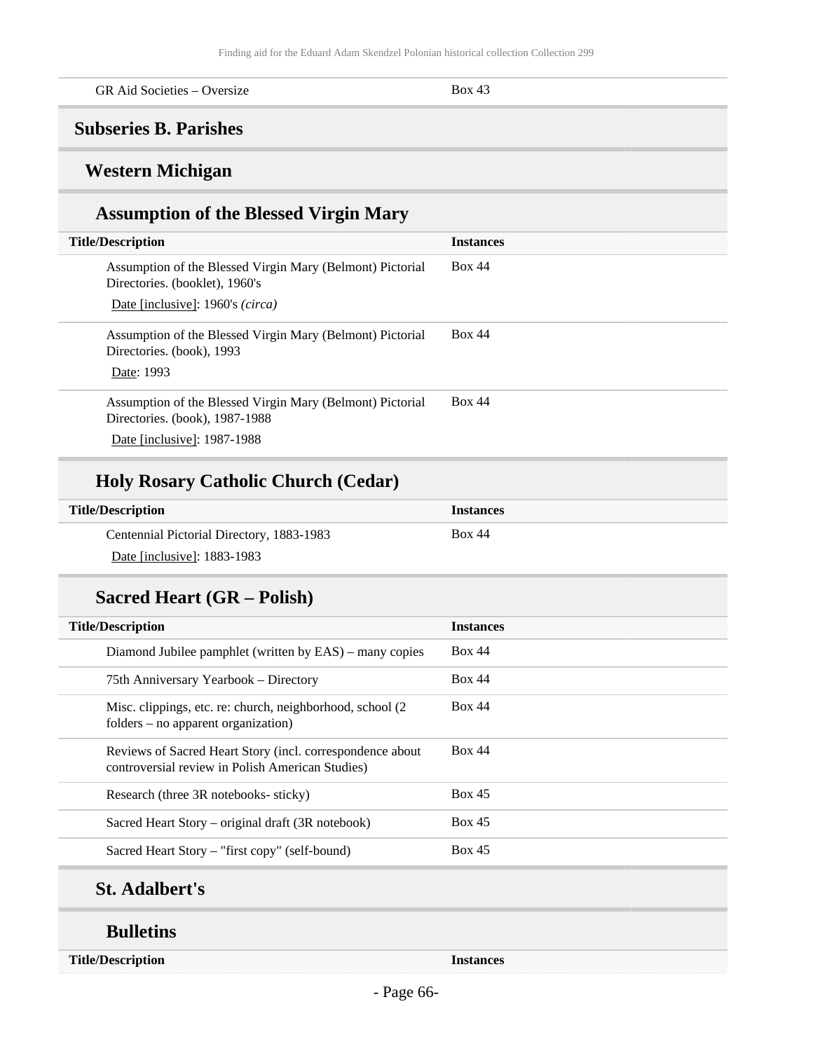| | |
|---|---|
| GR Aid Societies – Oversize | Box 43 |

## Subseries B. Parishes

### Western Michigan

#### Assumption of the Blessed Virgin Mary

| Title/Description | Instances |
|---|---|
| Assumption of the Blessed Virgin Mary (Belmont) Pictorial Directories. (booklet), 1960's<br>Date [inclusive]: 1960's *(circa)* | Box 44 |
| Assumption of the Blessed Virgin Mary (Belmont) Pictorial Directories. (book), 1993<br>Date: 1993 | Box 44 |
| Assumption of the Blessed Virgin Mary (Belmont) Pictorial Directories. (book), 1987-1988<br>Date [inclusive]: 1987-1988 | Box 44 |

#### Holy Rosary Catholic Church (Cedar)

| Title/Description | Instances |
|---|---|
| Centennial Pictorial Directory, 1883-1983<br>Date [inclusive]: 1883-1983 | Box 44 |

#### Sacred Heart (GR – Polish)

| Title/Description | Instances |
|---|---|
| Diamond Jubilee pamphlet (written by EAS) – many copies | Box 44 |
| 75th Anniversary Yearbook – Directory | Box 44 |
| Misc. clippings, etc. re: church, neighborhood, school (2 folders – no apparent organization) | Box 44 |
| Reviews of Sacred Heart Story (incl. correspondence about controversial review in Polish American Studies) | Box 44 |
| Research (three 3R notebooks- sticky) | Box 45 |
| Sacred Heart Story – original draft (3R notebook) | Box 45 |
| Sacred Heart Story – "first copy" (self-bound) | Box 45 |

#### St. Adalbert's

##### Bulletins

| Title/Description | Instances |
|---|---|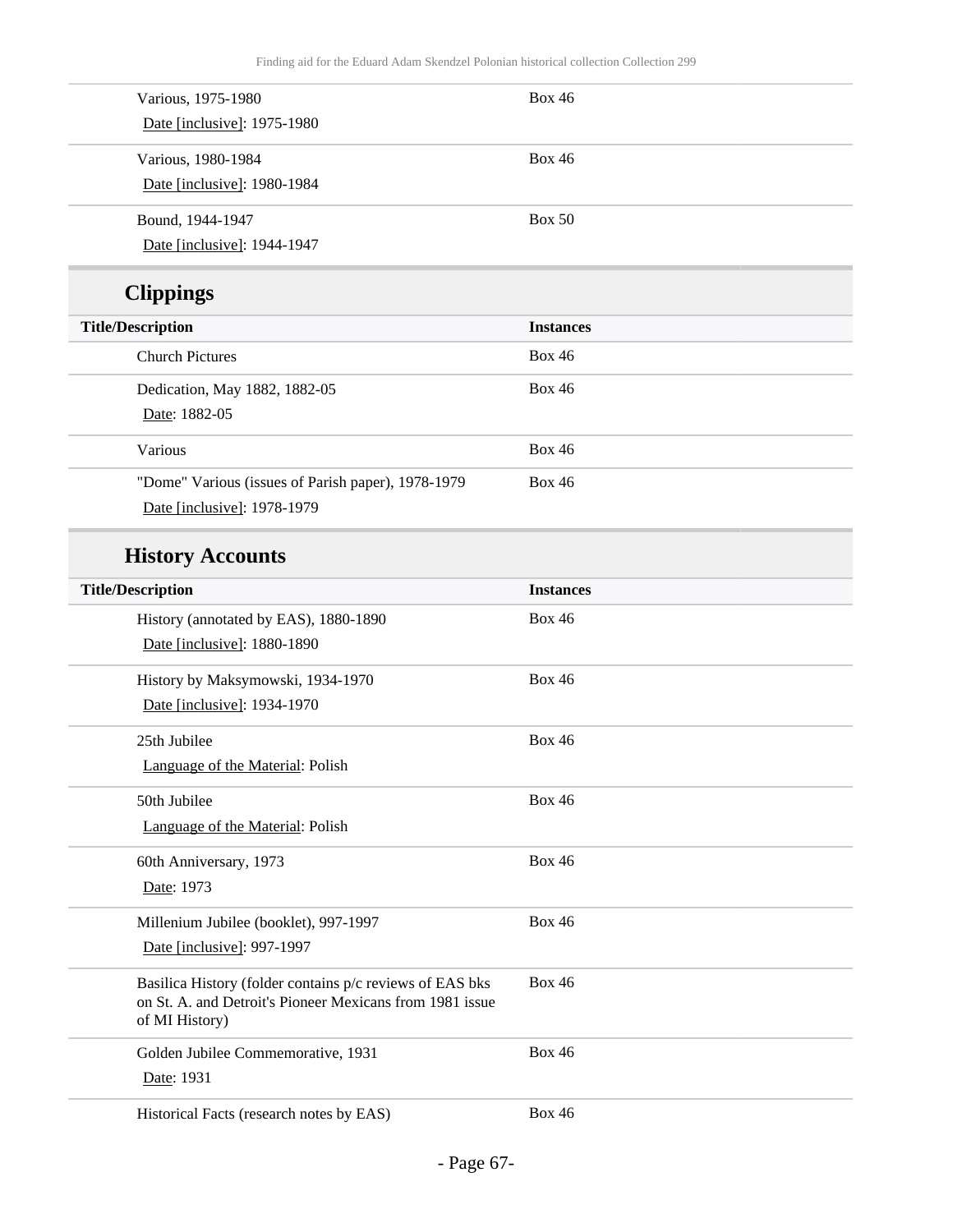| | |
|---|---|
| Various, 1975-1980<br>Date [inclusive]: 1975-1980 | Box 46 |
| Various, 1980-1984<br>Date [inclusive]: 1980-1984 | Box 46 |
| Bound, 1944-1947<br>Date [inclusive]: 1944-1947 | Box 50 |

## Clippings

| Title/Description | Instances |
|---|---|
| Church Pictures | Box 46 |
| Dedication, May 1882, 1882-05<br>Date: 1882-05 | Box 46 |
| Various | Box 46 |
| "Dome" Various (issues of Parish paper), 1978-1979<br>Date [inclusive]: 1978-1979 | Box 46 |

## History Accounts

| Title/Description | Instances |
|---|---|
| History (annotated by EAS), 1880-1890<br>Date [inclusive]: 1880-1890 | Box 46 |
| History by Maksymowski, 1934-1970<br>Date [inclusive]: 1934-1970 | Box 46 |
| 25th Jubilee<br>Language of the Material: Polish | Box 46 |
| 50th Jubilee<br>Language of the Material: Polish | Box 46 |
| 60th Anniversary, 1973<br>Date: 1973 | Box 46 |
| Millenium Jubilee (booklet), 997-1997<br>Date [inclusive]: 997-1997 | Box 46 |
| Basilica History (folder contains p/c reviews of EAS bks on St. A. and Detroit's Pioneer Mexicans from 1981 issue of MI History) | Box 46 |
| Golden Jubilee Commemorative, 1931<br>Date: 1931 | Box 46 |
| Historical Facts (research notes by EAS) | Box 46 |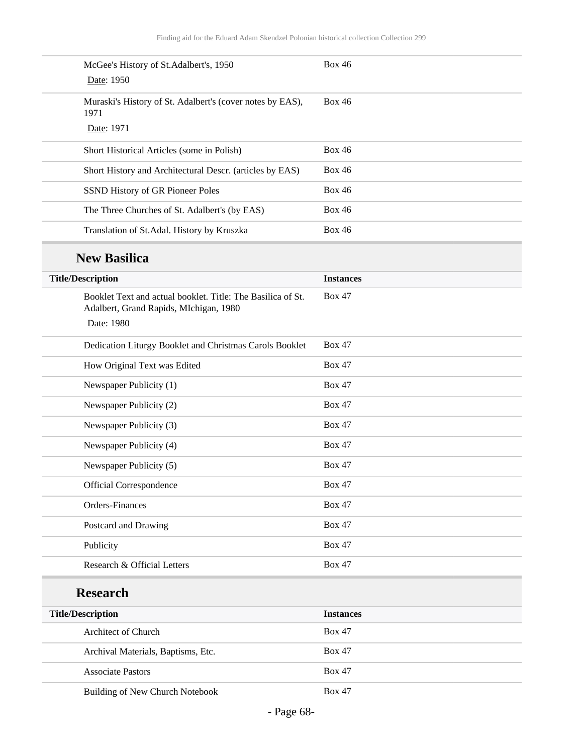| Title/Description | Instances |
| --- | --- |
| McGee's History of St.Adalbert's, 1950<br>Date: 1950 | Box 46 |
| Muraski's History of St. Adalbert's (cover notes by EAS), 1971<br>Date: 1971 | Box 46 |
| Short Historical Articles (some in Polish) | Box 46 |
| Short History and Architectural Descr. (articles by EAS) | Box 46 |
| SSND History of GR Pioneer Poles | Box 46 |
| The Three Churches of St. Adalbert's (by EAS) | Box 46 |
| Translation of St.Adal. History by Kruszka | Box 46 |

## New Basilica

| Title/Description | Instances |
| --- | --- |
| Booklet Text and actual booklet. Title: The Basilica of St. Adalbert, Grand Rapids, MIchigan, 1980<br>Date: 1980 | Box 47 |
| Dedication Liturgy Booklet and Christmas Carols Booklet | Box 47 |
| How Original Text was Edited | Box 47 |
| Newspaper Publicity (1) | Box 47 |
| Newspaper Publicity (2) | Box 47 |
| Newspaper Publicity (3) | Box 47 |
| Newspaper Publicity (4) | Box 47 |
| Newspaper Publicity (5) | Box 47 |
| Official Correspondence | Box 47 |
| Orders-Finances | Box 47 |
| Postcard and Drawing | Box 47 |
| Publicity | Box 47 |
| Research & Official Letters | Box 47 |

## Research

| Title/Description | Instances |
| --- | --- |
| Architect of Church | Box 47 |
| Archival Materials, Baptisms, Etc. | Box 47 |
| Associate Pastors | Box 47 |
| Building of New Church Notebook | Box 47 |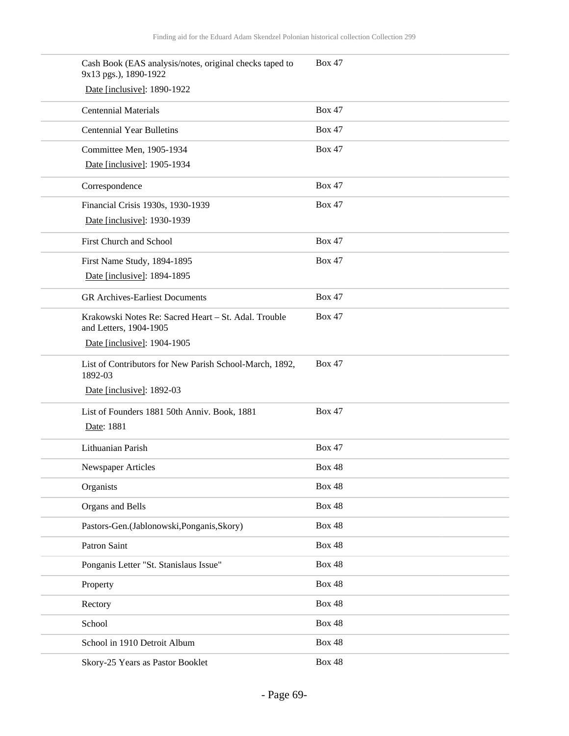| | |
|---|---|
| Cash Book (EAS analysis/notes, original checks taped to 9x13 pgs.), 1890-1922<br>Date [inclusive]: 1890-1922 | Box 47 |
| Centennial Materials | Box 47 |
| Centennial Year Bulletins | Box 47 |
| Committee Men, 1905-1934<br>Date [inclusive]: 1905-1934 | Box 47 |
| Correspondence | Box 47 |
| Financial Crisis 1930s, 1930-1939<br>Date [inclusive]: 1930-1939 | Box 47 |
| First Church and School | Box 47 |
| First Name Study, 1894-1895<br>Date [inclusive]: 1894-1895 | Box 47 |
| GR Archives-Earliest Documents | Box 47 |
| Krakowski Notes Re: Sacred Heart – St. Adal. Trouble and Letters, 1904-1905<br>Date [inclusive]: 1904-1905 | Box 47 |
| List of Contributors for New Parish School-March, 1892, 1892-03<br>Date [inclusive]: 1892-03 | Box 47 |
| List of Founders 1881 50th Anniv. Book, 1881<br>Date: 1881 | Box 47 |
| Lithuanian Parish | Box 47 |
| Newspaper Articles | Box 48 |
| Organists | Box 48 |
| Organs and Bells | Box 48 |
| Pastors-Gen.(Jablonowski,Ponganis,Skory) | Box 48 |
| Patron Saint | Box 48 |
| Ponganis Letter "St. Stanislaus Issue" | Box 48 |
| Property | Box 48 |
| Rectory | Box 48 |
| School | Box 48 |
| School in 1910 Detroit Album | Box 48 |
| Skory-25 Years as Pastor Booklet | Box 48 |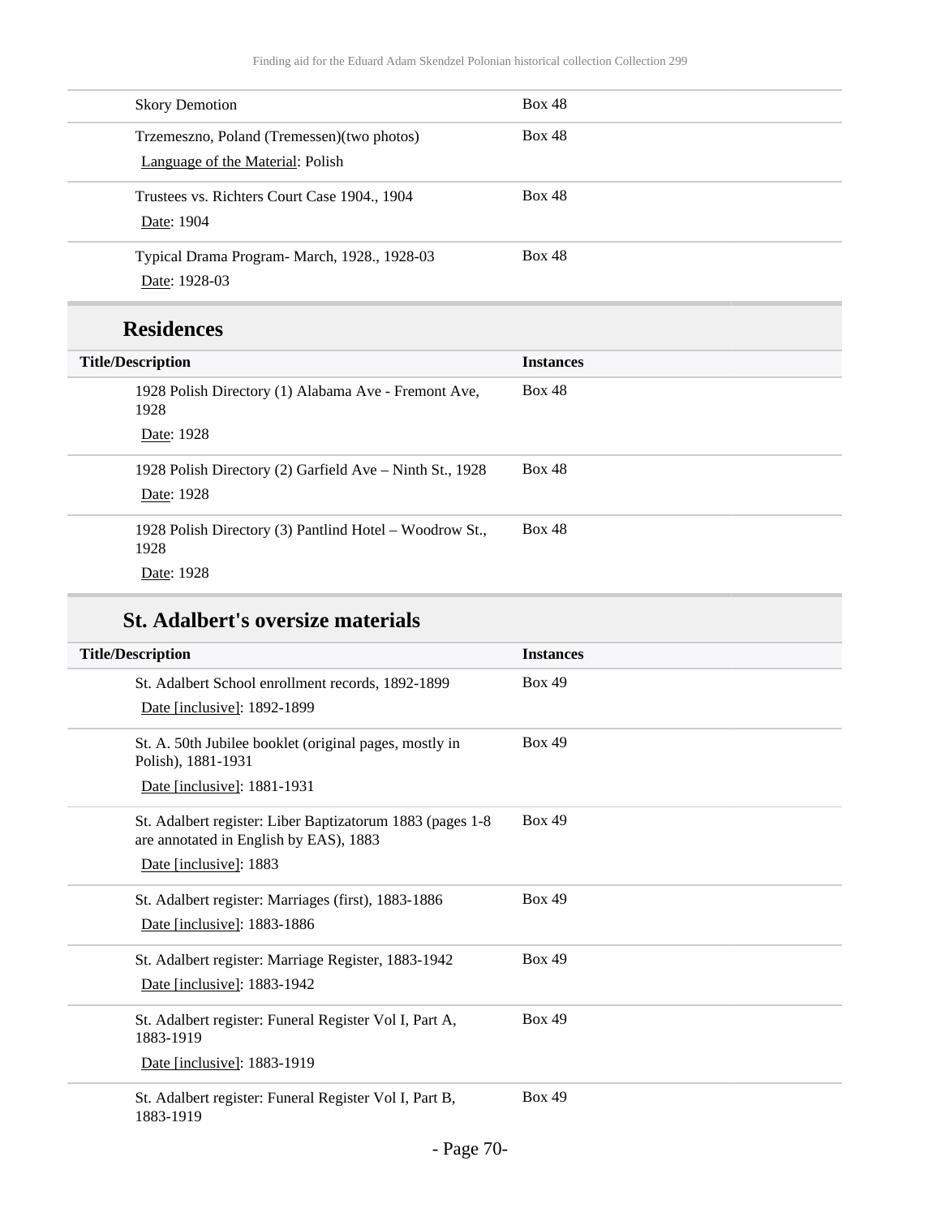| | |
|---|---|
| Skory Demotion | Box 48 |
| Trzemeszno, Poland (Tremessen)(two photos)<br>Language of the Material: Polish | Box 48 |
| Trustees vs. Richters Court Case 1904., 1904<br>Date: 1904 | Box 48 |
| Typical Drama Program- March, 1928., 1928-03<br>Date: 1928-03 | Box 48 |

## Residences

| Title/Description | Instances |
|---|---|
| 1928 Polish Directory (1) Alabama Ave - Fremont Ave, 1928<br>Date: 1928 | Box 48 |
| 1928 Polish Directory (2) Garfield Ave – Ninth St., 1928<br>Date: 1928 | Box 48 |
| 1928 Polish Directory (3) Pantlind Hotel – Woodrow St., 1928<br>Date: 1928 | Box 48 |

## St. Adalbert's oversize materials

| Title/Description | Instances |
|---|---|
| St. Adalbert School enrollment records, 1892-1899<br>Date [inclusive]: 1892-1899 | Box 49 |
| St. A. 50th Jubilee booklet (original pages, mostly in Polish), 1881-1931<br>Date [inclusive]: 1881-1931 | Box 49 |
| St. Adalbert register: Liber Baptizatorum 1883 (pages 1-8 are annotated in English by EAS), 1883<br>Date [inclusive]: 1883 | Box 49 |
| St. Adalbert register: Marriages (first), 1883-1886<br>Date [inclusive]: 1883-1886 | Box 49 |
| St. Adalbert register: Marriage Register, 1883-1942<br>Date [inclusive]: 1883-1942 | Box 49 |
| St. Adalbert register: Funeral Register Vol I, Part A, 1883-1919<br>Date [inclusive]: 1883-1919 | Box 49 |
| St. Adalbert register: Funeral Register Vol I, Part B, 1883-1919 | Box 49 |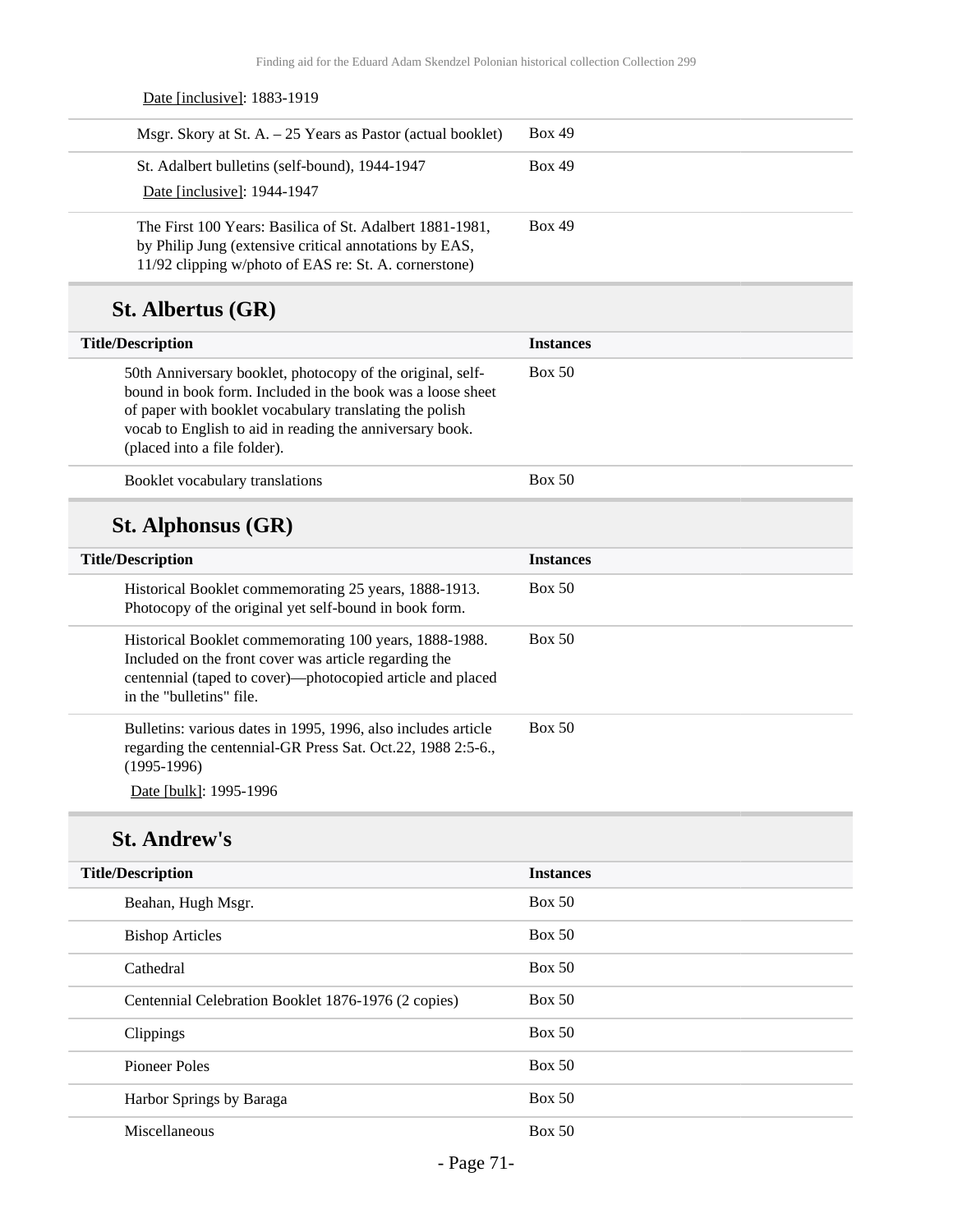Date [inclusive]: 1883-1919

| | |
|---|---|
| Msgr. Skory at St. A. – 25 Years as Pastor (actual booklet) | Box 49 |
| St. Adalbert bulletins (self-bound), 1944-1947<br>Date [inclusive]: 1944-1947 | Box 49 |
| The First 100 Years: Basilica of St. Adalbert 1881-1981, by Philip Jung (extensive critical annotations by EAS, 11/92 clipping w/photo of EAS re: St. A. cornerstone) | Box 49 |

## St. Albertus (GR)

| Title/Description | Instances |
|---|---|
| 50th Anniversary booklet, photocopy of the original, self-bound in book form. Included in the book was a loose sheet of paper with booklet vocabulary translating the polish vocab to English to aid in reading the anniversary book. (placed into a file folder). | Box 50 |
| Booklet vocabulary translations | Box 50 |

## St. Alphonsus (GR)

| Title/Description | Instances |
|---|---|
| Historical Booklet commemorating 25 years, 1888-1913. Photocopy of the original yet self-bound in book form. | Box 50 |
| Historical Booklet commemorating 100 years, 1888-1988. Included on the front cover was article regarding the centennial (taped to cover)—photocopied article and placed in the "bulletins" file. | Box 50 |
| Bulletins: various dates in 1995, 1996, also includes article regarding the centennial-GR Press Sat. Oct.22, 1988 2:5-6., (1995-1996)<br>Date [bulk]: 1995-1996 | Box 50 |

## St. Andrew's

| Title/Description | Instances |
|---|---|
| Beahan, Hugh Msgr. | Box 50 |
| Bishop Articles | Box 50 |
| Cathedral | Box 50 |
| Centennial Celebration Booklet 1876-1976 (2 copies) | Box 50 |
| Clippings | Box 50 |
| Pioneer Poles | Box 50 |
| Harbor Springs by Baraga | Box 50 |
| Miscellaneous | Box 50 |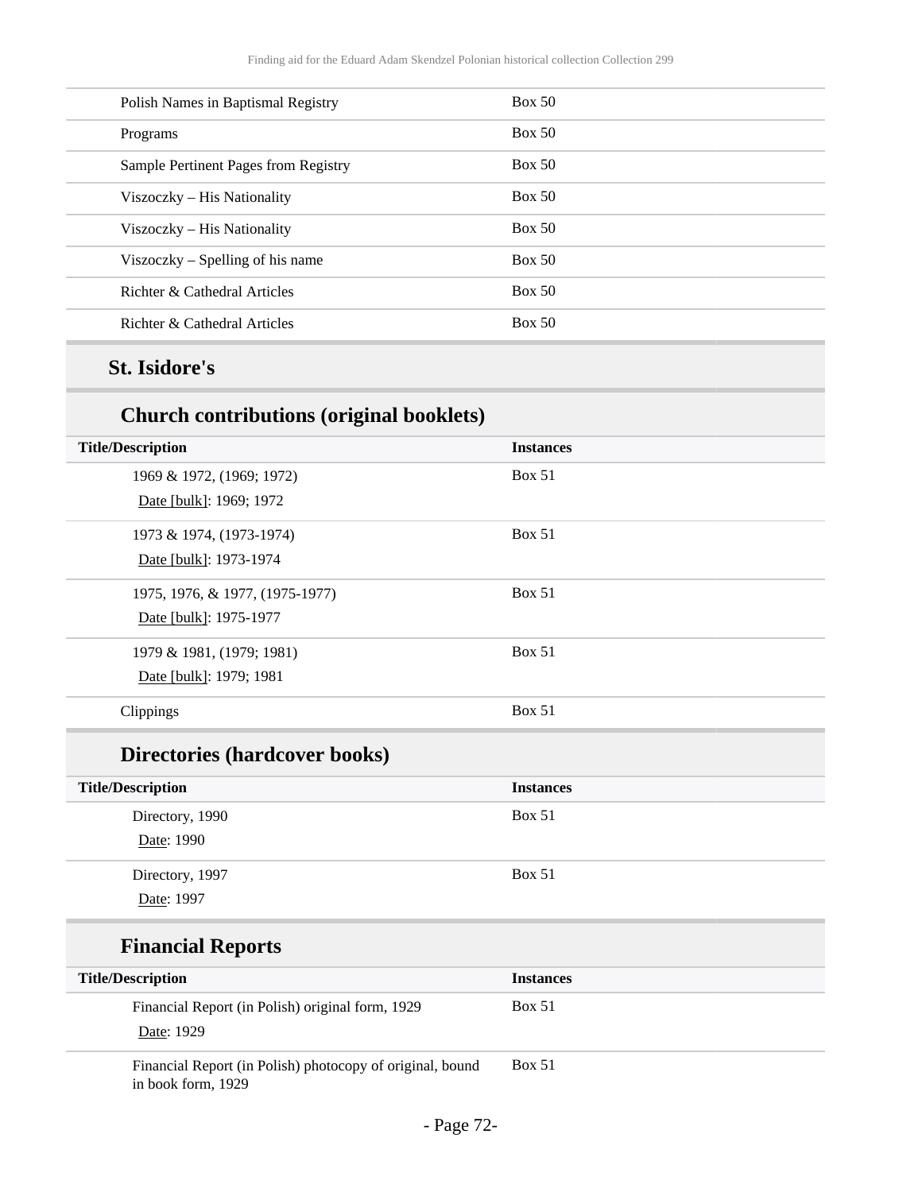| | |
|---|---|
| Polish Names in Baptismal Registry | Box 50 |
| Programs | Box 50 |
| Sample Pertinent Pages from Registry | Box 50 |
| Viszoczky – His Nationality | Box 50 |
| Viszoczky – His Nationality | Box 50 |
| Viszoczky – Spelling of his name | Box 50 |
| Richter & Cathedral Articles | Box 50 |
| Richter & Cathedral Articles | Box 50 |

## St. Isidore's

### Church contributions (original booklets)

| Title/Description | Instances |
|---|---|
| 1969 & 1972, (1969; 1972)<br>Date [bulk]: 1969; 1972 | Box 51 |
| 1973 & 1974, (1973-1974)<br>Date [bulk]: 1973-1974 | Box 51 |
| 1975, 1976, & 1977, (1975-1977)<br>Date [bulk]: 1975-1977 | Box 51 |
| 1979 & 1981, (1979; 1981)<br>Date [bulk]: 1979; 1981 | Box 51 |
| Clippings | Box 51 |

### Directories (hardcover books)

| Title/Description | Instances |
|---|---|
| Directory, 1990<br>Date: 1990 | Box 51 |
| Directory, 1997<br>Date: 1997 | Box 51 |

### Financial Reports

| Title/Description | Instances |
|---|---|
| Financial Report (in Polish) original form, 1929<br>Date: 1929 | Box 51 |
| Financial Report (in Polish) photocopy of original, bound in book form, 1929 | Box 51 |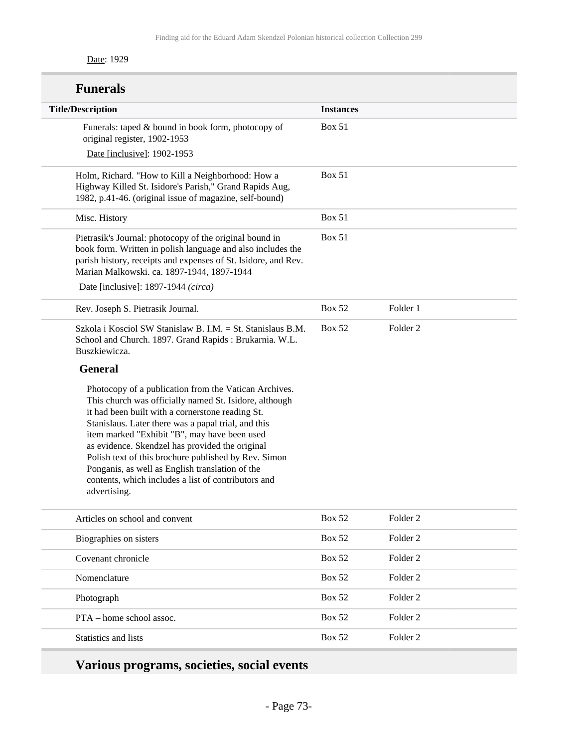Date: 1929

## Funerals

| Title/Description | Instances | |
|---|---|---|
| Funerals: taped & bound in book form, photocopy of original register, 1902-1953<br>Date [inclusive]: 1902-1953 | Box 51 | |
| Holm, Richard. "How to Kill a Neighborhood: How a Highway Killed St. Isidore's Parish," Grand Rapids Aug, 1982, p.41-46. (original issue of magazine, self-bound) | Box 51 | |
| Misc. History | Box 51 | |
| Pietrasik's Journal: photocopy of the original bound in book form. Written in polish language and also includes the parish history, receipts and expenses of St. Isidore, and Rev. Marian Malkowski. ca. 1897-1944, 1897-1944<br>Date [inclusive]: 1897-1944 *(circa)* | Box 51 | |
| Rev. Joseph S. Pietrasik Journal. | Box 52 | Folder 1 |
| Szkola i Kosciol SW Stanislaw B. I.M. = St. Stanislaus B.M. School and Church. 1897. Grand Rapids : Brukarnia. W.L. Buszkiewicza.<br>**General**<br>Photocopy of a publication from the Vatican Archives. This church was officially named St. Isidore, although it had been built with a cornerstone reading St. Stanislaus. Later there was a papal trial, and this item marked "Exhibit "B", may have been used as evidence. Skendzel has provided the original Polish text of this brochure published by Rev. Simon Ponganis, as well as English translation of the contents, which includes a list of contributors and advertising. | Box 52 | Folder 2 |
| Articles on school and convent | Box 52 | Folder 2 |
| Biographies on sisters | Box 52 | Folder 2 |
| Covenant chronicle | Box 52 | Folder 2 |
| Nomenclature | Box 52 | Folder 2 |
| Photograph | Box 52 | Folder 2 |
| PTA – home school assoc. | Box 52 | Folder 2 |
| Statistics and lists | Box 52 | Folder 2 |

## Various programs, societies, social events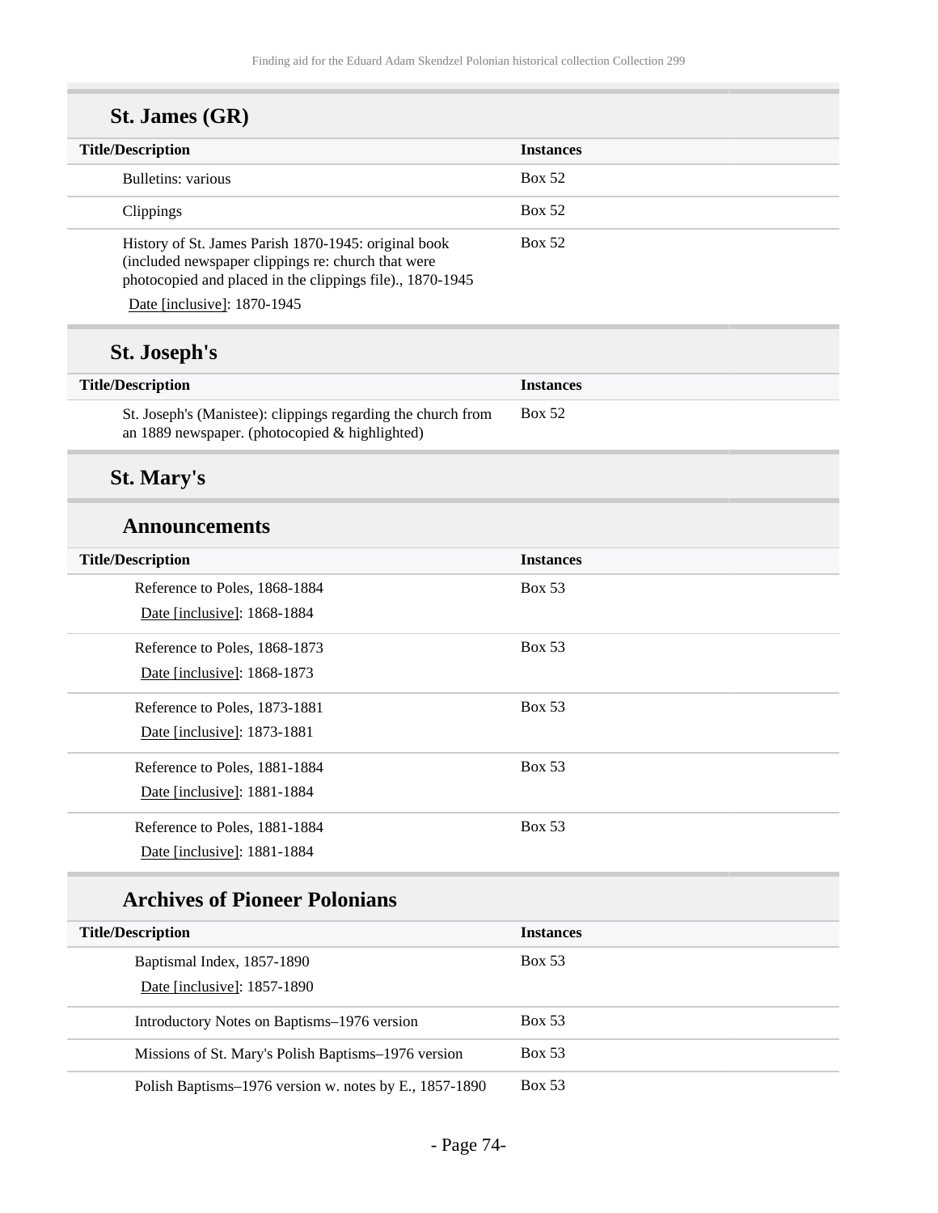## St. James (GR)

| Title/Description | Instances |
| --- | --- |
| Bulletins: various | Box 52 |
| Clippings | Box 52 |
| History of St. James Parish 1870-1945: original book (included newspaper clippings re: church that were photocopied and placed in the clippings file)., 1870-1945<br>Date [inclusive]: 1870-1945 | Box 52 |

## St. Joseph's

| Title/Description | Instances |
| --- | --- |
| St. Joseph's (Manistee): clippings regarding the church from an 1889 newspaper. (photocopied & highlighted) | Box 52 |

## St. Mary's

### Announcements

| Title/Description | Instances |
| --- | --- |
| Reference to Poles, 1868-1884<br>Date [inclusive]: 1868-1884 | Box 53 |
| Reference to Poles, 1868-1873<br>Date [inclusive]: 1868-1873 | Box 53 |
| Reference to Poles, 1873-1881<br>Date [inclusive]: 1873-1881 | Box 53 |
| Reference to Poles, 1881-1884<br>Date [inclusive]: 1881-1884 | Box 53 |
| Reference to Poles, 1881-1884<br>Date [inclusive]: 1881-1884 | Box 53 |

### Archives of Pioneer Polonians

| Title/Description | Instances |
| --- | --- |
| Baptismal Index, 1857-1890<br>Date [inclusive]: 1857-1890 | Box 53 |
| Introductory Notes on Baptisms–1976 version | Box 53 |
| Missions of St. Mary's Polish Baptisms–1976 version | Box 53 |
| Polish Baptisms–1976 version w. notes by E., 1857-1890 | Box 53 |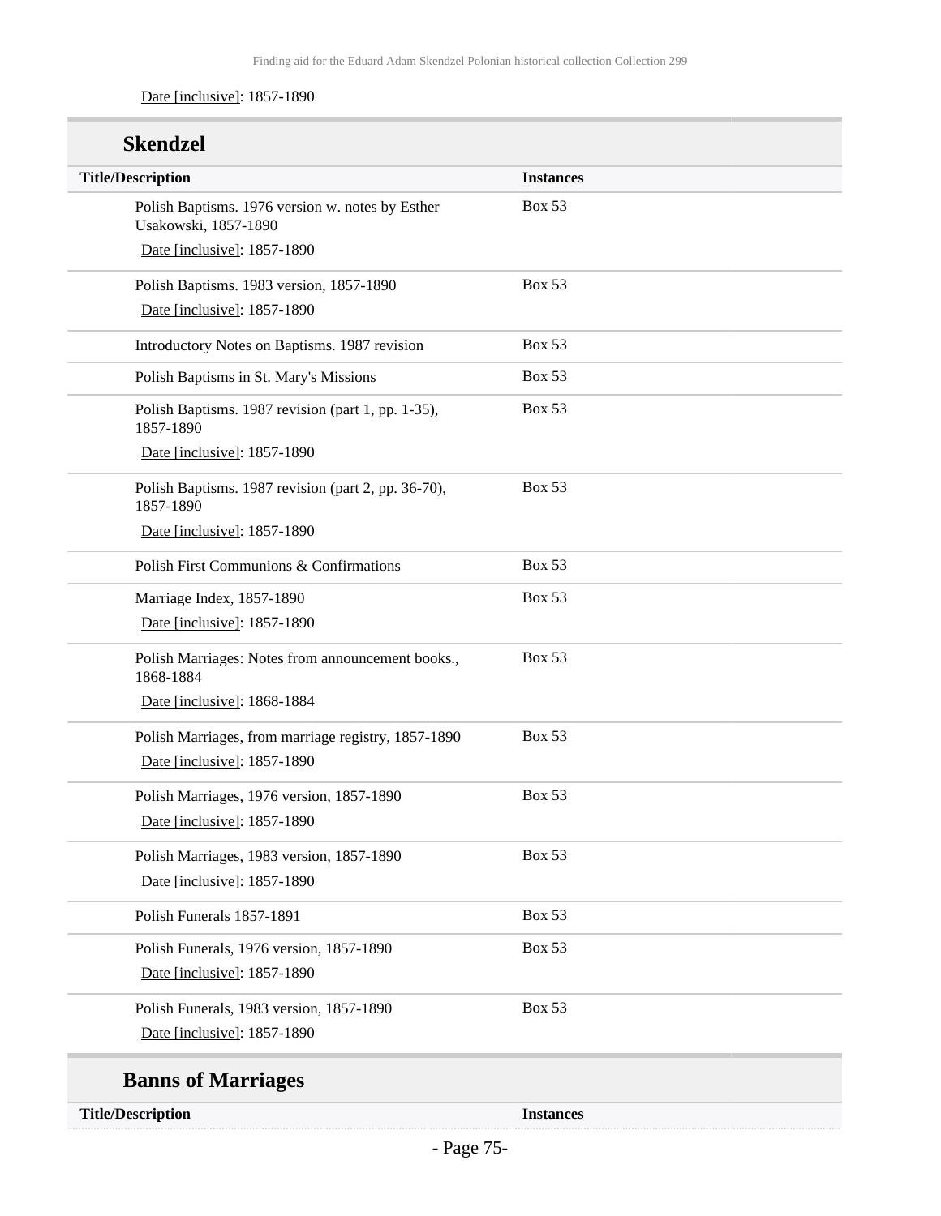Date [inclusive]: 1857-1890

## Skendzel

| Title/Description | Instances |
| --- | --- |
| Polish Baptisms. 1976 version w. notes by Esther Usakowski, 1857-1890<br>Date [inclusive]: 1857-1890 | Box 53 |
| Polish Baptisms. 1983 version, 1857-1890<br>Date [inclusive]: 1857-1890 | Box 53 |
| Introductory Notes on Baptisms. 1987 revision | Box 53 |
| Polish Baptisms in St. Mary's Missions | Box 53 |
| Polish Baptisms. 1987 revision (part 1, pp. 1-35), 1857-1890<br>Date [inclusive]: 1857-1890 | Box 53 |
| Polish Baptisms. 1987 revision (part 2, pp. 36-70), 1857-1890<br>Date [inclusive]: 1857-1890 | Box 53 |
| Polish First Communions & Confirmations | Box 53 |
| Marriage Index, 1857-1890<br>Date [inclusive]: 1857-1890 | Box 53 |
| Polish Marriages: Notes from announcement books., 1868-1884<br>Date [inclusive]: 1868-1884 | Box 53 |
| Polish Marriages, from marriage registry, 1857-1890<br>Date [inclusive]: 1857-1890 | Box 53 |
| Polish Marriages, 1976 version, 1857-1890<br>Date [inclusive]: 1857-1890 | Box 53 |
| Polish Marriages, 1983 version, 1857-1890<br>Date [inclusive]: 1857-1890 | Box 53 |
| Polish Funerals 1857-1891 | Box 53 |
| Polish Funerals, 1976 version, 1857-1890<br>Date [inclusive]: 1857-1890 | Box 53 |
| Polish Funerals, 1983 version, 1857-1890<br>Date [inclusive]: 1857-1890 | Box 53 |

## Banns of Marriages

| Title/Description | Instances |
| --- | --- |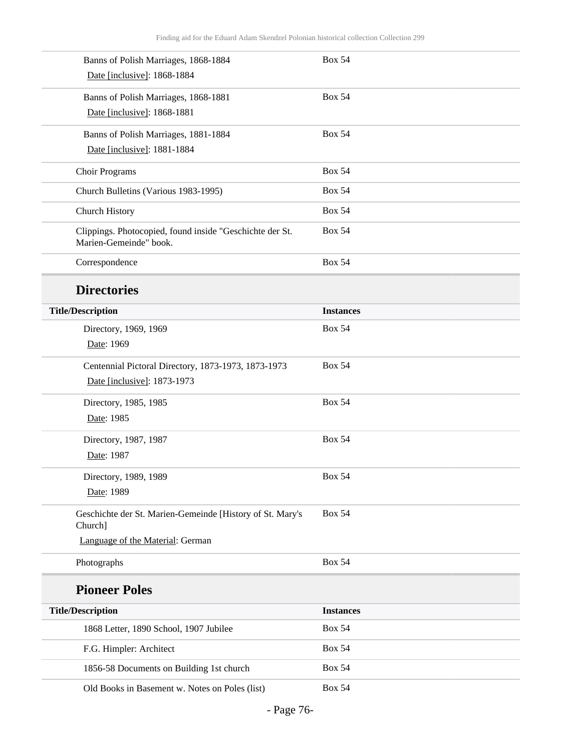| Title/Description | Instances |
| --- | --- |
| Banns of Polish Marriages, 1868-1884<br>Date [inclusive]: 1868-1884 | Box 54 |
| Banns of Polish Marriages, 1868-1881<br>Date [inclusive]: 1868-1881 | Box 54 |
| Banns of Polish Marriages, 1881-1884<br>Date [inclusive]: 1881-1884 | Box 54 |
| Choir Programs | Box 54 |
| Church Bulletins (Various 1983-1995) | Box 54 |
| Church History | Box 54 |
| Clippings. Photocopied, found inside "Geschichte der St. Marien-Gemeinde" book. | Box 54 |
| Correspondence | Box 54 |

## Directories

| Title/Description | Instances |
| --- | --- |
| Directory, 1969, 1969<br>Date: 1969 | Box 54 |
| Centennial Pictoral Directory, 1873-1973, 1873-1973<br>Date [inclusive]: 1873-1973 | Box 54 |
| Directory, 1985, 1985<br>Date: 1985 | Box 54 |
| Directory, 1987, 1987<br>Date: 1987 | Box 54 |
| Directory, 1989, 1989<br>Date: 1989 | Box 54 |
| Geschichte der St. Marien-Gemeinde [History of St. Mary's Church]<br>Language of the Material: German | Box 54 |
| Photographs | Box 54 |

## Pioneer Poles

| Title/Description | Instances |
| --- | --- |
| 1868 Letter, 1890 School, 1907 Jubilee | Box 54 |
| F.G. Himpler: Architect | Box 54 |
| 1856-58 Documents on Building 1st church | Box 54 |
| Old Books in Basement w. Notes on Poles (list) | Box 54 |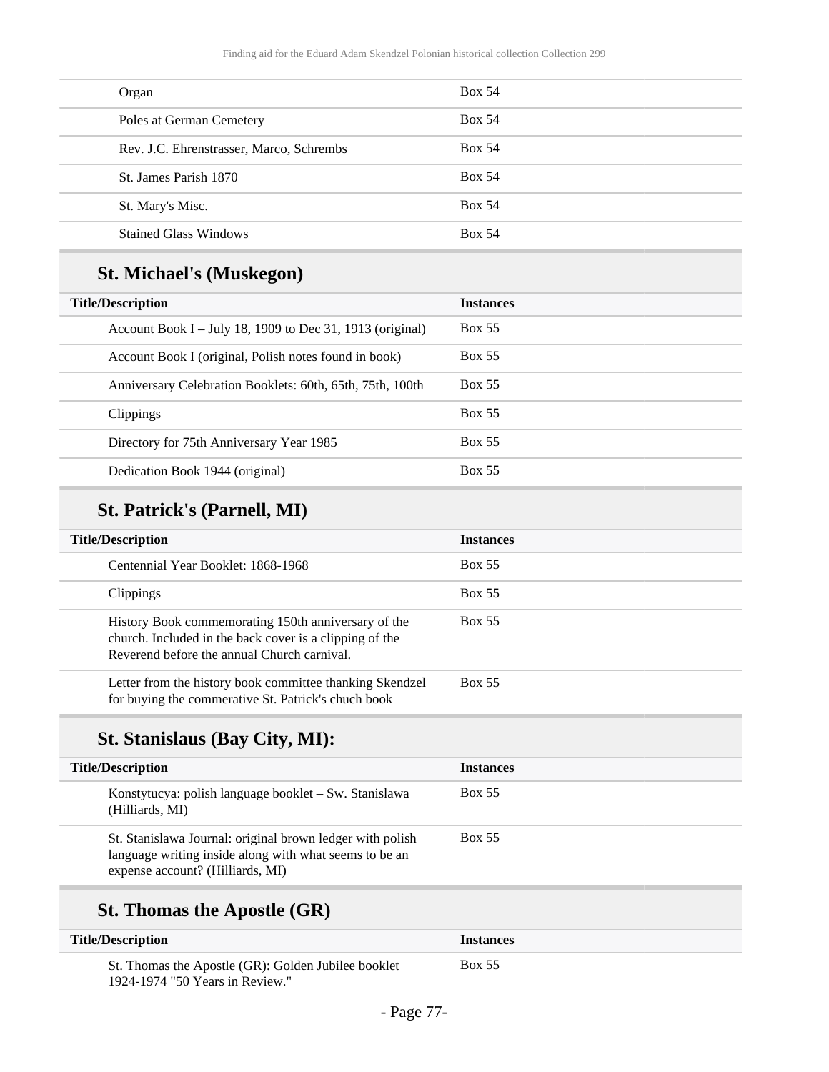| Title/Description | Instances |
|---|---|
| Organ | Box 54 |
| Poles at German Cemetery | Box 54 |
| Rev. J.C. Ehrenstrasser, Marco, Schrembs | Box 54 |
| St. James Parish 1870 | Box 54 |
| St. Mary's Misc. | Box 54 |
| Stained Glass Windows | Box 54 |

## St. Michael's (Muskegon)

| Title/Description | Instances |
|---|---|
| Account Book I – July 18, 1909 to Dec 31, 1913 (original) | Box 55 |
| Account Book I (original, Polish notes found in book) | Box 55 |
| Anniversary Celebration Booklets: 60th, 65th, 75th, 100th | Box 55 |
| Clippings | Box 55 |
| Directory for 75th Anniversary Year 1985 | Box 55 |
| Dedication Book 1944 (original) | Box 55 |

## St. Patrick's (Parnell, MI)

| Title/Description | Instances |
|---|---|
| Centennial Year Booklet: 1868-1968 | Box 55 |
| Clippings | Box 55 |
| History Book commemorating 150th anniversary of the church. Included in the back cover is a clipping of the Reverend before the annual Church carnival. | Box 55 |
| Letter from the history book committee thanking Skendzel for buying the commerative St. Patrick's chuch book | Box 55 |

## St. Stanislaus (Bay City, MI):

| Title/Description | Instances |
|---|---|
| Konstytucya: polish language booklet – Sw. Stanislawa (Hilliards, MI) | Box 55 |
| St. Stanislawa Journal: original brown ledger with polish language writing inside along with what seems to be an expense account? (Hilliards, MI) | Box 55 |

## St. Thomas the Apostle (GR)

| Title/Description | Instances |
|---|---|
| St. Thomas the Apostle (GR): Golden Jubilee booklet 1924-1974 "50 Years in Review." | Box 55 |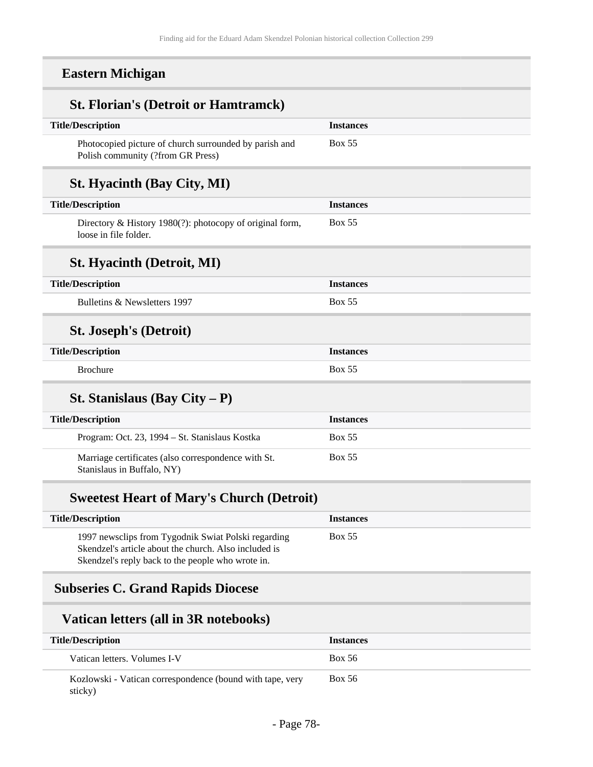## Eastern Michigan

### St. Florian's (Detroit or Hamtramck)

| Title/Description | Instances |
|---|---|
| Photocopied picture of church surrounded by parish and Polish community (?from GR Press) | Box 55 |

### St. Hyacinth (Bay City, MI)

| Title/Description | Instances |
|---|---|
| Directory & History 1980(?): photocopy of original form, loose in file folder. | Box 55 |

### St. Hyacinth (Detroit, MI)

| Title/Description | Instances |
|---|---|
| Bulletins & Newsletters 1997 | Box 55 |

### St. Joseph's (Detroit)

| Title/Description | Instances |
|---|---|
| Brochure | Box 55 |

### St. Stanislaus (Bay City – P)

| Title/Description | Instances |
|---|---|
| Program: Oct. 23, 1994 – St. Stanislaus Kostka | Box 55 |
| Marriage certificates (also correspondence with St. Stanislaus in Buffalo, NY) | Box 55 |

### Sweetest Heart of Mary's Church (Detroit)

| Title/Description | Instances |
|---|---|
| 1997 newsclips from Tygodnik Swiat Polski regarding Skendzel's article about the church. Also included is Skendzel's reply back to the people who wrote in. | Box 55 |

## Subseries C. Grand Rapids Diocese

### Vatican letters (all in 3R notebooks)

| Title/Description | Instances |
|---|---|
| Vatican letters. Volumes I-V | Box 56 |
| Kozlowski - Vatican correspondence (bound with tape, very sticky) | Box 56 |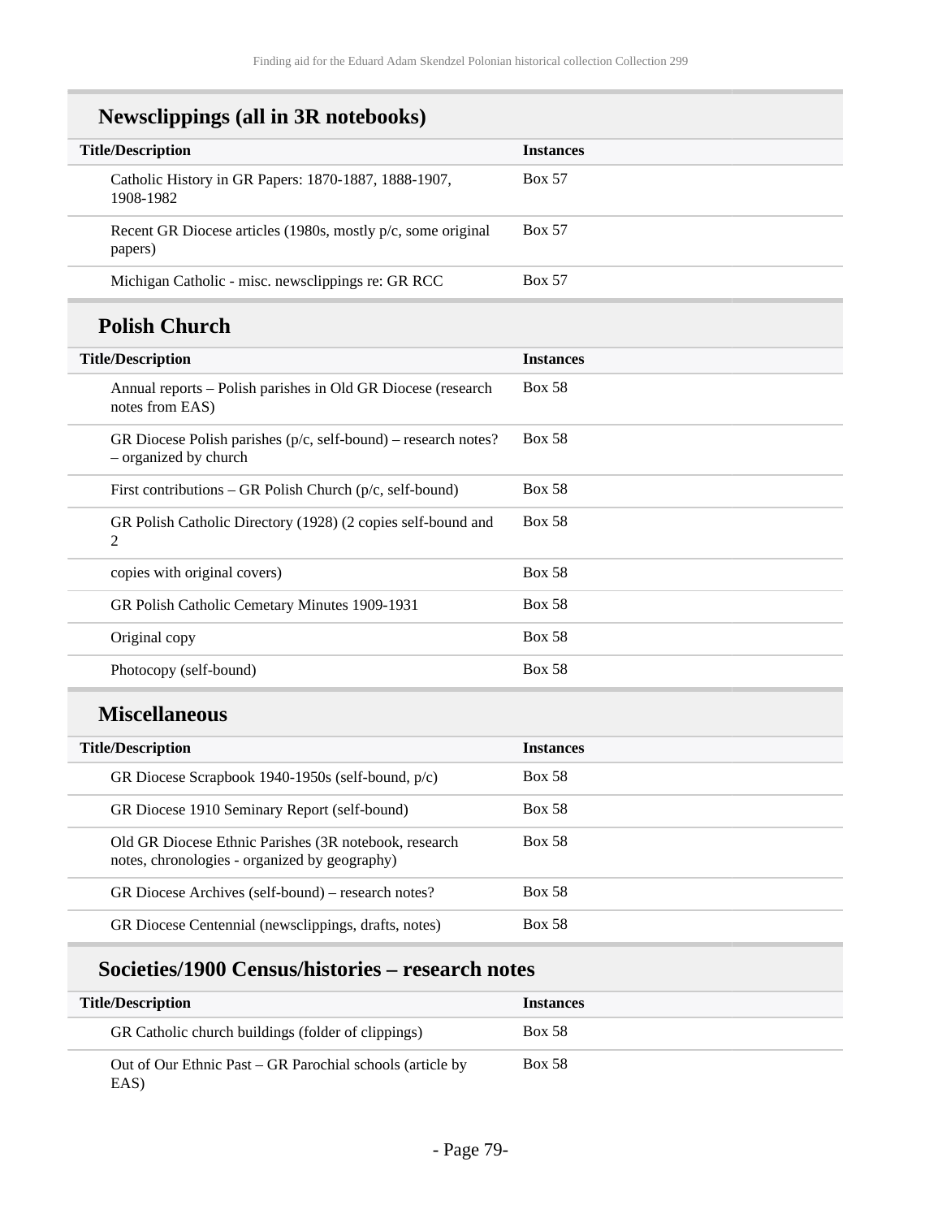## Newsclippings (all in 3R notebooks)

| Title/Description | Instances |
|---|---|
| Catholic History in GR Papers: 1870-1887, 1888-1907, 1908-1982 | Box 57 |
| Recent GR Diocese articles (1980s, mostly p/c, some original papers) | Box 57 |
| Michigan Catholic - misc. newsclippings re: GR RCC | Box 57 |

## Polish Church

| Title/Description | Instances |
|---|---|
| Annual reports – Polish parishes in Old GR Diocese (research notes from EAS) | Box 58 |
| GR Diocese Polish parishes (p/c, self-bound) – research notes? – organized by church | Box 58 |
| First contributions – GR Polish Church (p/c, self-bound) | Box 58 |
| GR Polish Catholic Directory (1928) (2 copies self-bound and 2 | Box 58 |
| copies with original covers) | Box 58 |
| GR Polish Catholic Cemetary Minutes 1909-1931 | Box 58 |
| Original copy | Box 58 |
| Photocopy (self-bound) | Box 58 |

## Miscellaneous

| Title/Description | Instances |
|---|---|
| GR Diocese Scrapbook 1940-1950s (self-bound, p/c) | Box 58 |
| GR Diocese 1910 Seminary Report (self-bound) | Box 58 |
| Old GR Diocese Ethnic Parishes (3R notebook, research notes, chronologies - organized by geography) | Box 58 |
| GR Diocese Archives (self-bound) – research notes? | Box 58 |
| GR Diocese Centennial (newsclippings, drafts, notes) | Box 58 |

## Societies/1900 Census/histories – research notes

| Title/Description | Instances |
|---|---|
| GR Catholic church buildings (folder of clippings) | Box 58 |
| Out of Our Ethnic Past – GR Parochial schools (article by EAS) | Box 58 |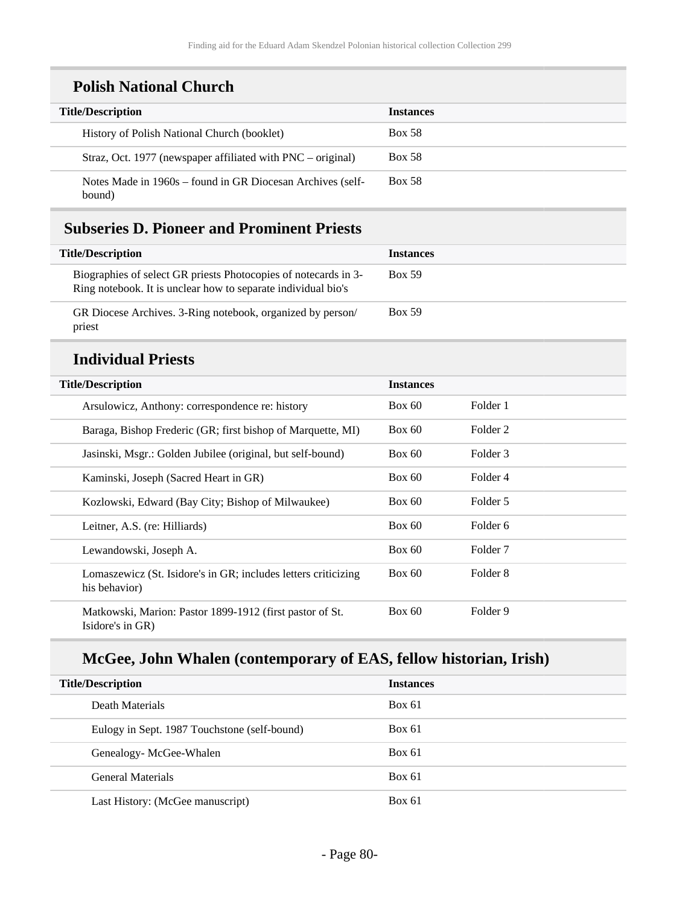## Polish National Church

| Title/Description | Instances |
|---|---|
| History of Polish National Church (booklet) | Box 58 |
| Straz, Oct. 1977 (newspaper affiliated with PNC – original) | Box 58 |
| Notes Made in 1960s – found in GR Diocesan Archives (self-bound) | Box 58 |

## Subseries D. Pioneer and Prominent Priests

| Title/Description | Instances |
|---|---|
| Biographies of select GR priests Photocopies of notecards in 3-Ring notebook. It is unclear how to separate individual bio's | Box 59 |
| GR Diocese Archives. 3-Ring notebook, organized by person/ priest | Box 59 |

## Individual Priests

| Title/Description | Instances | |
|---|---|---|
| Arsulowicz, Anthony: correspondence re: history | Box 60 | Folder 1 |
| Baraga, Bishop Frederic (GR; first bishop of Marquette, MI) | Box 60 | Folder 2 |
| Jasinski, Msgr.: Golden Jubilee (original, but self-bound) | Box 60 | Folder 3 |
| Kaminski, Joseph (Sacred Heart in GR) | Box 60 | Folder 4 |
| Kozlowski, Edward (Bay City; Bishop of Milwaukee) | Box 60 | Folder 5 |
| Leitner, A.S. (re: Hilliards) | Box 60 | Folder 6 |
| Lewandowski, Joseph A. | Box 60 | Folder 7 |
| Lomaszewicz (St. Isidore's in GR; includes letters criticizing his behavior) | Box 60 | Folder 8 |
| Matkowski, Marion: Pastor 1899-1912 (first pastor of St. Isidore's in GR) | Box 60 | Folder 9 |

## McGee, John Whalen (contemporary of EAS, fellow historian, Irish)

| Title/Description | Instances |
|---|---|
| Death Materials | Box 61 |
| Eulogy in Sept. 1987 Touchstone (self-bound) | Box 61 |
| Genealogy- McGee-Whalen | Box 61 |
| General Materials | Box 61 |
| Last History: (McGee manuscript) | Box 61 |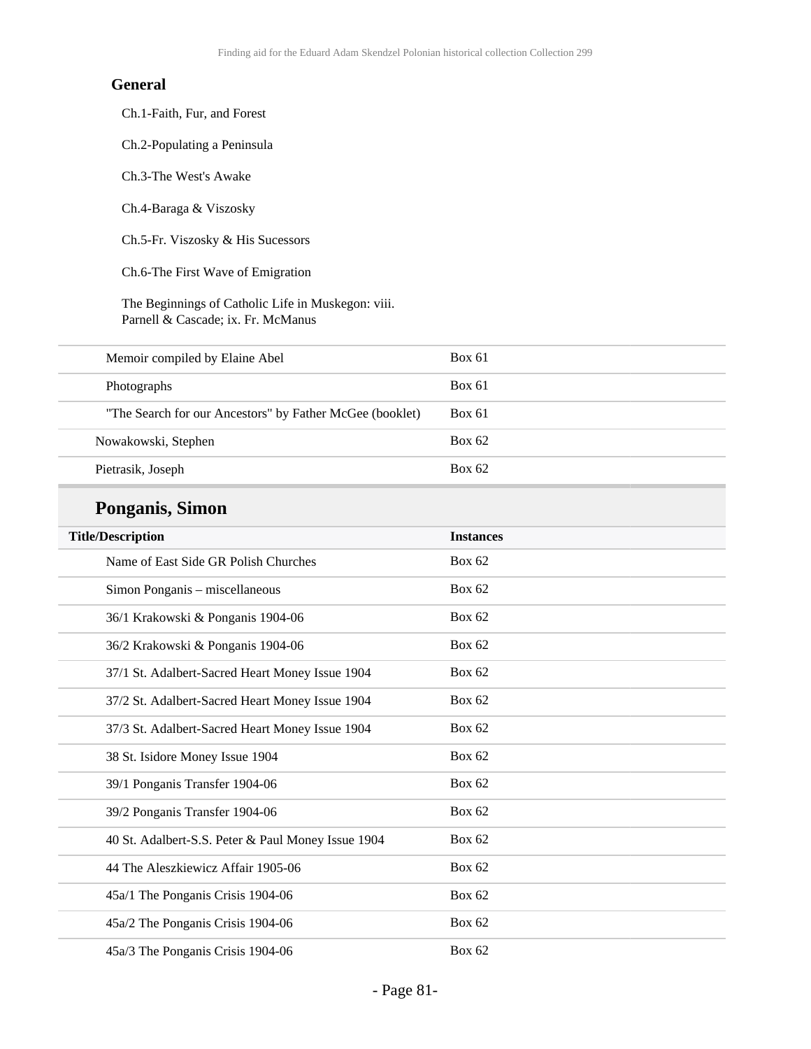**General**

Ch.1-Faith, Fur, and Forest

Ch.2-Populating a Peninsula

Ch.3-The West's Awake

Ch.4-Baraga & Viszosky

Ch.5-Fr. Viszosky & His Sucessors

Ch.6-The First Wave of Emigration

The Beginnings of Catholic Life in Muskegon: viii. Parnell & Cascade; ix. Fr. McManus

| | |
|---|---|
| Memoir compiled by Elaine Abel | Box 61 |
| Photographs | Box 61 |
| "The Search for our Ancestors" by Father McGee (booklet) | Box 61 |
| Nowakowski, Stephen | Box 62 |
| Pietrasik, Joseph | Box 62 |

## Ponganis, Simon

| Title/Description | Instances |
|---|---|
| Name of East Side GR Polish Churches | Box 62 |
| Simon Ponganis – miscellaneous | Box 62 |
| 36/1 Krakowski & Ponganis 1904-06 | Box 62 |
| 36/2 Krakowski & Ponganis 1904-06 | Box 62 |
| 37/1 St. Adalbert-Sacred Heart Money Issue 1904 | Box 62 |
| 37/2 St. Adalbert-Sacred Heart Money Issue 1904 | Box 62 |
| 37/3 St. Adalbert-Sacred Heart Money Issue 1904 | Box 62 |
| 38 St. Isidore Money Issue 1904 | Box 62 |
| 39/1 Ponganis Transfer 1904-06 | Box 62 |
| 39/2 Ponganis Transfer 1904-06 | Box 62 |
| 40 St. Adalbert-S.S. Peter & Paul Money Issue 1904 | Box 62 |
| 44 The Aleszkiewicz Affair 1905-06 | Box 62 |
| 45a/1 The Ponganis Crisis 1904-06 | Box 62 |
| 45a/2 The Ponganis Crisis 1904-06 | Box 62 |
| 45a/3 The Ponganis Crisis 1904-06 | Box 62 |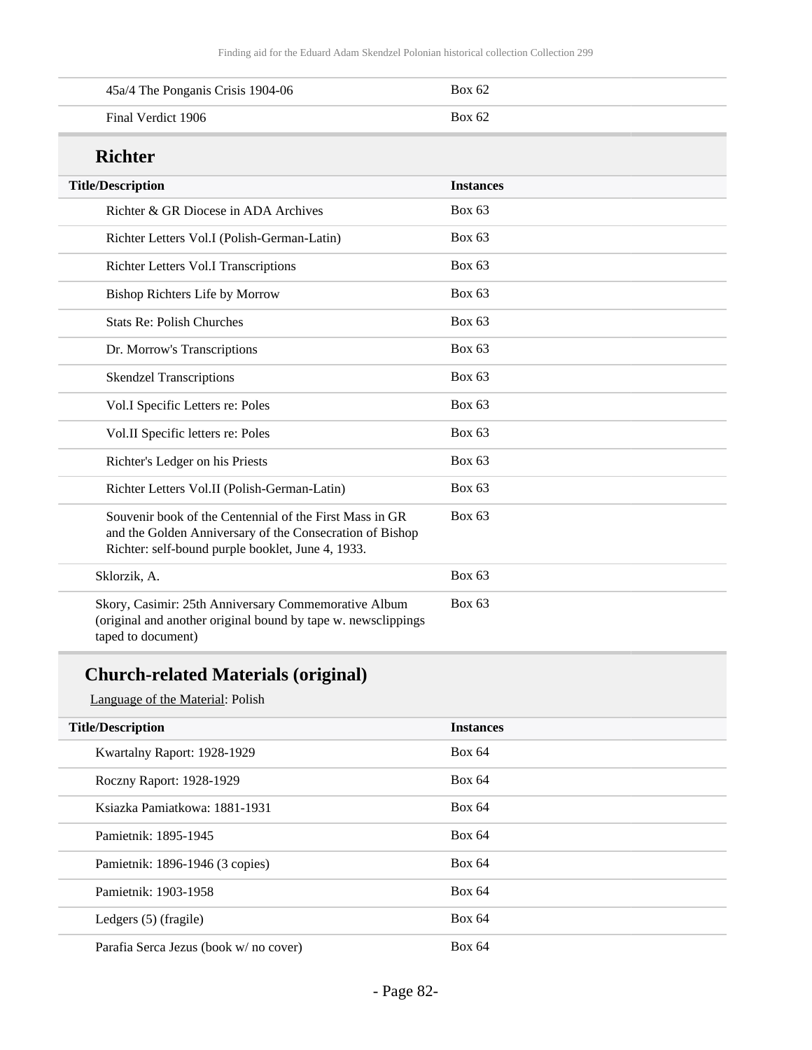| Title/Description | Instances |
|---|---|
| 45a/4 The Ponganis Crisis 1904-06 | Box 62 |
| Final Verdict 1906 | Box 62 |

## Richter

| Title/Description | Instances |
|---|---|
| Richter & GR Diocese in ADA Archives | Box 63 |
| Richter Letters Vol.I (Polish-German-Latin) | Box 63 |
| Richter Letters Vol.I Transcriptions | Box 63 |
| Bishop Richters Life by Morrow | Box 63 |
| Stats Re: Polish Churches | Box 63 |
| Dr. Morrow's Transcriptions | Box 63 |
| Skendzel Transcriptions | Box 63 |
| Vol.I Specific Letters re: Poles | Box 63 |
| Vol.II Specific letters re: Poles | Box 63 |
| Richter's Ledger on his Priests | Box 63 |
| Richter Letters Vol.II (Polish-German-Latin) | Box 63 |
| Souvenir book of the Centennial of the First Mass in GR and the Golden Anniversary of the Consecration of Bishop Richter: self-bound purple booklet, June 4, 1933. | Box 63 |
| Sklorzik, A. | Box 63 |
| Skory, Casimir: 25th Anniversary Commemorative Album (original and another original bound by tape w. newsclippings taped to document) | Box 63 |

## Church-related Materials (original)

Language of the Material: Polish

| Title/Description | Instances |
|---|---|
| Kwartalny Raport: 1928-1929 | Box 64 |
| Roczny Raport: 1928-1929 | Box 64 |
| Ksiazka Pamiatkowa: 1881-1931 | Box 64 |
| Pamietnik: 1895-1945 | Box 64 |
| Pamietnik: 1896-1946 (3 copies) | Box 64 |
| Pamietnik: 1903-1958 | Box 64 |
| Ledgers (5) (fragile) | Box 64 |
| Parafia Serca Jezus (book w/ no cover) | Box 64 |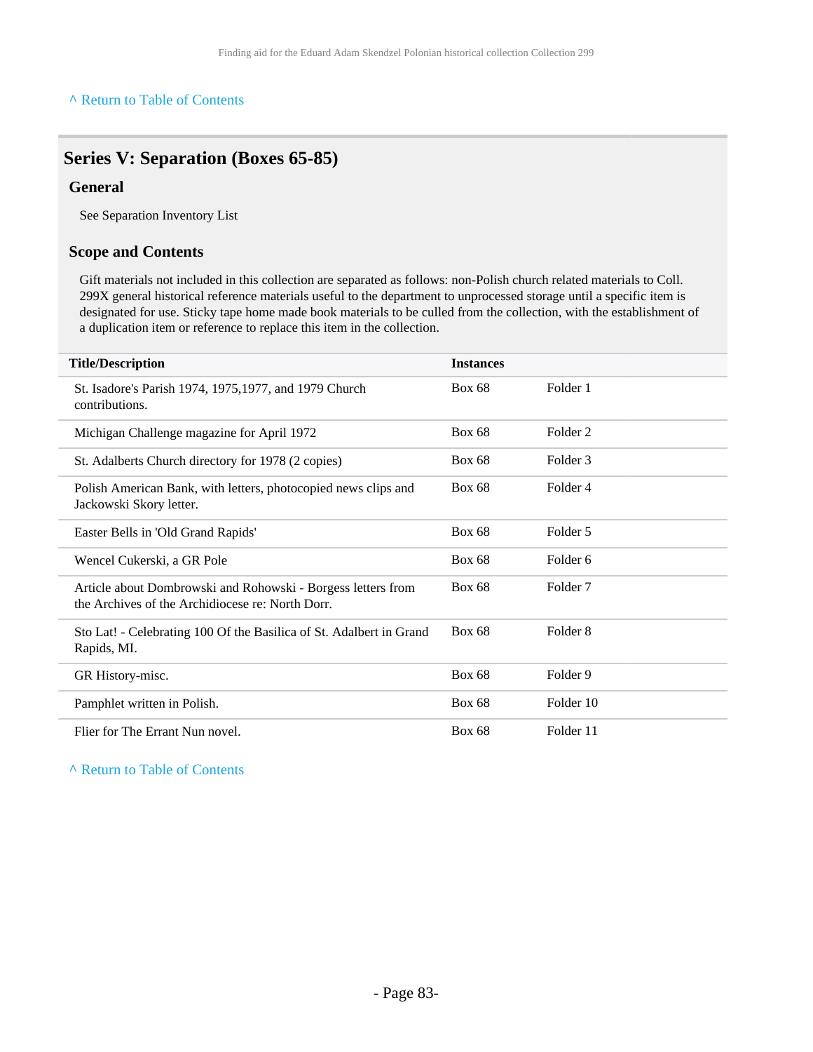^ Return to Table of Contents

## Series V: Separation (Boxes 65-85)

### General

See Separation Inventory List

### Scope and Contents

Gift materials not included in this collection are separated as follows: non-Polish church related materials to Coll. 299X general historical reference materials useful to the department to unprocessed storage until a specific item is designated for use. Sticky tape home made book materials to be culled from the collection, with the establishment of a duplication item or reference to replace this item in the collection.

| Title/Description | Instances | |
|---|---|---|
| St. Isadore's Parish 1974, 1975,1977, and 1979 Church contributions. | Box 68 | Folder 1 |
| Michigan Challenge magazine for April 1972 | Box 68 | Folder 2 |
| St. Adalberts Church directory for 1978 (2 copies) | Box 68 | Folder 3 |
| Polish American Bank, with letters, photocopied news clips and Jackowski Skory letter. | Box 68 | Folder 4 |
| Easter Bells in 'Old Grand Rapids' | Box 68 | Folder 5 |
| Wencel Cukerski, a GR Pole | Box 68 | Folder 6 |
| Article about Dombrowski and Rohowski - Borgess letters from the Archives of the Archidiocese re: North Dorr. | Box 68 | Folder 7 |
| Sto Lat! - Celebrating 100 Of the Basilica of St. Adalbert in Grand Rapids, MI. | Box 68 | Folder 8 |
| GR History-misc. | Box 68 | Folder 9 |
| Pamphlet written in Polish. | Box 68 | Folder 10 |
| Flier for The Errant Nun novel. | Box 68 | Folder 11 |

^ Return to Table of Contents